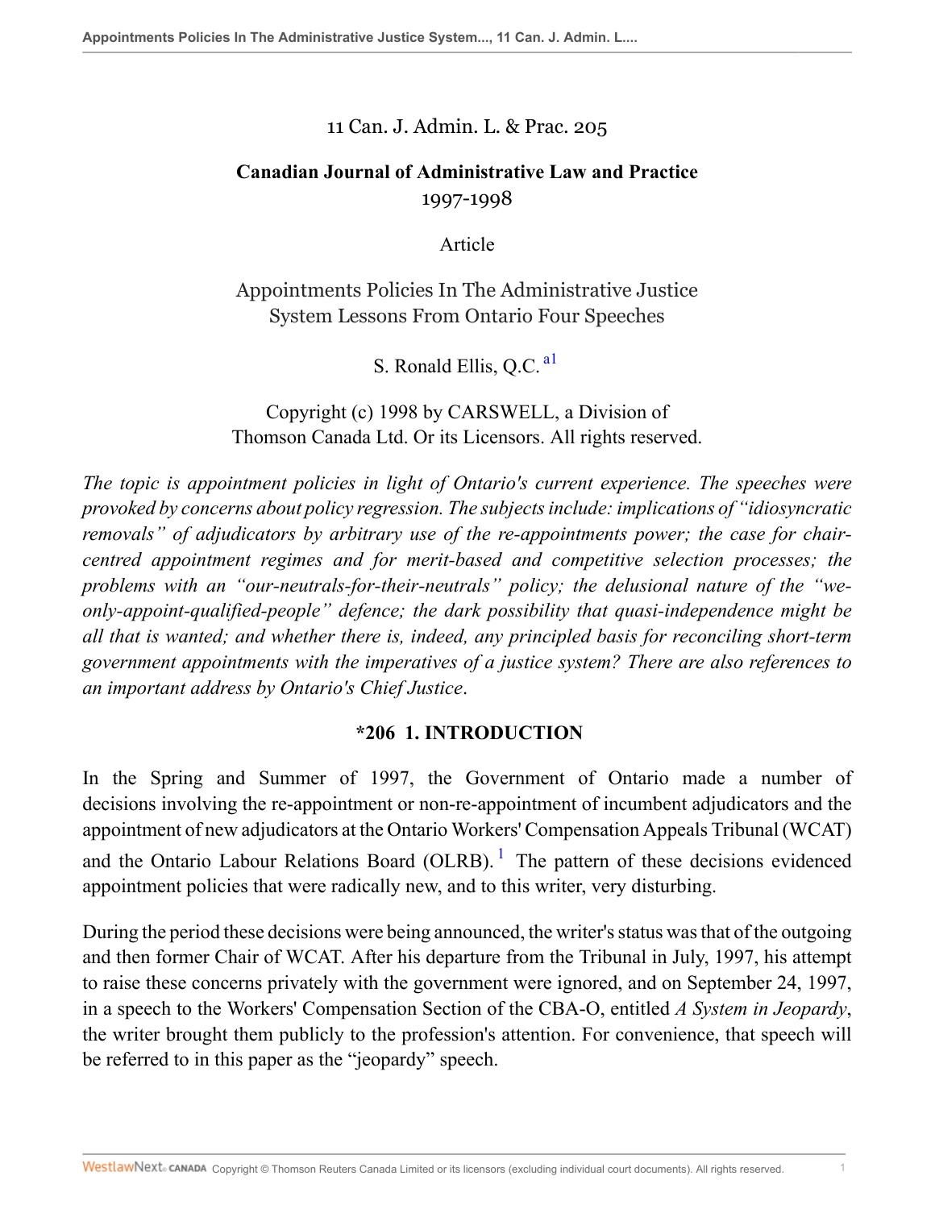11 Can. J. Admin. L. & Prac. 205

**Canadian Journal of Administrative Law and Practice**
1997-1998

Article

# Appointments Policies In The Administrative Justice System Lessons From Ontario Four Speeches

S. Ronald Ellis, Q.C. [a1]

Copyright (c) 1998 by CARSWELL, a Division of Thomson Canada Ltd. Or its Licensors. All rights reserved.

*The topic is appointment policies in light of Ontario's current experience. The speeches were provoked by concerns about policy regression. The subjects include: implications of "idiosyncratic removals" of adjudicators by arbitrary use of the re-appointments power; the case for chair-centred appointment regimes and for merit-based and competitive selection processes; the problems with an "our-neutrals-for-their-neutrals" policy; the delusional nature of the "we-only-appoint-qualified-people" defence; the dark possibility that quasi-independence might be all that is wanted; and whether there is, indeed, any principled basis for reconciling short-term government appointments with the imperatives of a justice system? There are also references to an important address by Ontario's Chief Justice.*

## *206 1. INTRODUCTION

In the Spring and Summer of 1997, the Government of Ontario made a number of decisions involving the re-appointment or non-re-appointment of incumbent adjudicators and the appointment of new adjudicators at the Ontario Workers' Compensation Appeals Tribunal (WCAT) and the Ontario Labour Relations Board (OLRB). [1] The pattern of these decisions evidenced appointment policies that were radically new, and to this writer, very disturbing.

During the period these decisions were being announced, the writer's status was that of the outgoing and then former Chair of WCAT. After his departure from the Tribunal in July, 1997, his attempt to raise these concerns privately with the government were ignored, and on September 24, 1997, in a speech to the Workers' Compensation Section of the CBA-O, entitled *A System in Jeopardy*, the writer brought them publicly to the profession's attention. For convenience, that speech will be referred to in this paper as the "jeopardy" speech.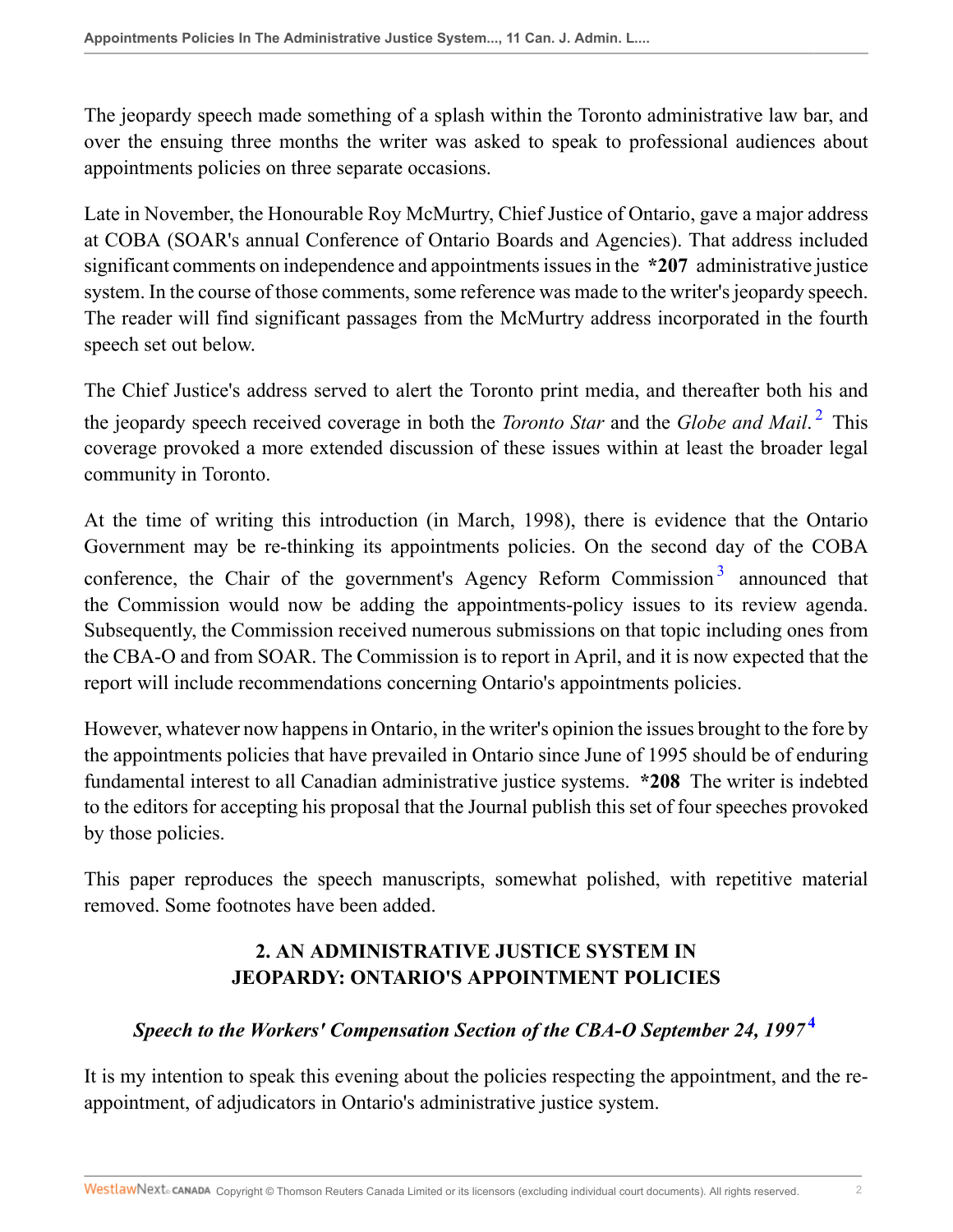The jeopardy speech made something of a splash within the Toronto administrative law bar, and over the ensuing three months the writer was asked to speak to professional audiences about appointments policies on three separate occasions.

Late in November, the Honourable Roy McMurtry, Chief Justice of Ontario, gave a major address at COBA (SOAR's annual Conference of Ontario Boards and Agencies). That address included significant comments on independence and appointments issues in the **\*207** administrative justice system. In the course of those comments, some reference was made to the writer's jeopardy speech. The reader will find significant passages from the McMurtry address incorporated in the fourth speech set out below.

The Chief Justice's address served to alert the Toronto print media, and thereafter both his and the jeopardy speech received coverage in both the *Toronto Star* and the *Globe and Mail*.[2] This coverage provoked a more extended discussion of these issues within at least the broader legal community in Toronto.

At the time of writing this introduction (in March, 1998), there is evidence that the Ontario Government may be re-thinking its appointments policies. On the second day of the COBA conference, the Chair of the government's Agency Reform Commission[3] announced that the Commission would now be adding the appointments-policy issues to its review agenda. Subsequently, the Commission received numerous submissions on that topic including ones from the CBA-O and from SOAR. The Commission is to report in April, and it is now expected that the report will include recommendations concerning Ontario's appointments policies.

However, whatever now happens in Ontario, in the writer's opinion the issues brought to the fore by the appointments policies that have prevailed in Ontario since June of 1995 should be of enduring fundamental interest to all Canadian administrative justice systems. **\*208** The writer is indebted to the editors for accepting his proposal that the Journal publish this set of four speeches provoked by those policies.

This paper reproduces the speech manuscripts, somewhat polished, with repetitive material removed. Some footnotes have been added.

## 2. AN ADMINISTRATIVE JUSTICE SYSTEM IN JEOPARDY: ONTARIO'S APPOINTMENT POLICIES

### *Speech to the Workers' Compensation Section of the CBA-O September 24, 1997*[4]

It is my intention to speak this evening about the policies respecting the appointment, and the re-appointment, of adjudicators in Ontario's administrative justice system.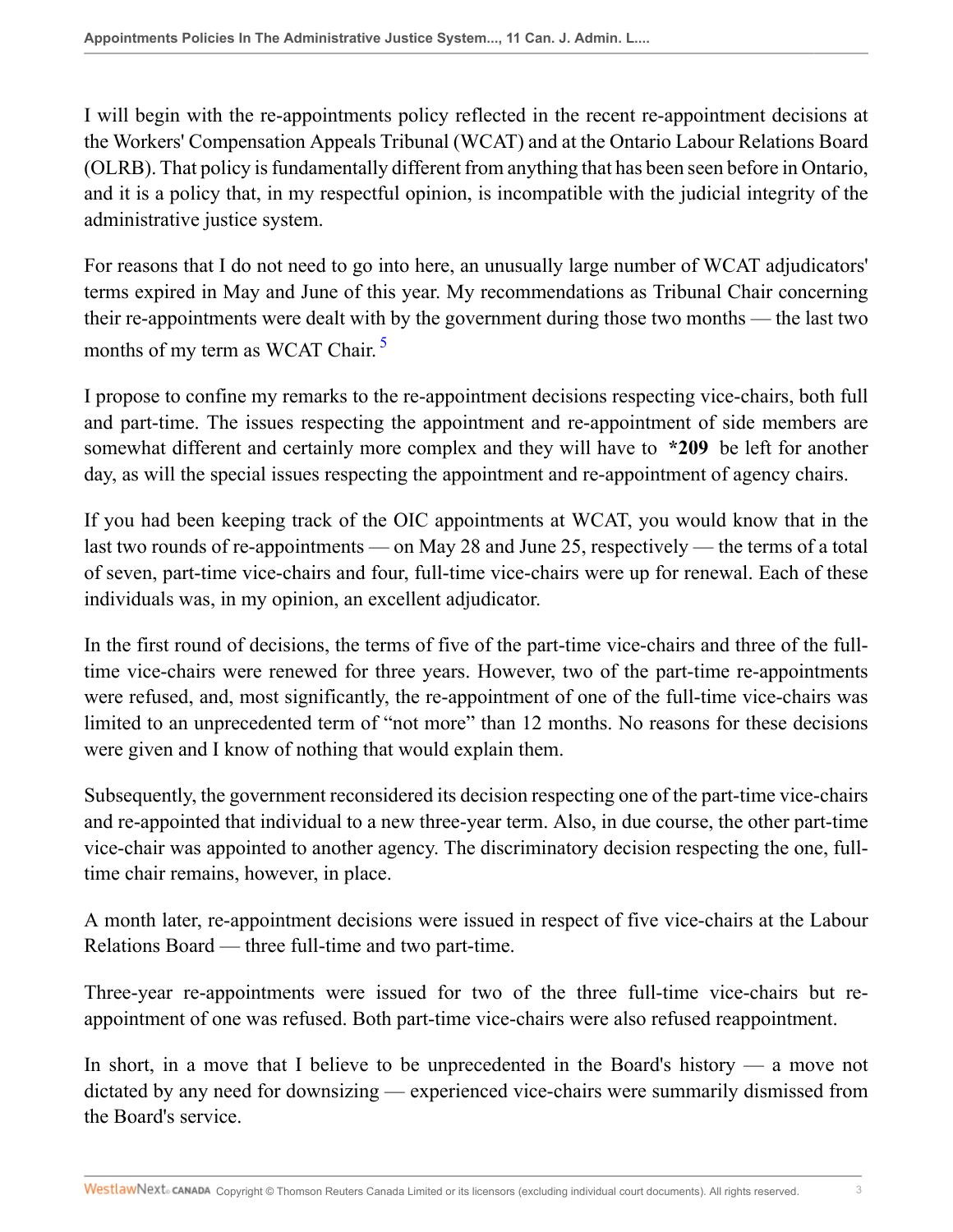I will begin with the re-appointments policy reflected in the recent re-appointment decisions at the Workers' Compensation Appeals Tribunal (WCAT) and at the Ontario Labour Relations Board (OLRB). That policy is fundamentally different from anything that has been seen before in Ontario, and it is a policy that, in my respectful opinion, is incompatible with the judicial integrity of the administrative justice system.

For reasons that I do not need to go into here, an unusually large number of WCAT adjudicators' terms expired in May and June of this year. My recommendations as Tribunal Chair concerning their re-appointments were dealt with by the government during those two months — the last two months of my term as WCAT Chair. [5]

I propose to confine my remarks to the re-appointment decisions respecting vice-chairs, both full and part-time. The issues respecting the appointment and re-appointment of side members are somewhat different and certainly more complex and they will have to **\*209** be left for another day, as will the special issues respecting the appointment and re-appointment of agency chairs.

If you had been keeping track of the OIC appointments at WCAT, you would know that in the last two rounds of re-appointments — on May 28 and June 25, respectively — the terms of a total of seven, part-time vice-chairs and four, full-time vice-chairs were up for renewal. Each of these individuals was, in my opinion, an excellent adjudicator.

In the first round of decisions, the terms of five of the part-time vice-chairs and three of the full-time vice-chairs were renewed for three years. However, two of the part-time re-appointments were refused, and, most significantly, the re-appointment of one of the full-time vice-chairs was limited to an unprecedented term of "not more" than 12 months. No reasons for these decisions were given and I know of nothing that would explain them.

Subsequently, the government reconsidered its decision respecting one of the part-time vice-chairs and re-appointed that individual to a new three-year term. Also, in due course, the other part-time vice-chair was appointed to another agency. The discriminatory decision respecting the one, full-time chair remains, however, in place.

A month later, re-appointment decisions were issued in respect of five vice-chairs at the Labour Relations Board — three full-time and two part-time.

Three-year re-appointments were issued for two of the three full-time vice-chairs but re-appointment of one was refused. Both part-time vice-chairs were also refused reappointment.

In short, in a move that I believe to be unprecedented in the Board's history — a move not dictated by any need for downsizing — experienced vice-chairs were summarily dismissed from the Board's service.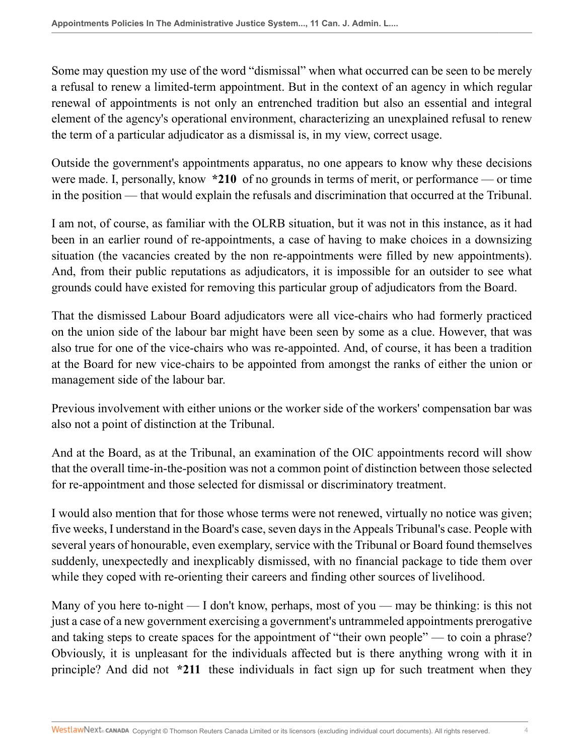Some may question my use of the word "dismissal" when what occurred can be seen to be merely a refusal to renew a limited-term appointment. But in the context of an agency in which regular renewal of appointments is not only an entrenched tradition but also an essential and integral element of the agency's operational environment, characterizing an unexplained refusal to renew the term of a particular adjudicator as a dismissal is, in my view, correct usage.

Outside the government's appointments apparatus, no one appears to know why these decisions were made. I, personally, know **\*210** of no grounds in terms of merit, or performance — or time in the position — that would explain the refusals and discrimination that occurred at the Tribunal.

I am not, of course, as familiar with the OLRB situation, but it was not in this instance, as it had been in an earlier round of re-appointments, a case of having to make choices in a downsizing situation (the vacancies created by the non re-appointments were filled by new appointments). And, from their public reputations as adjudicators, it is impossible for an outsider to see what grounds could have existed for removing this particular group of adjudicators from the Board.

That the dismissed Labour Board adjudicators were all vice-chairs who had formerly practiced on the union side of the labour bar might have been seen by some as a clue. However, that was also true for one of the vice-chairs who was re-appointed. And, of course, it has been a tradition at the Board for new vice-chairs to be appointed from amongst the ranks of either the union or management side of the labour bar.

Previous involvement with either unions or the worker side of the workers' compensation bar was also not a point of distinction at the Tribunal.

And at the Board, as at the Tribunal, an examination of the OIC appointments record will show that the overall time-in-the-position was not a common point of distinction between those selected for re-appointment and those selected for dismissal or discriminatory treatment.

I would also mention that for those whose terms were not renewed, virtually no notice was given; five weeks, I understand in the Board's case, seven days in the Appeals Tribunal's case. People with several years of honourable, even exemplary, service with the Tribunal or Board found themselves suddenly, unexpectedly and inexplicably dismissed, with no financial package to tide them over while they coped with re-orienting their careers and finding other sources of livelihood.

Many of you here to-night — I don't know, perhaps, most of you — may be thinking: is this not just a case of a new government exercising a government's untrammeled appointments prerogative and taking steps to create spaces for the appointment of "their own people" — to coin a phrase? Obviously, it is unpleasant for the individuals affected but is there anything wrong with it in principle? And did not **\*211** these individuals in fact sign up for such treatment when they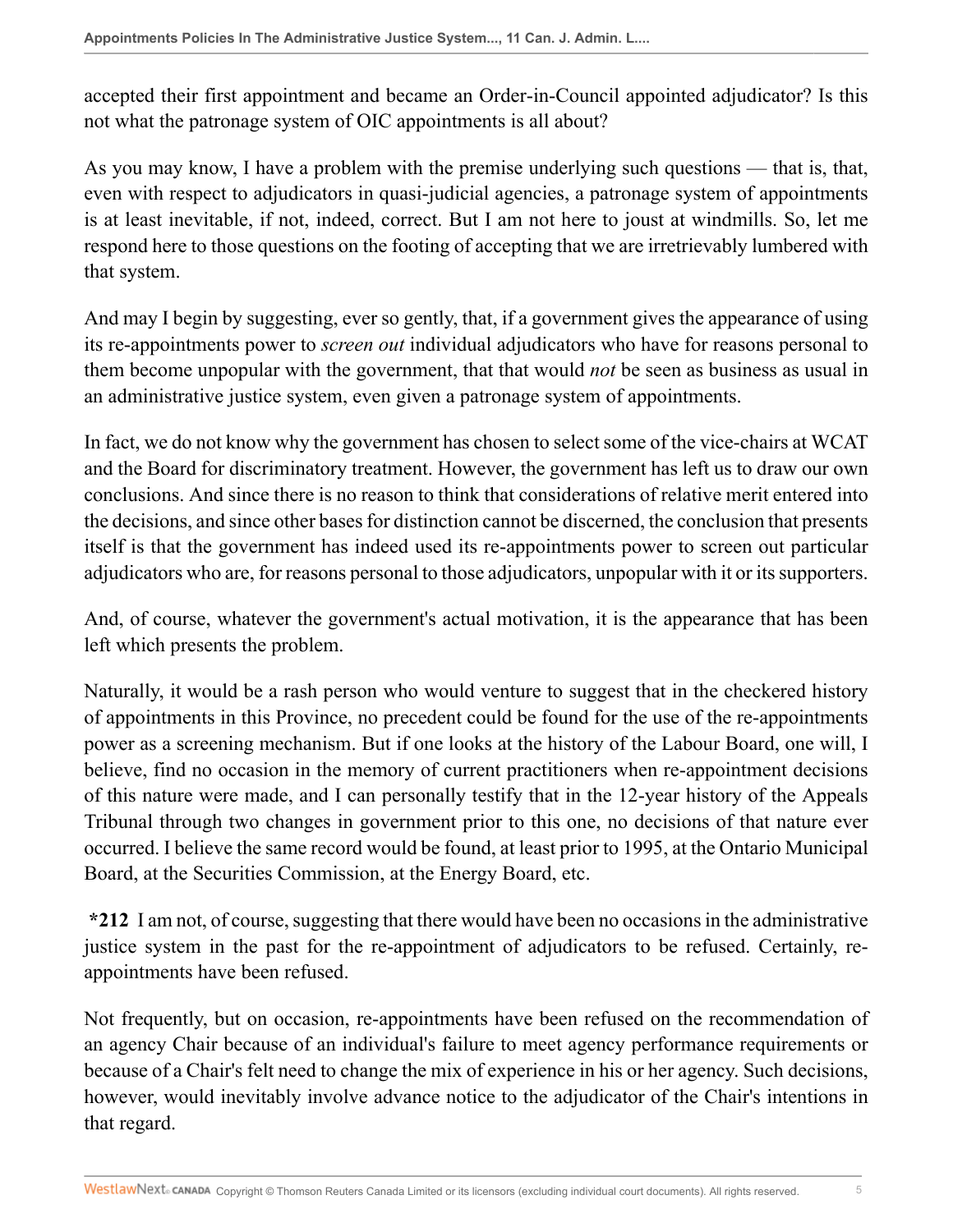accepted their first appointment and became an Order-in-Council appointed adjudicator? Is this not what the patronage system of OIC appointments is all about?

As you may know, I have a problem with the premise underlying such questions — that is, that, even with respect to adjudicators in quasi-judicial agencies, a patronage system of appointments is at least inevitable, if not, indeed, correct. But I am not here to joust at windmills. So, let me respond here to those questions on the footing of accepting that we are irretrievably lumbered with that system.

And may I begin by suggesting, ever so gently, that, if a government gives the appearance of using its re-appointments power to *screen out* individual adjudicators who have for reasons personal to them become unpopular with the government, that that would *not* be seen as business as usual in an administrative justice system, even given a patronage system of appointments.

In fact, we do not know why the government has chosen to select some of the vice-chairs at WCAT and the Board for discriminatory treatment. However, the government has left us to draw our own conclusions. And since there is no reason to think that considerations of relative merit entered into the decisions, and since other bases for distinction cannot be discerned, the conclusion that presents itself is that the government has indeed used its re-appointments power to screen out particular adjudicators who are, for reasons personal to those adjudicators, unpopular with it or its supporters.

And, of course, whatever the government's actual motivation, it is the appearance that has been left which presents the problem.

Naturally, it would be a rash person who would venture to suggest that in the checkered history of appointments in this Province, no precedent could be found for the use of the re-appointments power as a screening mechanism. But if one looks at the history of the Labour Board, one will, I believe, find no occasion in the memory of current practitioners when re-appointment decisions of this nature were made, and I can personally testify that in the 12-year history of the Appeals Tribunal through two changes in government prior to this one, no decisions of that nature ever occurred. I believe the same record would be found, at least prior to 1995, at the Ontario Municipal Board, at the Securities Commission, at the Energy Board, etc.

**\*212** I am not, of course, suggesting that there would have been no occasions in the administrative justice system in the past for the re-appointment of adjudicators to be refused. Certainly, re-appointments have been refused.

Not frequently, but on occasion, re-appointments have been refused on the recommendation of an agency Chair because of an individual's failure to meet agency performance requirements or because of a Chair's felt need to change the mix of experience in his or her agency. Such decisions, however, would inevitably involve advance notice to the adjudicator of the Chair's intentions in that regard.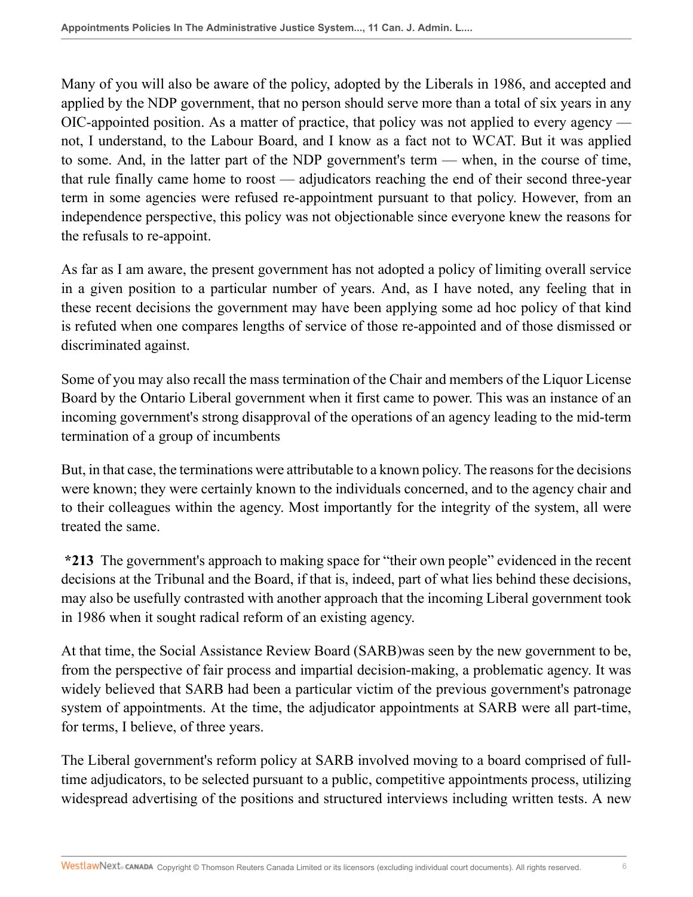Many of you will also be aware of the policy, adopted by the Liberals in 1986, and accepted and applied by the NDP government, that no person should serve more than a total of six years in any OIC-appointed position. As a matter of practice, that policy was not applied to every agency — not, I understand, to the Labour Board, and I know as a fact not to WCAT. But it was applied to some. And, in the latter part of the NDP government's term — when, in the course of time, that rule finally came home to roost — adjudicators reaching the end of their second three-year term in some agencies were refused re-appointment pursuant to that policy. However, from an independence perspective, this policy was not objectionable since everyone knew the reasons for the refusals to re-appoint.

As far as I am aware, the present government has not adopted a policy of limiting overall service in a given position to a particular number of years. And, as I have noted, any feeling that in these recent decisions the government may have been applying some ad hoc policy of that kind is refuted when one compares lengths of service of those re-appointed and of those dismissed or discriminated against.

Some of you may also recall the mass termination of the Chair and members of the Liquor License Board by the Ontario Liberal government when it first came to power. This was an instance of an incoming government's strong disapproval of the operations of an agency leading to the mid-term termination of a group of incumbents

But, in that case, the terminations were attributable to a known policy. The reasons for the decisions were known; they were certainly known to the individuals concerned, and to the agency chair and to their colleagues within the agency. Most importantly for the integrity of the system, all were treated the same.

**\*213** The government's approach to making space for "their own people" evidenced in the recent decisions at the Tribunal and the Board, if that is, indeed, part of what lies behind these decisions, may also be usefully contrasted with another approach that the incoming Liberal government took in 1986 when it sought radical reform of an existing agency.

At that time, the Social Assistance Review Board (SARB)was seen by the new government to be, from the perspective of fair process and impartial decision-making, a problematic agency. It was widely believed that SARB had been a particular victim of the previous government's patronage system of appointments. At the time, the adjudicator appointments at SARB were all part-time, for terms, I believe, of three years.

The Liberal government's reform policy at SARB involved moving to a board comprised of full-time adjudicators, to be selected pursuant to a public, competitive appointments process, utilizing widespread advertising of the positions and structured interviews including written tests. A new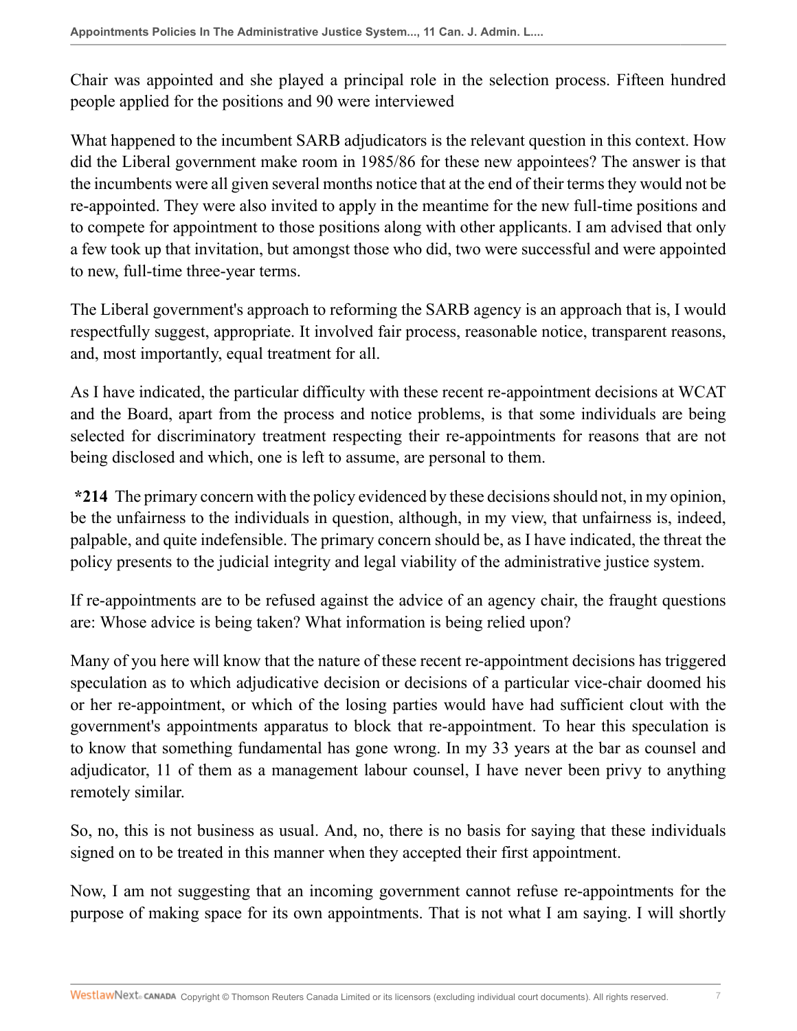Chair was appointed and she played a principal role in the selection process. Fifteen hundred people applied for the positions and 90 were interviewed

What happened to the incumbent SARB adjudicators is the relevant question in this context. How did the Liberal government make room in 1985/86 for these new appointees? The answer is that the incumbents were all given several months notice that at the end of their terms they would not be re-appointed. They were also invited to apply in the meantime for the new full-time positions and to compete for appointment to those positions along with other applicants. I am advised that only a few took up that invitation, but amongst those who did, two were successful and were appointed to new, full-time three-year terms.

The Liberal government's approach to reforming the SARB agency is an approach that is, I would respectfully suggest, appropriate. It involved fair process, reasonable notice, transparent reasons, and, most importantly, equal treatment for all.

As I have indicated, the particular difficulty with these recent re-appointment decisions at WCAT and the Board, apart from the process and notice problems, is that some individuals are being selected for discriminatory treatment respecting their re-appointments for reasons that are not being disclosed and which, one is left to assume, are personal to them.

**\*214** The primary concern with the policy evidenced by these decisions should not, in my opinion, be the unfairness to the individuals in question, although, in my view, that unfairness is, indeed, palpable, and quite indefensible. The primary concern should be, as I have indicated, the threat the policy presents to the judicial integrity and legal viability of the administrative justice system.

If re-appointments are to be refused against the advice of an agency chair, the fraught questions are: Whose advice is being taken? What information is being relied upon?

Many of you here will know that the nature of these recent re-appointment decisions has triggered speculation as to which adjudicative decision or decisions of a particular vice-chair doomed his or her re-appointment, or which of the losing parties would have had sufficient clout with the government's appointments apparatus to block that re-appointment. To hear this speculation is to know that something fundamental has gone wrong. In my 33 years at the bar as counsel and adjudicator, 11 of them as a management labour counsel, I have never been privy to anything remotely similar.

So, no, this is not business as usual. And, no, there is no basis for saying that these individuals signed on to be treated in this manner when they accepted their first appointment.

Now, I am not suggesting that an incoming government cannot refuse re-appointments for the purpose of making space for its own appointments. That is not what I am saying. I will shortly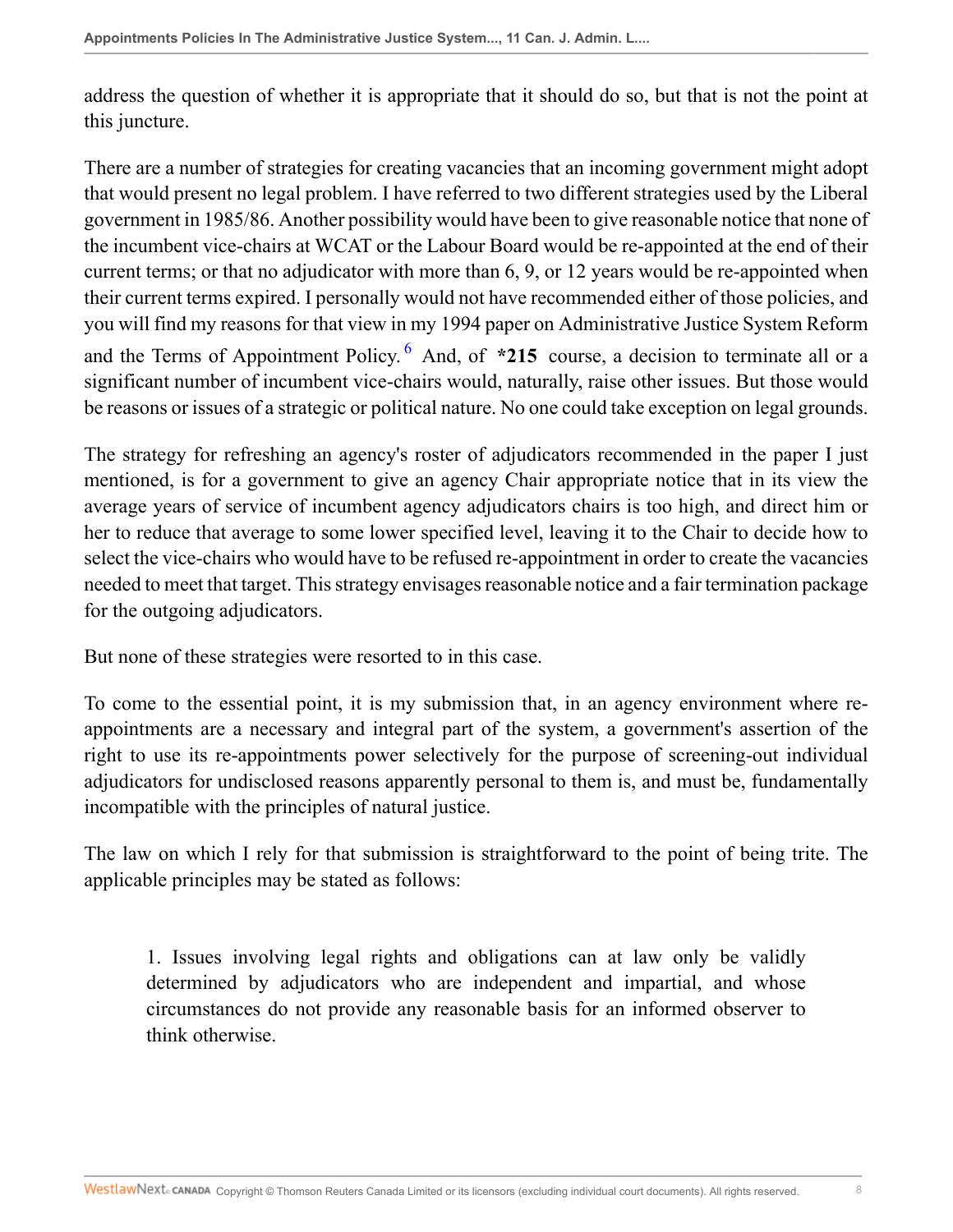address the question of whether it is appropriate that it should do so, but that is not the point at this juncture.

There are a number of strategies for creating vacancies that an incoming government might adopt that would present no legal problem. I have referred to two different strategies used by the Liberal government in 1985/86. Another possibility would have been to give reasonable notice that none of the incumbent vice-chairs at WCAT or the Labour Board would be re-appointed at the end of their current terms; or that no adjudicator with more than 6, 9, or 12 years would be re-appointed when their current terms expired. I personally would not have recommended either of those policies, and you will find my reasons for that view in my 1994 paper on Administrative Justice System Reform and the Terms of Appointment Policy.[6] And, of **\*215** course, a decision to terminate all or a significant number of incumbent vice-chairs would, naturally, raise other issues. But those would be reasons or issues of a strategic or political nature. No one could take exception on legal grounds.

The strategy for refreshing an agency's roster of adjudicators recommended in the paper I just mentioned, is for a government to give an agency Chair appropriate notice that in its view the average years of service of incumbent agency adjudicators chairs is too high, and direct him or her to reduce that average to some lower specified level, leaving it to the Chair to decide how to select the vice-chairs who would have to be refused re-appointment in order to create the vacancies needed to meet that target. This strategy envisages reasonable notice and a fair termination package for the outgoing adjudicators.

But none of these strategies were resorted to in this case.

To come to the essential point, it is my submission that, in an agency environment where re-appointments are a necessary and integral part of the system, a government's assertion of the right to use its re-appointments power selectively for the purpose of screening-out individual adjudicators for undisclosed reasons apparently personal to them is, and must be, fundamentally incompatible with the principles of natural justice.

The law on which I rely for that submission is straightforward to the point of being trite. The applicable principles may be stated as follows:

> 1. Issues involving legal rights and obligations can at law only be validly determined by adjudicators who are independent and impartial, and whose circumstances do not provide any reasonable basis for an informed observer to think otherwise.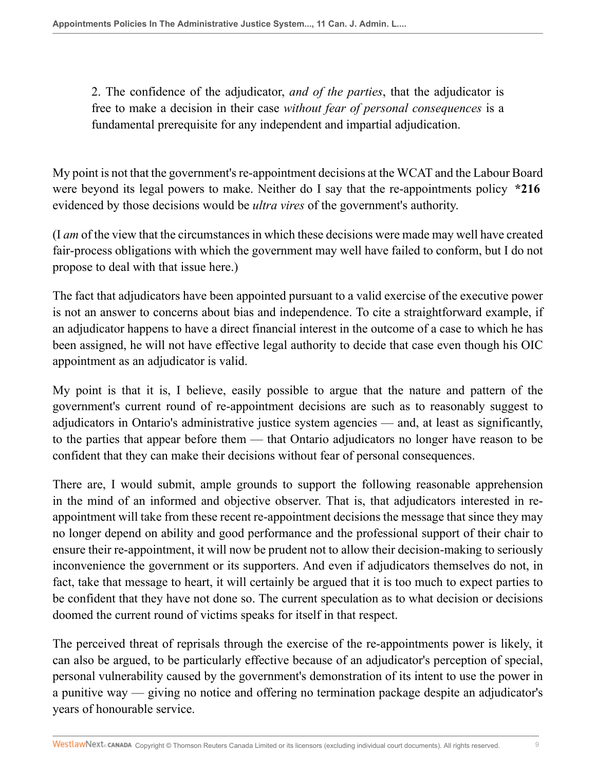2. The confidence of the adjudicator, *and of the parties*, that the adjudicator is free to make a decision in their case *without fear of personal consequences* is a fundamental prerequisite for any independent and impartial adjudication.

My point is not that the government's re-appointment decisions at the WCAT and the Labour Board were beyond its legal powers to make. Neither do I say that the re-appointments policy **\*216** evidenced by those decisions would be *ultra vires* of the government's authority.

(I *am* of the view that the circumstances in which these decisions were made may well have created fair-process obligations with which the government may well have failed to conform, but I do not propose to deal with that issue here.)

The fact that adjudicators have been appointed pursuant to a valid exercise of the executive power is not an answer to concerns about bias and independence. To cite a straightforward example, if an adjudicator happens to have a direct financial interest in the outcome of a case to which he has been assigned, he will not have effective legal authority to decide that case even though his OIC appointment as an adjudicator is valid.

My point is that it is, I believe, easily possible to argue that the nature and pattern of the government's current round of re-appointment decisions are such as to reasonably suggest to adjudicators in Ontario's administrative justice system agencies — and, at least as significantly, to the parties that appear before them — that Ontario adjudicators no longer have reason to be confident that they can make their decisions without fear of personal consequences.

There are, I would submit, ample grounds to support the following reasonable apprehension in the mind of an informed and objective observer. That is, that adjudicators interested in re-appointment will take from these recent re-appointment decisions the message that since they may no longer depend on ability and good performance and the professional support of their chair to ensure their re-appointment, it will now be prudent not to allow their decision-making to seriously inconvenience the government or its supporters. And even if adjudicators themselves do not, in fact, take that message to heart, it will certainly be argued that it is too much to expect parties to be confident that they have not done so. The current speculation as to what decision or decisions doomed the current round of victims speaks for itself in that respect.

The perceived threat of reprisals through the exercise of the re-appointments power is likely, it can also be argued, to be particularly effective because of an adjudicator's perception of special, personal vulnerability caused by the government's demonstration of its intent to use the power in a punitive way — giving no notice and offering no termination package despite an adjudicator's years of honourable service.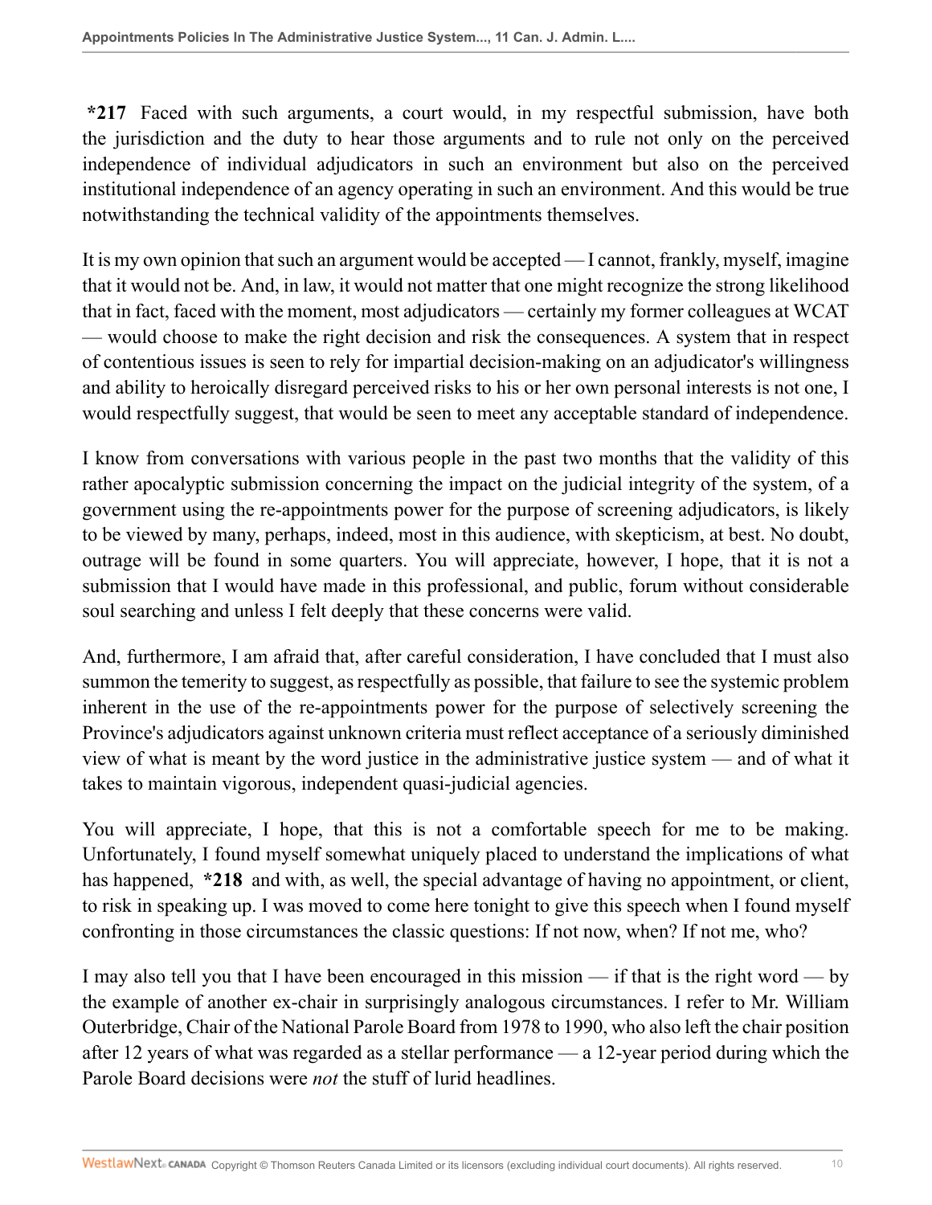**\*217** Faced with such arguments, a court would, in my respectful submission, have both the jurisdiction and the duty to hear those arguments and to rule not only on the perceived independence of individual adjudicators in such an environment but also on the perceived institutional independence of an agency operating in such an environment. And this would be true notwithstanding the technical validity of the appointments themselves.

It is my own opinion that such an argument would be accepted — I cannot, frankly, myself, imagine that it would not be. And, in law, it would not matter that one might recognize the strong likelihood that in fact, faced with the moment, most adjudicators — certainly my former colleagues at WCAT — would choose to make the right decision and risk the consequences. A system that in respect of contentious issues is seen to rely for impartial decision-making on an adjudicator's willingness and ability to heroically disregard perceived risks to his or her own personal interests is not one, I would respectfully suggest, that would be seen to meet any acceptable standard of independence.

I know from conversations with various people in the past two months that the validity of this rather apocalyptic submission concerning the impact on the judicial integrity of the system, of a government using the re-appointments power for the purpose of screening adjudicators, is likely to be viewed by many, perhaps, indeed, most in this audience, with skepticism, at best. No doubt, outrage will be found in some quarters. You will appreciate, however, I hope, that it is not a submission that I would have made in this professional, and public, forum without considerable soul searching and unless I felt deeply that these concerns were valid.

And, furthermore, I am afraid that, after careful consideration, I have concluded that I must also summon the temerity to suggest, as respectfully as possible, that failure to see the systemic problem inherent in the use of the re-appointments power for the purpose of selectively screening the Province's adjudicators against unknown criteria must reflect acceptance of a seriously diminished view of what is meant by the word justice in the administrative justice system — and of what it takes to maintain vigorous, independent quasi-judicial agencies.

You will appreciate, I hope, that this is not a comfortable speech for me to be making. Unfortunately, I found myself somewhat uniquely placed to understand the implications of what has happened, **\*218** and with, as well, the special advantage of having no appointment, or client, to risk in speaking up. I was moved to come here tonight to give this speech when I found myself confronting in those circumstances the classic questions: If not now, when? If not me, who?

I may also tell you that I have been encouraged in this mission — if that is the right word — by the example of another ex-chair in surprisingly analogous circumstances. I refer to Mr. William Outerbridge, Chair of the National Parole Board from 1978 to 1990, who also left the chair position after 12 years of what was regarded as a stellar performance — a 12-year period during which the Parole Board decisions were *not* the stuff of lurid headlines.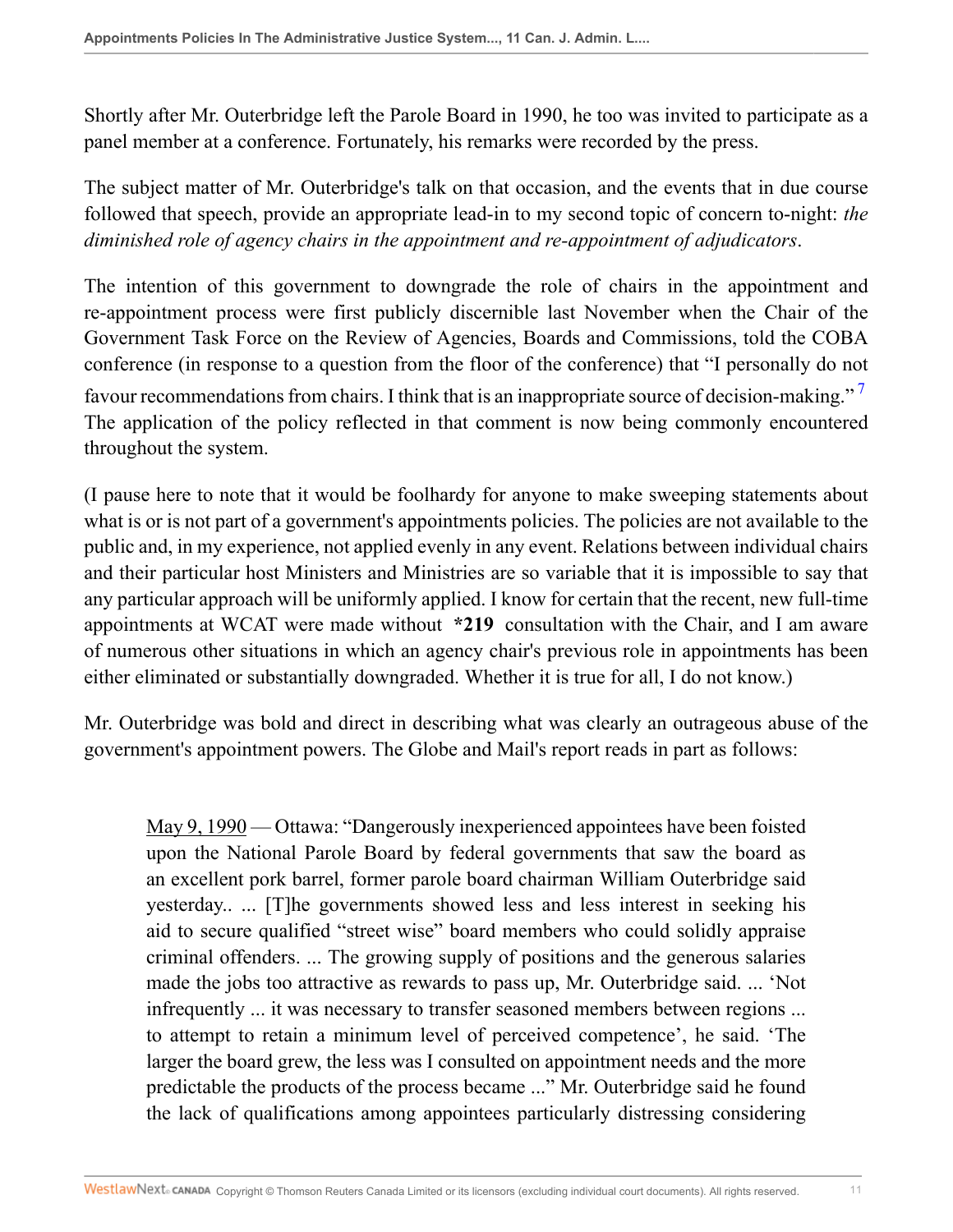Shortly after Mr. Outerbridge left the Parole Board in 1990, he too was invited to participate as a panel member at a conference. Fortunately, his remarks were recorded by the press.

The subject matter of Mr. Outerbridge's talk on that occasion, and the events that in due course followed that speech, provide an appropriate lead-in to my second topic of concern to-night: *the diminished role of agency chairs in the appointment and re-appointment of adjudicators*.

The intention of this government to downgrade the role of chairs in the appointment and re-appointment process were first publicly discernible last November when the Chair of the Government Task Force on the Review of Agencies, Boards and Commissions, told the COBA conference (in response to a question from the floor of the conference) that "I personally do not favour recommendations from chairs. I think that is an inappropriate source of decision-making."[7] The application of the policy reflected in that comment is now being commonly encountered throughout the system.

(I pause here to note that it would be foolhardy for anyone to make sweeping statements about what is or is not part of a government's appointments policies. The policies are not available to the public and, in my experience, not applied evenly in any event. Relations between individual chairs and their particular host Ministers and Ministries are so variable that it is impossible to say that any particular approach will be uniformly applied. I know for certain that the recent, new full-time appointments at WCAT were made without **\*219** consultation with the Chair, and I am aware of numerous other situations in which an agency chair's previous role in appointments has been either eliminated or substantially downgraded. Whether it is true for all, I do not know.)

Mr. Outerbridge was bold and direct in describing what was clearly an outrageous abuse of the government's appointment powers. The Globe and Mail's report reads in part as follows:

> May 9, 1990 — Ottawa: "Dangerously inexperienced appointees have been foisted upon the National Parole Board by federal governments that saw the board as an excellent pork barrel, former parole board chairman William Outerbridge said yesterday.. ... [T]he governments showed less and less interest in seeking his aid to secure qualified "street wise" board members who could solidly appraise criminal offenders. ... The growing supply of positions and the generous salaries made the jobs too attractive as rewards to pass up, Mr. Outerbridge said. ... 'Not infrequently ... it was necessary to transfer seasoned members between regions ... to attempt to retain a minimum level of perceived competence', he said. 'The larger the board grew, the less was I consulted on appointment needs and the more predictable the products of the process became ..." Mr. Outerbridge said he found the lack of qualifications among appointees particularly distressing considering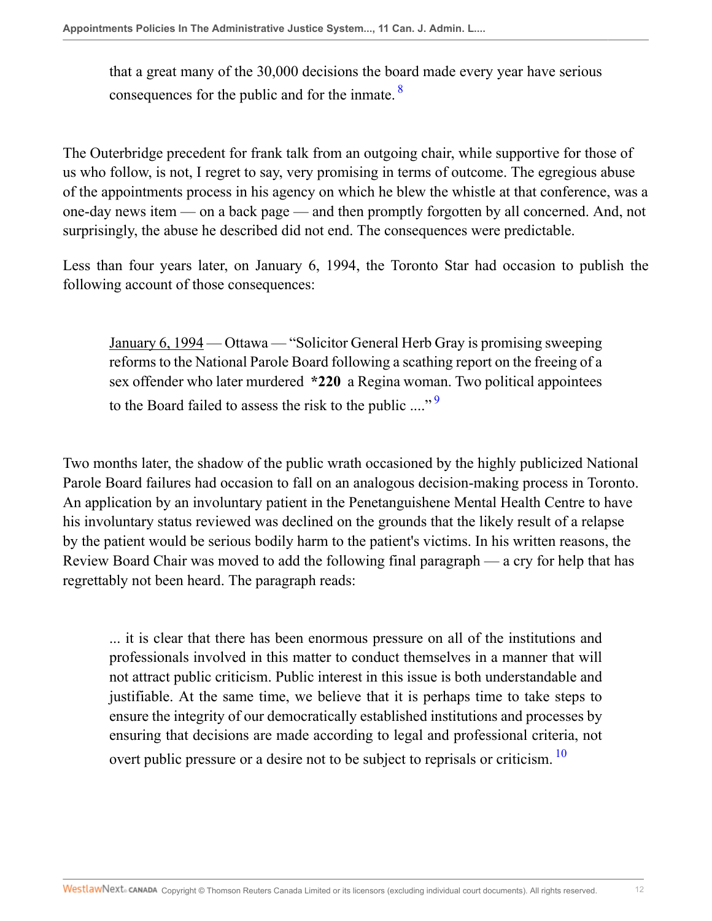> that a great many of the 30,000 decisions the board made every year have serious consequences for the public and for the inmate. [8]

The Outerbridge precedent for frank talk from an outgoing chair, while supportive for those of us who follow, is not, I regret to say, very promising in terms of outcome. The egregious abuse of the appointments process in his agency on which he blew the whistle at that conference, was a one-day news item — on a back page — and then promptly forgotten by all concerned. And, not surprisingly, the abuse he described did not end. The consequences were predictable.

Less than four years later, on January 6, 1994, the Toronto Star had occasion to publish the following account of those consequences:

> January 6, 1994 — Ottawa — "Solicitor General Herb Gray is promising sweeping reforms to the National Parole Board following a scathing report on the freeing of a sex offender who later murdered **\*220** a Regina woman. Two political appointees to the Board failed to assess the risk to the public ...." [9]

Two months later, the shadow of the public wrath occasioned by the highly publicized National Parole Board failures had occasion to fall on an analogous decision-making process in Toronto. An application by an involuntary patient in the Penetanguishene Mental Health Centre to have his involuntary status reviewed was declined on the grounds that the likely result of a relapse by the patient would be serious bodily harm to the patient's victims. In his written reasons, the Review Board Chair was moved to add the following final paragraph — a cry for help that has regrettably not been heard. The paragraph reads:

> ... it is clear that there has been enormous pressure on all of the institutions and professionals involved in this matter to conduct themselves in a manner that will not attract public criticism. Public interest in this issue is both understandable and justifiable. At the same time, we believe that it is perhaps time to take steps to ensure the integrity of our democratically established institutions and processes by ensuring that decisions are made according to legal and professional criteria, not overt public pressure or a desire not to be subject to reprisals or criticism. [10]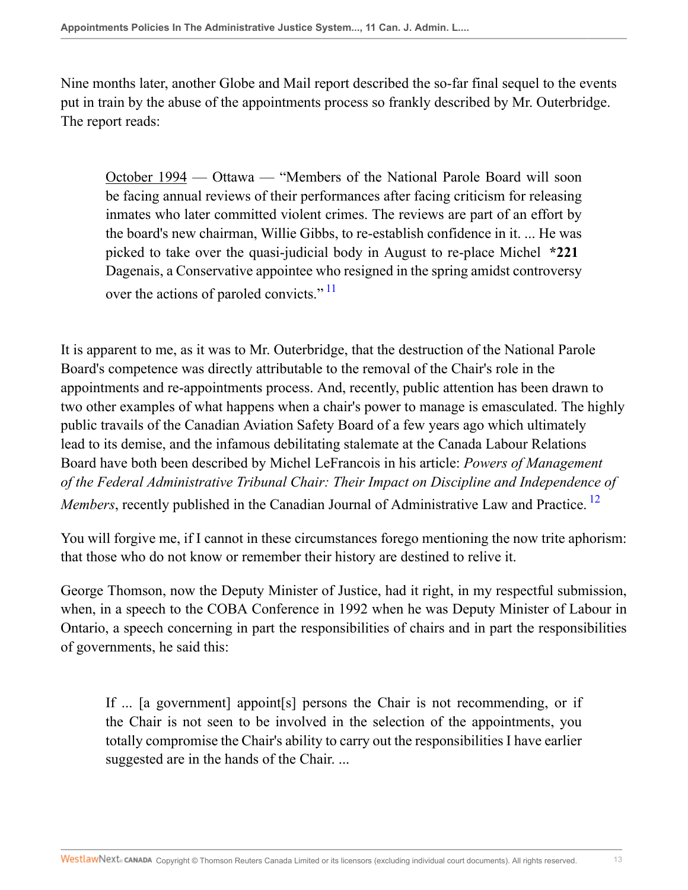Nine months later, another Globe and Mail report described the so-far final sequel to the events put in train by the abuse of the appointments process so frankly described by Mr. Outerbridge. The report reads:

> October 1994 — Ottawa — "Members of the National Parole Board will soon be facing annual reviews of their performances after facing criticism for releasing inmates who later committed violent crimes. The reviews are part of an effort by the board's new chairman, Willie Gibbs, to re-establish confidence in it. ... He was picked to take over the quasi-judicial body in August to re-place Michel **\*221** Dagenais, a Conservative appointee who resigned in the spring amidst controversy over the actions of paroled convicts." [11]

It is apparent to me, as it was to Mr. Outerbridge, that the destruction of the National Parole Board's competence was directly attributable to the removal of the Chair's role in the appointments and re-appointments process. And, recently, public attention has been drawn to two other examples of what happens when a chair's power to manage is emasculated. The highly public travails of the Canadian Aviation Safety Board of a few years ago which ultimately lead to its demise, and the infamous debilitating stalemate at the Canada Labour Relations Board have both been described by Michel LeFrancois in his article: *Powers of Management of the Federal Administrative Tribunal Chair: Their Impact on Discipline and Independence of Members*, recently published in the Canadian Journal of Administrative Law and Practice. [12]

You will forgive me, if I cannot in these circumstances forego mentioning the now trite aphorism: that those who do not know or remember their history are destined to relive it.

George Thomson, now the Deputy Minister of Justice, had it right, in my respectful submission, when, in a speech to the COBA Conference in 1992 when he was Deputy Minister of Labour in Ontario, a speech concerning in part the responsibilities of chairs and in part the responsibilities of governments, he said this:

> If ... [a government] appoint[s] persons the Chair is not recommending, or if the Chair is not seen to be involved in the selection of the appointments, you totally compromise the Chair's ability to carry out the responsibilities I have earlier suggested are in the hands of the Chair. ...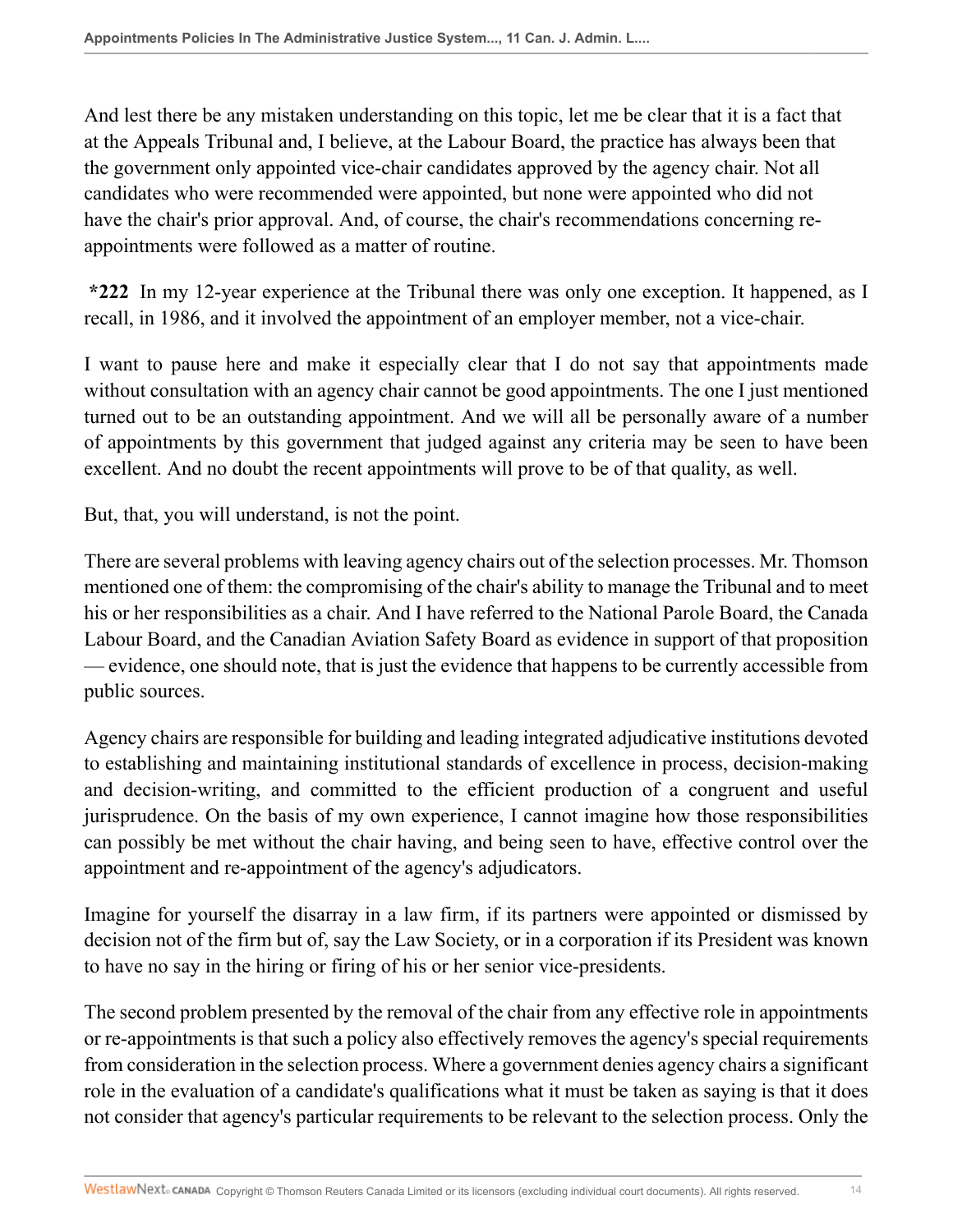And lest there be any mistaken understanding on this topic, let me be clear that it is a fact that at the Appeals Tribunal and, I believe, at the Labour Board, the practice has always been that the government only appointed vice-chair candidates approved by the agency chair. Not all candidates who were recommended were appointed, but none were appointed who did not have the chair's prior approval. And, of course, the chair's recommendations concerning re-appointments were followed as a matter of routine.

**\*222** In my 12-year experience at the Tribunal there was only one exception. It happened, as I recall, in 1986, and it involved the appointment of an employer member, not a vice-chair.

I want to pause here and make it especially clear that I do not say that appointments made without consultation with an agency chair cannot be good appointments. The one I just mentioned turned out to be an outstanding appointment. And we will all be personally aware of a number of appointments by this government that judged against any criteria may be seen to have been excellent. And no doubt the recent appointments will prove to be of that quality, as well.

But, that, you will understand, is not the point.

There are several problems with leaving agency chairs out of the selection processes. Mr. Thomson mentioned one of them: the compromising of the chair's ability to manage the Tribunal and to meet his or her responsibilities as a chair. And I have referred to the National Parole Board, the Canada Labour Board, and the Canadian Aviation Safety Board as evidence in support of that proposition — evidence, one should note, that is just the evidence that happens to be currently accessible from public sources.

Agency chairs are responsible for building and leading integrated adjudicative institutions devoted to establishing and maintaining institutional standards of excellence in process, decision-making and decision-writing, and committed to the efficient production of a congruent and useful jurisprudence. On the basis of my own experience, I cannot imagine how those responsibilities can possibly be met without the chair having, and being seen to have, effective control over the appointment and re-appointment of the agency's adjudicators.

Imagine for yourself the disarray in a law firm, if its partners were appointed or dismissed by decision not of the firm but of, say the Law Society, or in a corporation if its President was known to have no say in the hiring or firing of his or her senior vice-presidents.

The second problem presented by the removal of the chair from any effective role in appointments or re-appointments is that such a policy also effectively removes the agency's special requirements from consideration in the selection process. Where a government denies agency chairs a significant role in the evaluation of a candidate's qualifications what it must be taken as saying is that it does not consider that agency's particular requirements to be relevant to the selection process. Only the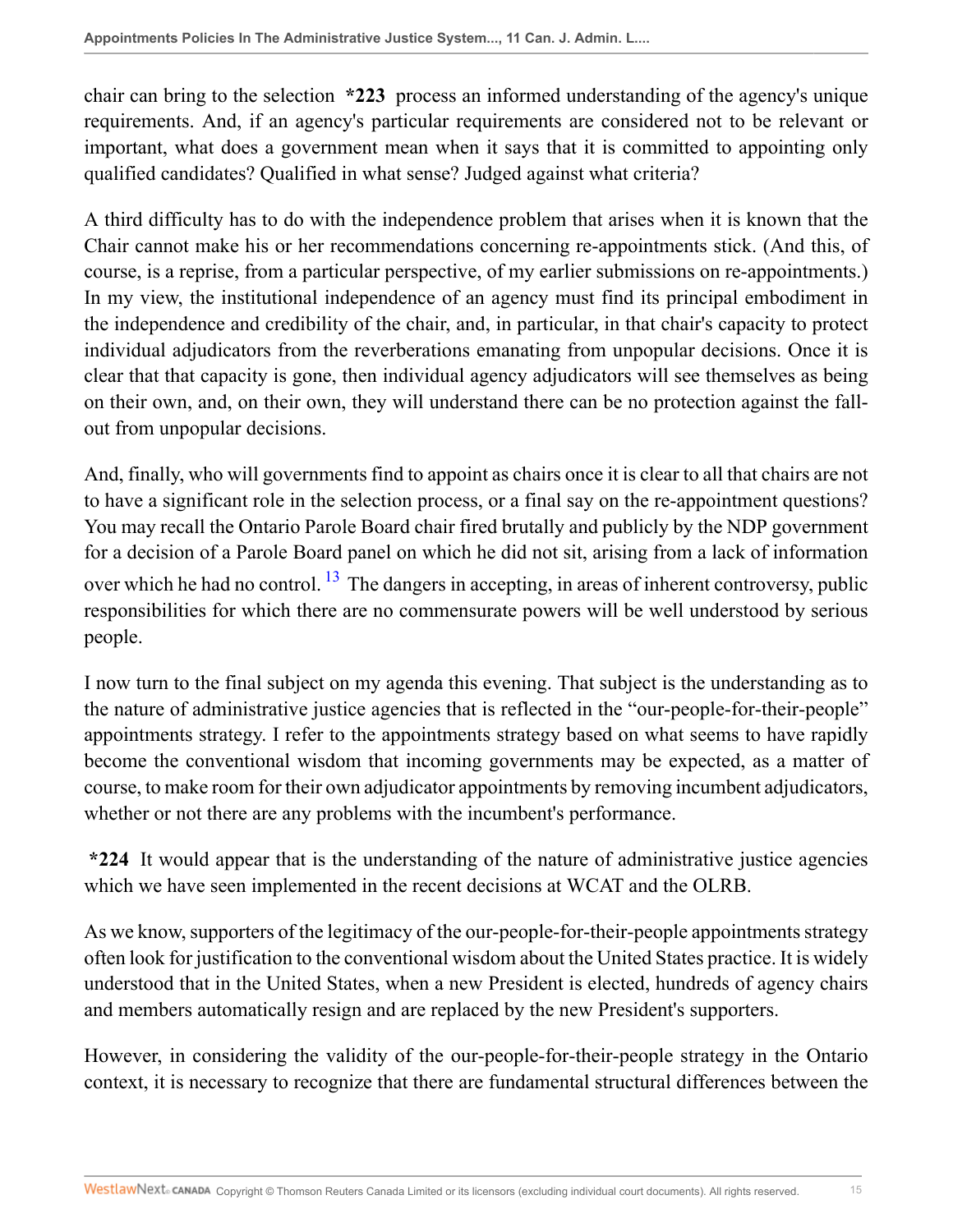chair can bring to the selection **\*223** process an informed understanding of the agency's unique requirements. And, if an agency's particular requirements are considered not to be relevant or important, what does a government mean when it says that it is committed to appointing only qualified candidates? Qualified in what sense? Judged against what criteria?

A third difficulty has to do with the independence problem that arises when it is known that the Chair cannot make his or her recommendations concerning re-appointments stick. (And this, of course, is a reprise, from a particular perspective, of my earlier submissions on re-appointments.) In my view, the institutional independence of an agency must find its principal embodiment in the independence and credibility of the chair, and, in particular, in that chair's capacity to protect individual adjudicators from the reverberations emanating from unpopular decisions. Once it is clear that that capacity is gone, then individual agency adjudicators will see themselves as being on their own, and, on their own, they will understand there can be no protection against the fall-out from unpopular decisions.

And, finally, who will governments find to appoint as chairs once it is clear to all that chairs are not to have a significant role in the selection process, or a final say on the re-appointment questions? You may recall the Ontario Parole Board chair fired brutally and publicly by the NDP government for a decision of a Parole Board panel on which he did not sit, arising from a lack of information over which he had no control.[13] The dangers in accepting, in areas of inherent controversy, public responsibilities for which there are no commensurate powers will be well understood by serious people.

I now turn to the final subject on my agenda this evening. That subject is the understanding as to the nature of administrative justice agencies that is reflected in the "our-people-for-their-people" appointments strategy. I refer to the appointments strategy based on what seems to have rapidly become the conventional wisdom that incoming governments may be expected, as a matter of course, to make room for their own adjudicator appointments by removing incumbent adjudicators, whether or not there are any problems with the incumbent's performance.

**\*224** It would appear that is the understanding of the nature of administrative justice agencies which we have seen implemented in the recent decisions at WCAT and the OLRB.

As we know, supporters of the legitimacy of the our-people-for-their-people appointments strategy often look for justification to the conventional wisdom about the United States practice. It is widely understood that in the United States, when a new President is elected, hundreds of agency chairs and members automatically resign and are replaced by the new President's supporters.

However, in considering the validity of the our-people-for-their-people strategy in the Ontario context, it is necessary to recognize that there are fundamental structural differences between the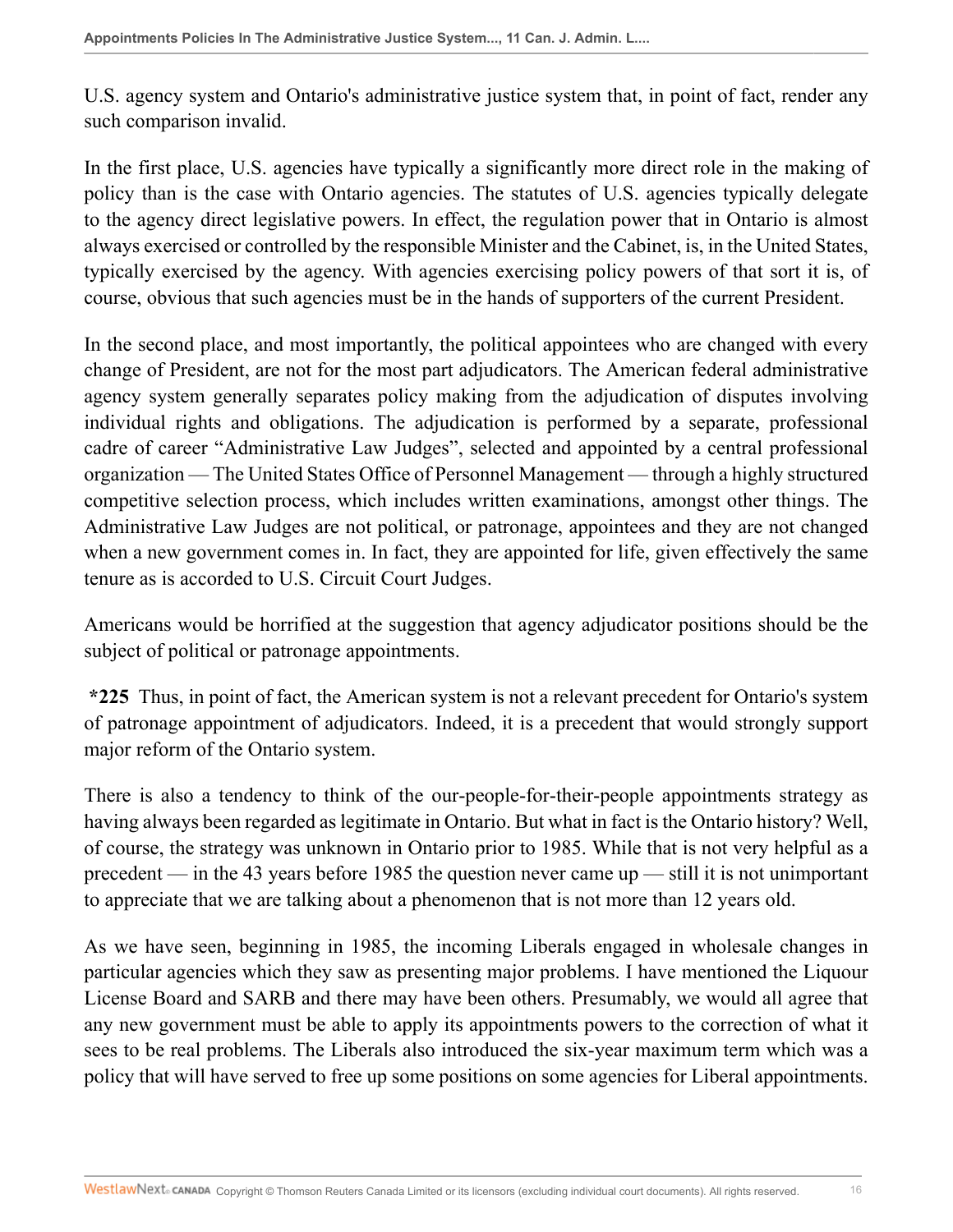U.S. agency system and Ontario's administrative justice system that, in point of fact, render any such comparison invalid.

In the first place, U.S. agencies have typically a significantly more direct role in the making of policy than is the case with Ontario agencies. The statutes of U.S. agencies typically delegate to the agency direct legislative powers. In effect, the regulation power that in Ontario is almost always exercised or controlled by the responsible Minister and the Cabinet, is, in the United States, typically exercised by the agency. With agencies exercising policy powers of that sort it is, of course, obvious that such agencies must be in the hands of supporters of the current President.

In the second place, and most importantly, the political appointees who are changed with every change of President, are not for the most part adjudicators. The American federal administrative agency system generally separates policy making from the adjudication of disputes involving individual rights and obligations. The adjudication is performed by a separate, professional cadre of career "Administrative Law Judges", selected and appointed by a central professional organization — The United States Office of Personnel Management — through a highly structured competitive selection process, which includes written examinations, amongst other things. The Administrative Law Judges are not political, or patronage, appointees and they are not changed when a new government comes in. In fact, they are appointed for life, given effectively the same tenure as is accorded to U.S. Circuit Court Judges.

Americans would be horrified at the suggestion that agency adjudicator positions should be the subject of political or patronage appointments.

**\*225** Thus, in point of fact, the American system is not a relevant precedent for Ontario's system of patronage appointment of adjudicators. Indeed, it is a precedent that would strongly support major reform of the Ontario system.

There is also a tendency to think of the our-people-for-their-people appointments strategy as having always been regarded as legitimate in Ontario. But what in fact is the Ontario history? Well, of course, the strategy was unknown in Ontario prior to 1985. While that is not very helpful as a precedent — in the 43 years before 1985 the question never came up — still it is not unimportant to appreciate that we are talking about a phenomenon that is not more than 12 years old.

As we have seen, beginning in 1985, the incoming Liberals engaged in wholesale changes in particular agencies which they saw as presenting major problems. I have mentioned the Liquour License Board and SARB and there may have been others. Presumably, we would all agree that any new government must be able to apply its appointments powers to the correction of what it sees to be real problems. The Liberals also introduced the six-year maximum term which was a policy that will have served to free up some positions on some agencies for Liberal appointments.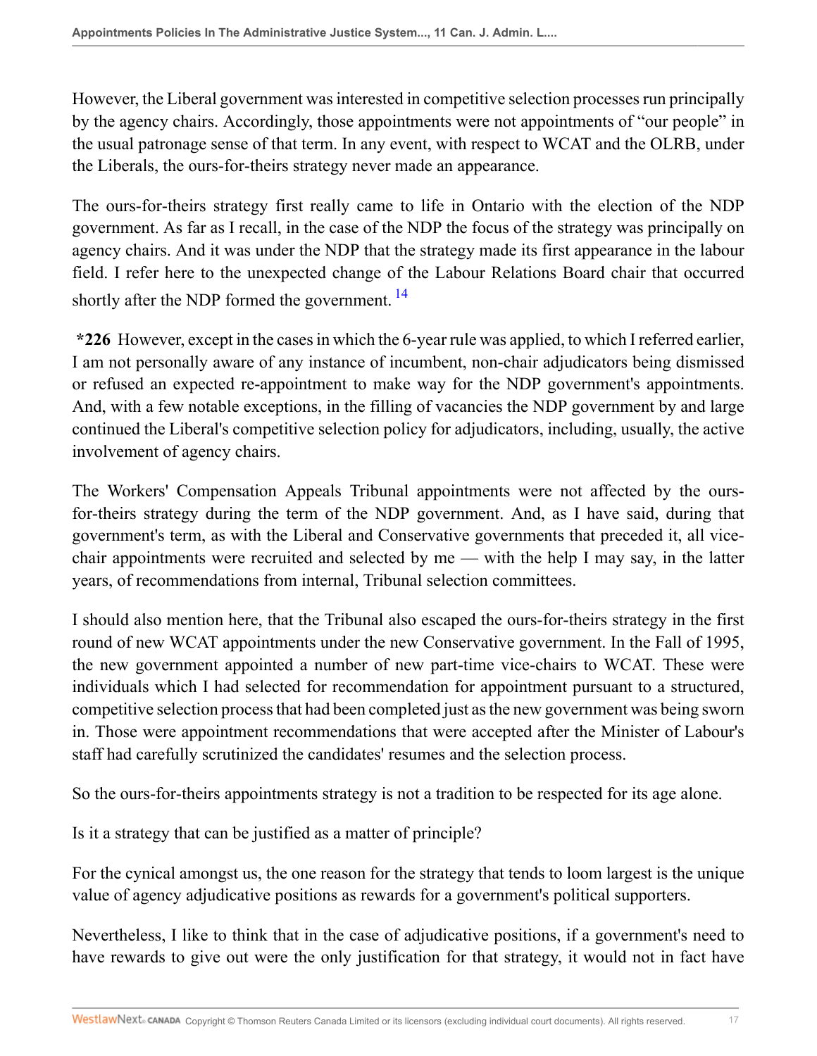However, the Liberal government was interested in competitive selection processes run principally by the agency chairs. Accordingly, those appointments were not appointments of "our people" in the usual patronage sense of that term. In any event, with respect to WCAT and the OLRB, under the Liberals, the ours-for-theirs strategy never made an appearance.

The ours-for-theirs strategy first really came to life in Ontario with the election of the NDP government. As far as I recall, in the case of the NDP the focus of the strategy was principally on agency chairs. And it was under the NDP that the strategy made its first appearance in the labour field. I refer here to the unexpected change of the Labour Relations Board chair that occurred shortly after the NDP formed the government. [14]

**\*226** However, except in the cases in which the 6-year rule was applied, to which I referred earlier, I am not personally aware of any instance of incumbent, non-chair adjudicators being dismissed or refused an expected re-appointment to make way for the NDP government's appointments. And, with a few notable exceptions, in the filling of vacancies the NDP government by and large continued the Liberal's competitive selection policy for adjudicators, including, usually, the active involvement of agency chairs.

The Workers' Compensation Appeals Tribunal appointments were not affected by the ours-for-theirs strategy during the term of the NDP government. And, as I have said, during that government's term, as with the Liberal and Conservative governments that preceded it, all vice-chair appointments were recruited and selected by me — with the help I may say, in the latter years, of recommendations from internal, Tribunal selection committees.

I should also mention here, that the Tribunal also escaped the ours-for-theirs strategy in the first round of new WCAT appointments under the new Conservative government. In the Fall of 1995, the new government appointed a number of new part-time vice-chairs to WCAT. These were individuals which I had selected for recommendation for appointment pursuant to a structured, competitive selection process that had been completed just as the new government was being sworn in. Those were appointment recommendations that were accepted after the Minister of Labour's staff had carefully scrutinized the candidates' resumes and the selection process.

So the ours-for-theirs appointments strategy is not a tradition to be respected for its age alone.

Is it a strategy that can be justified as a matter of principle?

For the cynical amongst us, the one reason for the strategy that tends to loom largest is the unique value of agency adjudicative positions as rewards for a government's political supporters.

Nevertheless, I like to think that in the case of adjudicative positions, if a government's need to have rewards to give out were the only justification for that strategy, it would not in fact have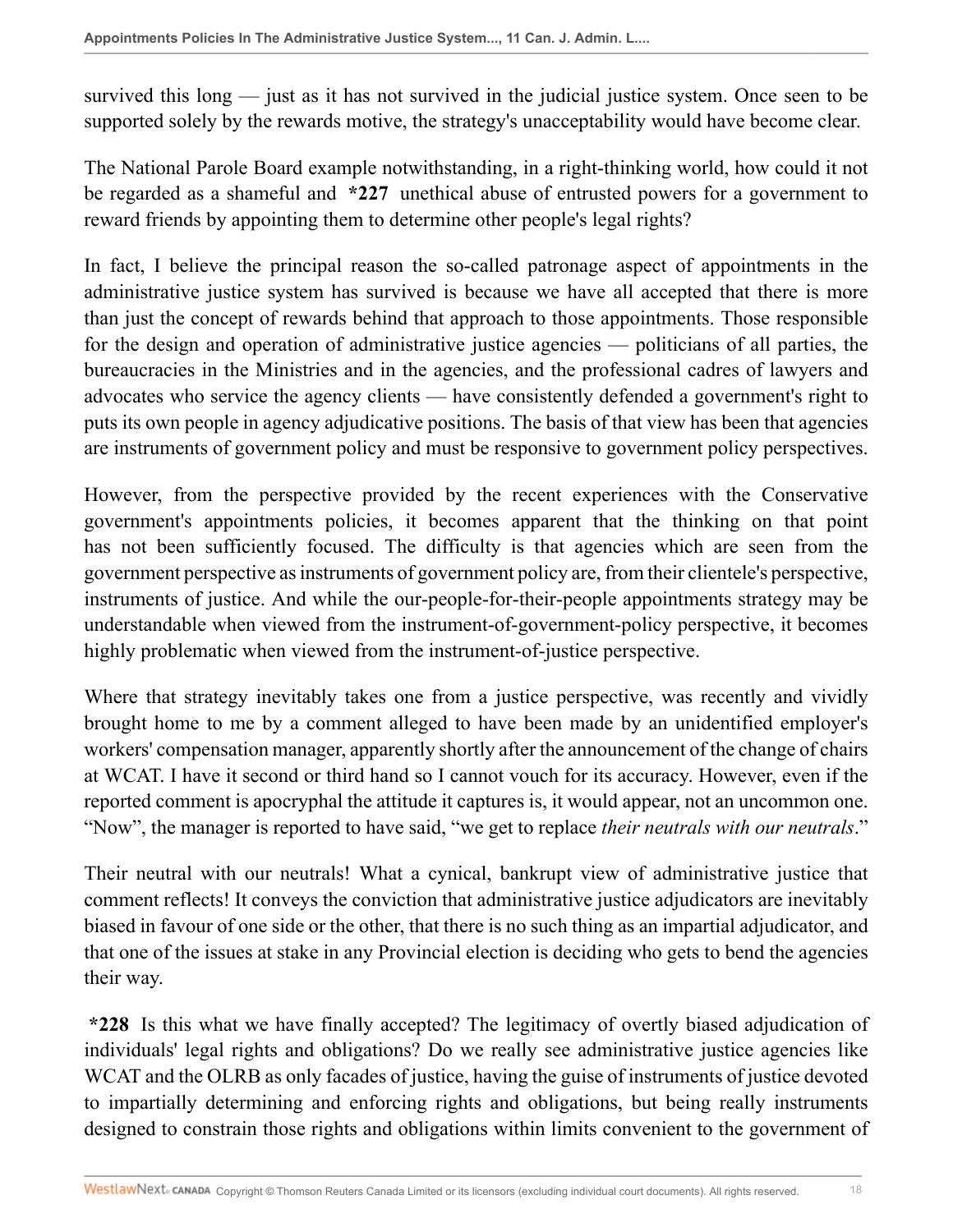survived this long — just as it has not survived in the judicial justice system. Once seen to be supported solely by the rewards motive, the strategy's unacceptability would have become clear.

The National Parole Board example notwithstanding, in a right-thinking world, how could it not be regarded as a shameful and **\*227** unethical abuse of entrusted powers for a government to reward friends by appointing them to determine other people's legal rights?

In fact, I believe the principal reason the so-called patronage aspect of appointments in the administrative justice system has survived is because we have all accepted that there is more than just the concept of rewards behind that approach to those appointments. Those responsible for the design and operation of administrative justice agencies — politicians of all parties, the bureaucracies in the Ministries and in the agencies, and the professional cadres of lawyers and advocates who service the agency clients — have consistently defended a government's right to puts its own people in agency adjudicative positions. The basis of that view has been that agencies are instruments of government policy and must be responsive to government policy perspectives.

However, from the perspective provided by the recent experiences with the Conservative government's appointments policies, it becomes apparent that the thinking on that point has not been sufficiently focused. The difficulty is that agencies which are seen from the government perspective as instruments of government policy are, from their clientele's perspective, instruments of justice. And while the our-people-for-their-people appointments strategy may be understandable when viewed from the instrument-of-government-policy perspective, it becomes highly problematic when viewed from the instrument-of-justice perspective.

Where that strategy inevitably takes one from a justice perspective, was recently and vividly brought home to me by a comment alleged to have been made by an unidentified employer's workers' compensation manager, apparently shortly after the announcement of the change of chairs at WCAT. I have it second or third hand so I cannot vouch for its accuracy. However, even if the reported comment is apocryphal the attitude it captures is, it would appear, not an uncommon one. "Now", the manager is reported to have said, "we get to replace *their neutrals with our neutrals*."

Their neutral with our neutrals! What a cynical, bankrupt view of administrative justice that comment reflects! It conveys the conviction that administrative justice adjudicators are inevitably biased in favour of one side or the other, that there is no such thing as an impartial adjudicator, and that one of the issues at stake in any Provincial election is deciding who gets to bend the agencies their way.

**\*228** Is this what we have finally accepted? The legitimacy of overtly biased adjudication of individuals' legal rights and obligations? Do we really see administrative justice agencies like WCAT and the OLRB as only facades of justice, having the guise of instruments of justice devoted to impartially determining and enforcing rights and obligations, but being really instruments designed to constrain those rights and obligations within limits convenient to the government of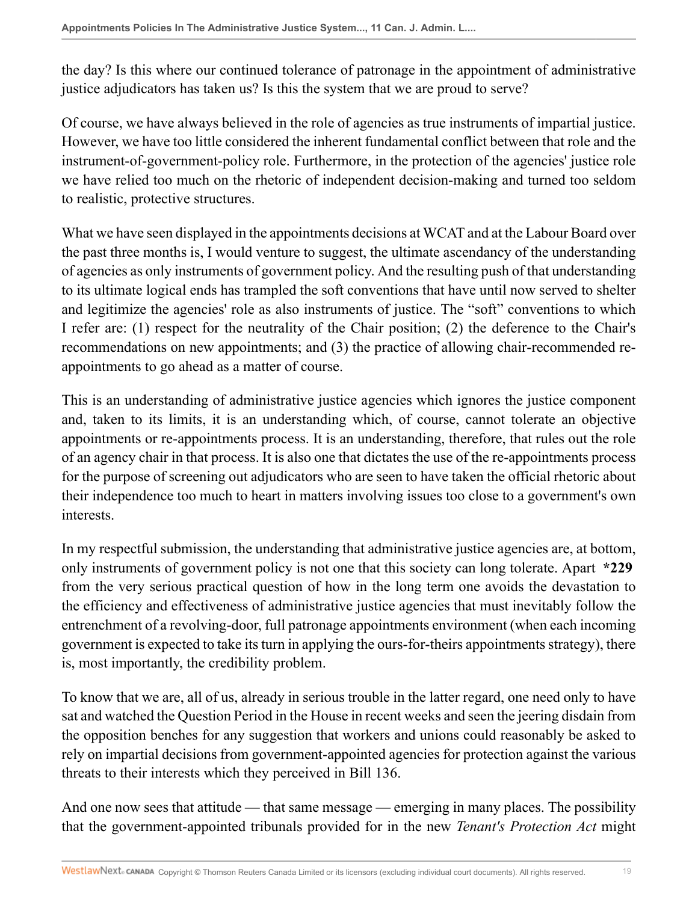the day? Is this where our continued tolerance of patronage in the appointment of administrative justice adjudicators has taken us? Is this the system that we are proud to serve?

Of course, we have always believed in the role of agencies as true instruments of impartial justice. However, we have too little considered the inherent fundamental conflict between that role and the instrument-of-government-policy role. Furthermore, in the protection of the agencies' justice role we have relied too much on the rhetoric of independent decision-making and turned too seldom to realistic, protective structures.

What we have seen displayed in the appointments decisions at WCAT and at the Labour Board over the past three months is, I would venture to suggest, the ultimate ascendancy of the understanding of agencies as only instruments of government policy. And the resulting push of that understanding to its ultimate logical ends has trampled the soft conventions that have until now served to shelter and legitimize the agencies' role as also instruments of justice. The "soft" conventions to which I refer are: (1) respect for the neutrality of the Chair position; (2) the deference to the Chair's recommendations on new appointments; and (3) the practice of allowing chair-recommended re-appointments to go ahead as a matter of course.

This is an understanding of administrative justice agencies which ignores the justice component and, taken to its limits, it is an understanding which, of course, cannot tolerate an objective appointments or re-appointments process. It is an understanding, therefore, that rules out the role of an agency chair in that process. It is also one that dictates the use of the re-appointments process for the purpose of screening out adjudicators who are seen to have taken the official rhetoric about their independence too much to heart in matters involving issues too close to a government's own interests.

In my respectful submission, the understanding that administrative justice agencies are, at bottom, only instruments of government policy is not one that this society can long tolerate. Apart **\*229** from the very serious practical question of how in the long term one avoids the devastation to the efficiency and effectiveness of administrative justice agencies that must inevitably follow the entrenchment of a revolving-door, full patronage appointments environment (when each incoming government is expected to take its turn in applying the ours-for-theirs appointments strategy), there is, most importantly, the credibility problem.

To know that we are, all of us, already in serious trouble in the latter regard, one need only to have sat and watched the Question Period in the House in recent weeks and seen the jeering disdain from the opposition benches for any suggestion that workers and unions could reasonably be asked to rely on impartial decisions from government-appointed agencies for protection against the various threats to their interests which they perceived in Bill 136.

And one now sees that attitude — that same message — emerging in many places. The possibility that the government-appointed tribunals provided for in the new *Tenant's Protection Act* might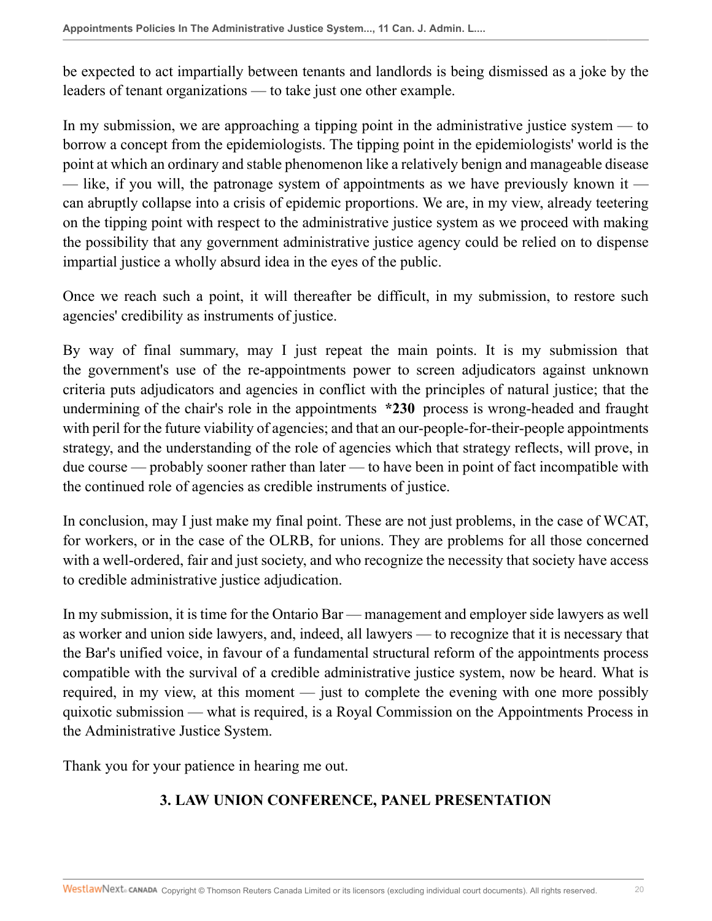be expected to act impartially between tenants and landlords is being dismissed as a joke by the leaders of tenant organizations — to take just one other example.

In my submission, we are approaching a tipping point in the administrative justice system — to borrow a concept from the epidemiologists. The tipping point in the epidemiologists' world is the point at which an ordinary and stable phenomenon like a relatively benign and manageable disease — like, if you will, the patronage system of appointments as we have previously known it — can abruptly collapse into a crisis of epidemic proportions. We are, in my view, already teetering on the tipping point with respect to the administrative justice system as we proceed with making the possibility that any government administrative justice agency could be relied on to dispense impartial justice a wholly absurd idea in the eyes of the public.

Once we reach such a point, it will thereafter be difficult, in my submission, to restore such agencies' credibility as instruments of justice.

By way of final summary, may I just repeat the main points. It is my submission that the government's use of the re-appointments power to screen adjudicators against unknown criteria puts adjudicators and agencies in conflict with the principles of natural justice; that the undermining of the chair's role in the appointments **\*230** process is wrong-headed and fraught with peril for the future viability of agencies; and that an our-people-for-their-people appointments strategy, and the understanding of the role of agencies which that strategy reflects, will prove, in due course — probably sooner rather than later — to have been in point of fact incompatible with the continued role of agencies as credible instruments of justice.

In conclusion, may I just make my final point. These are not just problems, in the case of WCAT, for workers, or in the case of the OLRB, for unions. They are problems for all those concerned with a well-ordered, fair and just society, and who recognize the necessity that society have access to credible administrative justice adjudication.

In my submission, it is time for the Ontario Bar — management and employer side lawyers as well as worker and union side lawyers, and, indeed, all lawyers — to recognize that it is necessary that the Bar's unified voice, in favour of a fundamental structural reform of the appointments process compatible with the survival of a credible administrative justice system, now be heard. What is required, in my view, at this moment — just to complete the evening with one more possibly quixotic submission — what is required, is a Royal Commission on the Appointments Process in the Administrative Justice System.

Thank you for your patience in hearing me out.

## 3. LAW UNION CONFERENCE, PANEL PRESENTATION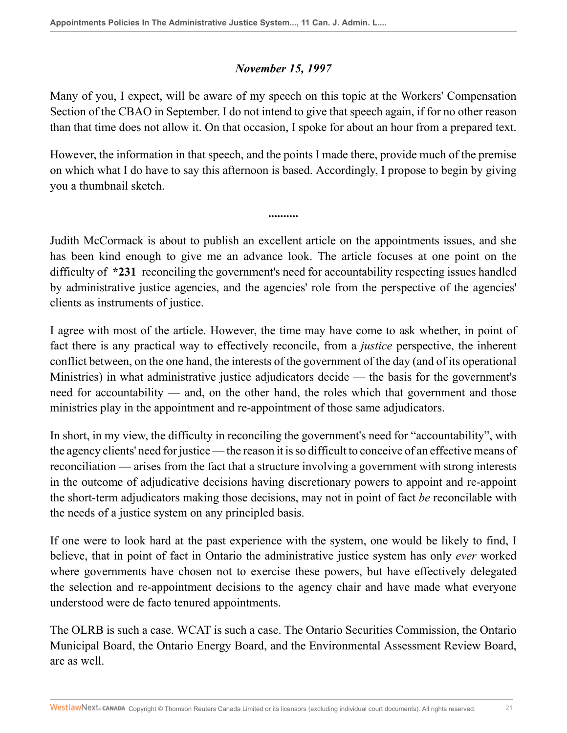*November 15, 1997*

Many of you, I expect, will be aware of my speech on this topic at the Workers' Compensation Section of the CBAO in September. I do not intend to give that speech again, if for no other reason than that time does not allow it. On that occasion, I spoke for about an hour from a prepared text.

However, the information in that speech, and the points I made there, provide much of the premise on which what I do have to say this afternoon is based. Accordingly, I propose to begin by giving you a thumbnail sketch.

..........

Judith McCormack is about to publish an excellent article on the appointments issues, and she has been kind enough to give me an advance look. The article focuses at one point on the difficulty of **\*231** reconciling the government's need for accountability respecting issues handled by administrative justice agencies, and the agencies' role from the perspective of the agencies' clients as instruments of justice.

I agree with most of the article. However, the time may have come to ask whether, in point of fact there is any practical way to effectively reconcile, from a *justice* perspective, the inherent conflict between, on the one hand, the interests of the government of the day (and of its operational Ministries) in what administrative justice adjudicators decide — the basis for the government's need for accountability — and, on the other hand, the roles which that government and those ministries play in the appointment and re-appointment of those same adjudicators.

In short, in my view, the difficulty in reconciling the government's need for "accountability", with the agency clients' need for justice — the reason it is so difficult to conceive of an effective means of reconciliation — arises from the fact that a structure involving a government with strong interests in the outcome of adjudicative decisions having discretionary powers to appoint and re-appoint the short-term adjudicators making those decisions, may not in point of fact *be* reconcilable with the needs of a justice system on any principled basis.

If one were to look hard at the past experience with the system, one would be likely to find, I believe, that in point of fact in Ontario the administrative justice system has only *ever* worked where governments have chosen not to exercise these powers, but have effectively delegated the selection and re-appointment decisions to the agency chair and have made what everyone understood were de facto tenured appointments.

The OLRB is such a case. WCAT is such a case. The Ontario Securities Commission, the Ontario Municipal Board, the Ontario Energy Board, and the Environmental Assessment Review Board, are as well.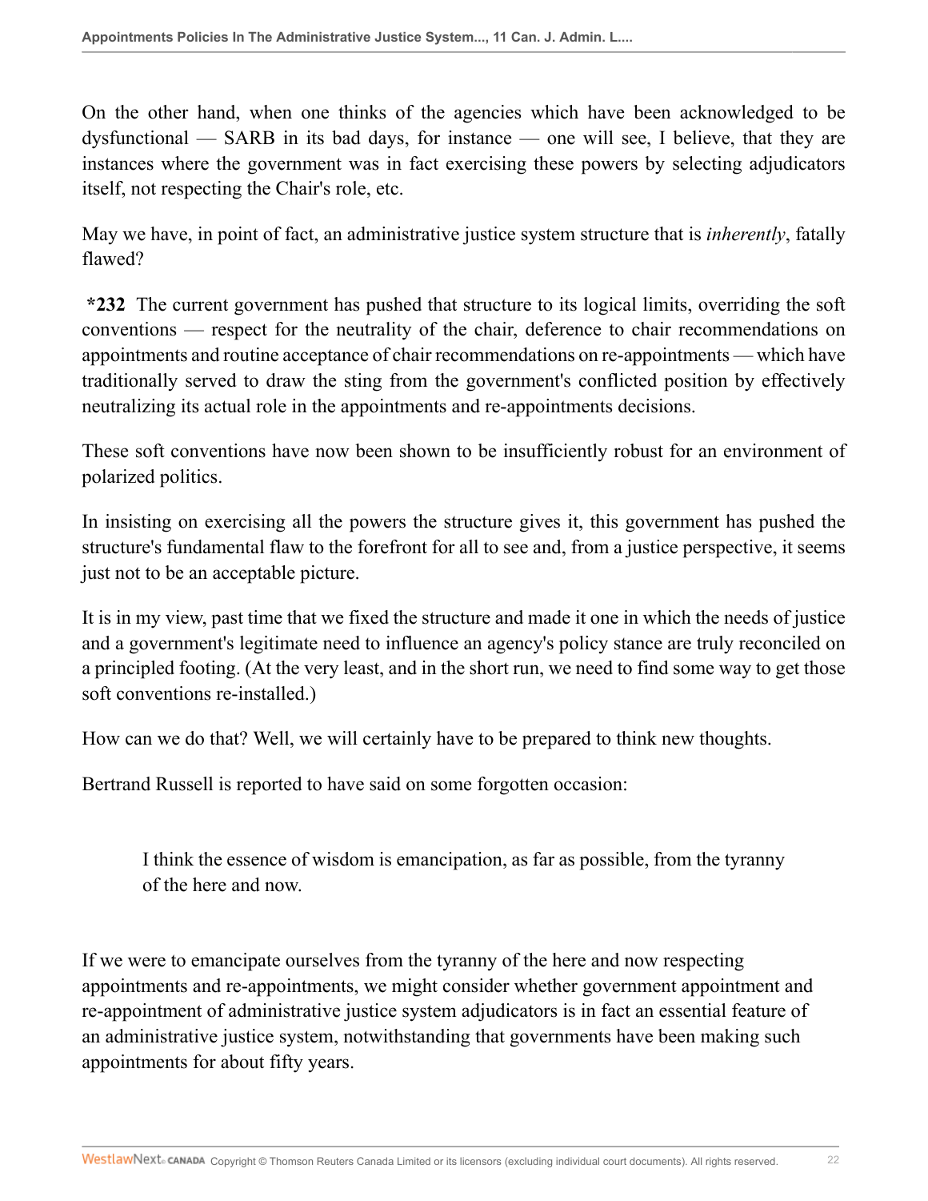On the other hand, when one thinks of the agencies which have been acknowledged to be dysfunctional — SARB in its bad days, for instance — one will see, I believe, that they are instances where the government was in fact exercising these powers by selecting adjudicators itself, not respecting the Chair's role, etc.

May we have, in point of fact, an administrative justice system structure that is *inherently*, fatally flawed?

**\*232** The current government has pushed that structure to its logical limits, overriding the soft conventions — respect for the neutrality of the chair, deference to chair recommendations on appointments and routine acceptance of chair recommendations on re-appointments — which have traditionally served to draw the sting from the government's conflicted position by effectively neutralizing its actual role in the appointments and re-appointments decisions.

These soft conventions have now been shown to be insufficiently robust for an environment of polarized politics.

In insisting on exercising all the powers the structure gives it, this government has pushed the structure's fundamental flaw to the forefront for all to see and, from a justice perspective, it seems just not to be an acceptable picture.

It is in my view, past time that we fixed the structure and made it one in which the needs of justice and a government's legitimate need to influence an agency's policy stance are truly reconciled on a principled footing. (At the very least, and in the short run, we need to find some way to get those soft conventions re-installed.)

How can we do that? Well, we will certainly have to be prepared to think new thoughts.

Bertrand Russell is reported to have said on some forgotten occasion:

> I think the essence of wisdom is emancipation, as far as possible, from the tyranny of the here and now.

If we were to emancipate ourselves from the tyranny of the here and now respecting appointments and re-appointments, we might consider whether government appointment and re-appointment of administrative justice system adjudicators is in fact an essential feature of an administrative justice system, notwithstanding that governments have been making such appointments for about fifty years.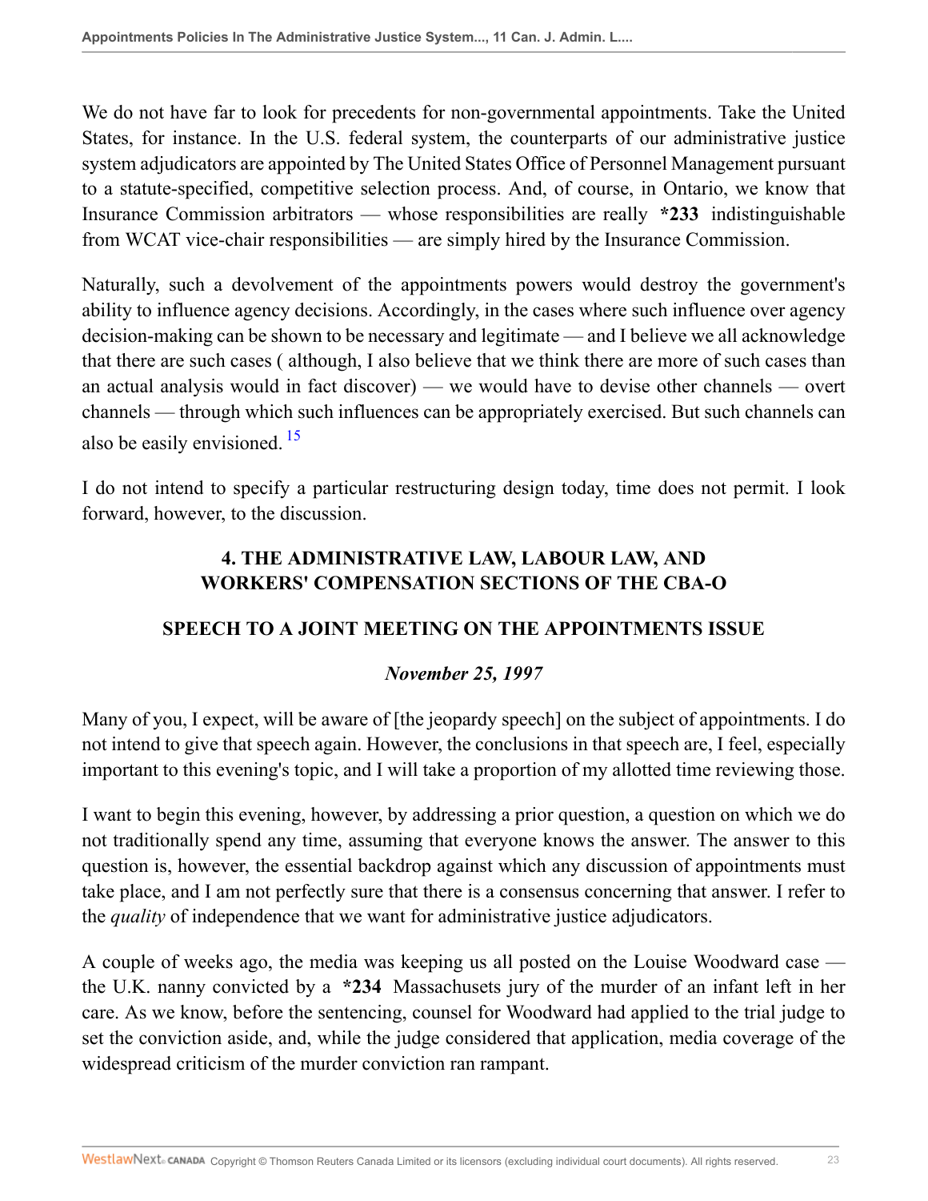We do not have far to look for precedents for non-governmental appointments. Take the United States, for instance. In the U.S. federal system, the counterparts of our administrative justice system adjudicators are appointed by The United States Office of Personnel Management pursuant to a statute-specified, competitive selection process. And, of course, in Ontario, we know that Insurance Commission arbitrators — whose responsibilities are really **\*233** indistinguishable from WCAT vice-chair responsibilities — are simply hired by the Insurance Commission.

Naturally, such a devolvement of the appointments powers would destroy the government's ability to influence agency decisions. Accordingly, in the cases where such influence over agency decision-making can be shown to be necessary and legitimate — and I believe we all acknowledge that there are such cases ( although, I also believe that we think there are more of such cases than an actual analysis would in fact discover) — we would have to devise other channels — overt channels — through which such influences can be appropriately exercised. But such channels can also be easily envisioned. [15]

I do not intend to specify a particular restructuring design today, time does not permit. I look forward, however, to the discussion.

## 4. THE ADMINISTRATIVE LAW, LABOUR LAW, AND WORKERS' COMPENSATION SECTIONS OF THE CBA-O

### SPEECH TO A JOINT MEETING ON THE APPOINTMENTS ISSUE

*November 25, 1997*

Many of you, I expect, will be aware of [the jeopardy speech] on the subject of appointments. I do not intend to give that speech again. However, the conclusions in that speech are, I feel, especially important to this evening's topic, and I will take a proportion of my allotted time reviewing those.

I want to begin this evening, however, by addressing a prior question, a question on which we do not traditionally spend any time, assuming that everyone knows the answer. The answer to this question is, however, the essential backdrop against which any discussion of appointments must take place, and I am not perfectly sure that there is a consensus concerning that answer. I refer to the *quality* of independence that we want for administrative justice adjudicators.

A couple of weeks ago, the media was keeping us all posted on the Louise Woodward case — the U.K. nanny convicted by a **\*234** Massachusets jury of the murder of an infant left in her care. As we know, before the sentencing, counsel for Woodward had applied to the trial judge to set the conviction aside, and, while the judge considered that application, media coverage of the widespread criticism of the murder conviction ran rampant.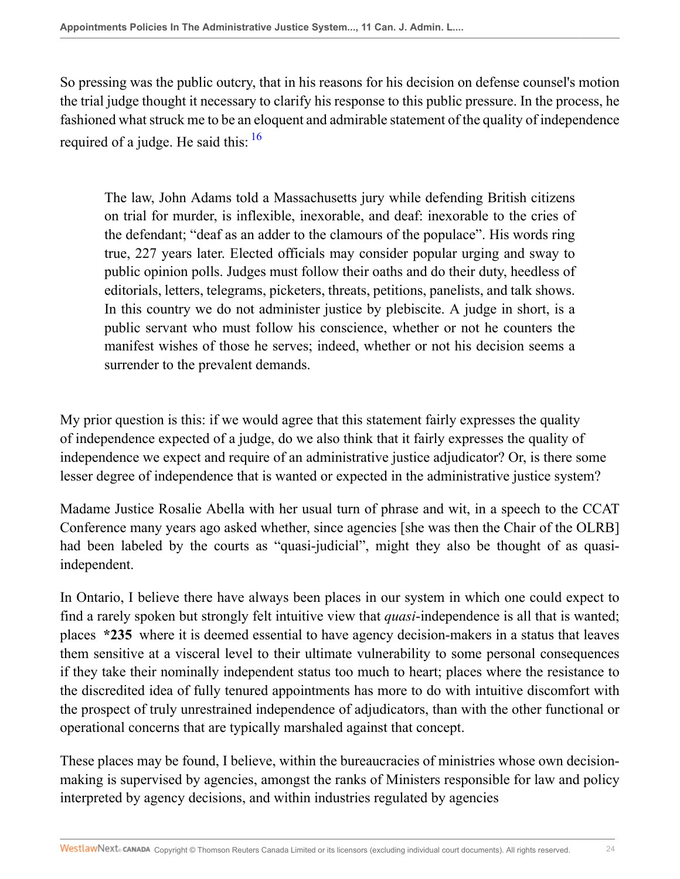So pressing was the public outcry, that in his reasons for his decision on defense counsel's motion the trial judge thought it necessary to clarify his response to this public pressure. In the process, he fashioned what struck me to be an eloquent and admirable statement of the quality of independence required of a judge. He said this: [16]

> The law, John Adams told a Massachusetts jury while defending British citizens on trial for murder, is inflexible, inexorable, and deaf: inexorable to the cries of the defendant; "deaf as an adder to the clamours of the populace". His words ring true, 227 years later. Elected officials may consider popular urging and sway to public opinion polls. Judges must follow their oaths and do their duty, heedless of editorials, letters, telegrams, picketers, threats, petitions, panelists, and talk shows. In this country we do not administer justice by plebiscite. A judge in short, is a public servant who must follow his conscience, whether or not he counters the manifest wishes of those he serves; indeed, whether or not his decision seems a surrender to the prevalent demands.

My prior question is this: if we would agree that this statement fairly expresses the quality of independence expected of a judge, do we also think that it fairly expresses the quality of independence we expect and require of an administrative justice adjudicator? Or, is there some lesser degree of independence that is wanted or expected in the administrative justice system?

Madame Justice Rosalie Abella with her usual turn of phrase and wit, in a speech to the CCAT Conference many years ago asked whether, since agencies [she was then the Chair of the OLRB] had been labeled by the courts as "quasi-judicial", might they also be thought of as quasi-independent.

In Ontario, I believe there have always been places in our system in which one could expect to find a rarely spoken but strongly felt intuitive view that *quasi*-independence is all that is wanted; places **\*235** where it is deemed essential to have agency decision-makers in a status that leaves them sensitive at a visceral level to their ultimate vulnerability to some personal consequences if they take their nominally independent status too much to heart; places where the resistance to the discredited idea of fully tenured appointments has more to do with intuitive discomfort with the prospect of truly unrestrained independence of adjudicators, than with the other functional or operational concerns that are typically marshaled against that concept.

These places may be found, I believe, within the bureaucracies of ministries whose own decision-making is supervised by agencies, amongst the ranks of Ministers responsible for law and policy interpreted by agency decisions, and within industries regulated by agencies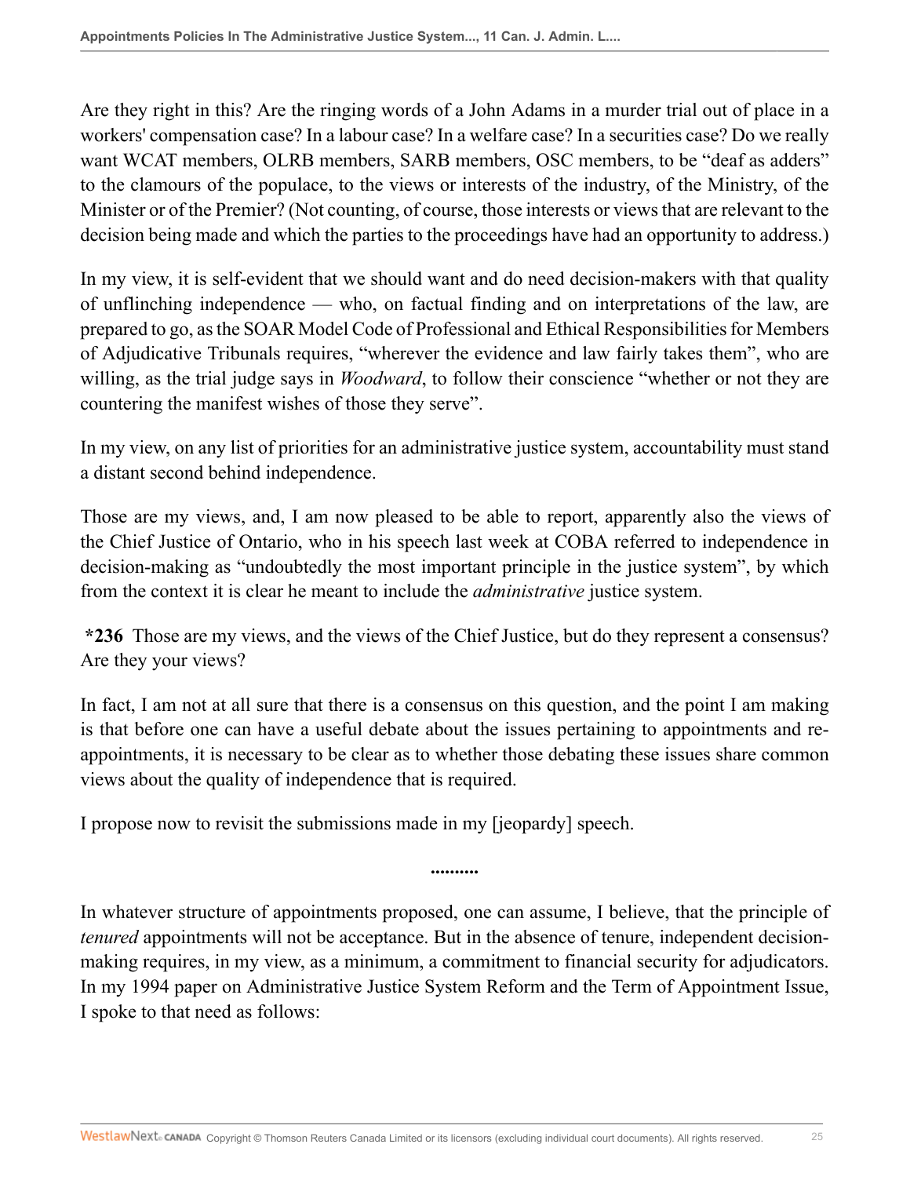Are they right in this? Are the ringing words of a John Adams in a murder trial out of place in a workers' compensation case? In a labour case? In a welfare case? In a securities case? Do we really want WCAT members, OLRB members, SARB members, OSC members, to be "deaf as adders" to the clamours of the populace, to the views or interests of the industry, of the Ministry, of the Minister or of the Premier? (Not counting, of course, those interests or views that are relevant to the decision being made and which the parties to the proceedings have had an opportunity to address.)

In my view, it is self-evident that we should want and do need decision-makers with that quality of unflinching independence — who, on factual finding and on interpretations of the law, are prepared to go, as the SOAR Model Code of Professional and Ethical Responsibilities for Members of Adjudicative Tribunals requires, "wherever the evidence and law fairly takes them", who are willing, as the trial judge says in *Woodward*, to follow their conscience "whether or not they are countering the manifest wishes of those they serve".

In my view, on any list of priorities for an administrative justice system, accountability must stand a distant second behind independence.

Those are my views, and, I am now pleased to be able to report, apparently also the views of the Chief Justice of Ontario, who in his speech last week at COBA referred to independence in decision-making as "undoubtedly the most important principle in the justice system", by which from the context it is clear he meant to include the *administrative* justice system.

**\*236** Those are my views, and the views of the Chief Justice, but do they represent a consensus? Are they your views?

In fact, I am not at all sure that there is a consensus on this question, and the point I am making is that before one can have a useful debate about the issues pertaining to appointments and re-appointments, it is necessary to be clear as to whether those debating these issues share common views about the quality of independence that is required.

I propose now to revisit the submissions made in my [jeopardy] speech.

..........

In whatever structure of appointments proposed, one can assume, I believe, that the principle of *tenured* appointments will not be acceptance. But in the absence of tenure, independent decision-making requires, in my view, as a minimum, a commitment to financial security for adjudicators. In my 1994 paper on Administrative Justice System Reform and the Term of Appointment Issue, I spoke to that need as follows: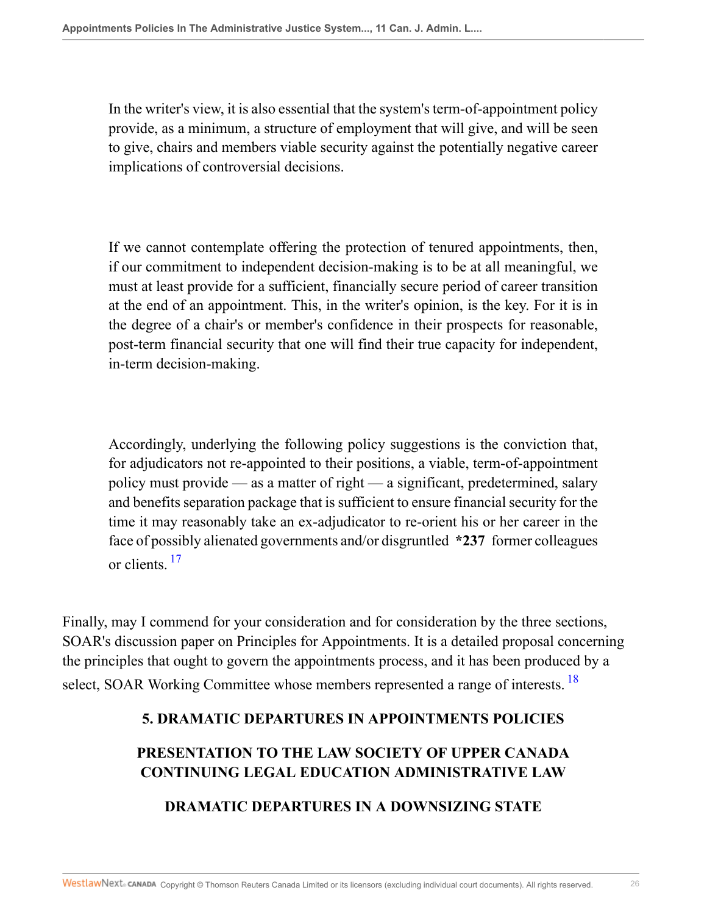> In the writer's view, it is also essential that the system's term-of-appointment policy provide, as a minimum, a structure of employment that will give, and will be seen to give, chairs and members viable security against the potentially negative career implications of controversial decisions.
>
> If we cannot contemplate offering the protection of tenured appointments, then, if our commitment to independent decision-making is to be at all meaningful, we must at least provide for a sufficient, financially secure period of career transition at the end of an appointment. This, in the writer's opinion, is the key. For it is in the degree of a chair's or member's confidence in their prospects for reasonable, post-term financial security that one will find their true capacity for independent, in-term decision-making.
>
> Accordingly, underlying the following policy suggestions is the conviction that, for adjudicators not re-appointed to their positions, a viable, term-of-appointment policy must provide — as a matter of right — a significant, predetermined, salary and benefits separation package that is sufficient to ensure financial security for the time it may reasonably take an ex-adjudicator to re-orient his or her career in the face of possibly alienated governments and/or disgruntled **\*237** former colleagues or clients. [17]

Finally, may I commend for your consideration and for consideration by the three sections, SOAR's discussion paper on Principles for Appointments. It is a detailed proposal concerning the principles that ought to govern the appointments process, and it has been produced by a select, SOAR Working Committee whose members represented a range of interests. [18]

## 5. DRAMATIC DEPARTURES IN APPOINTMENTS POLICIES

## PRESENTATION TO THE LAW SOCIETY OF UPPER CANADA CONTINUING LEGAL EDUCATION ADMINISTRATIVE LAW

## DRAMATIC DEPARTURES IN A DOWNSIZING STATE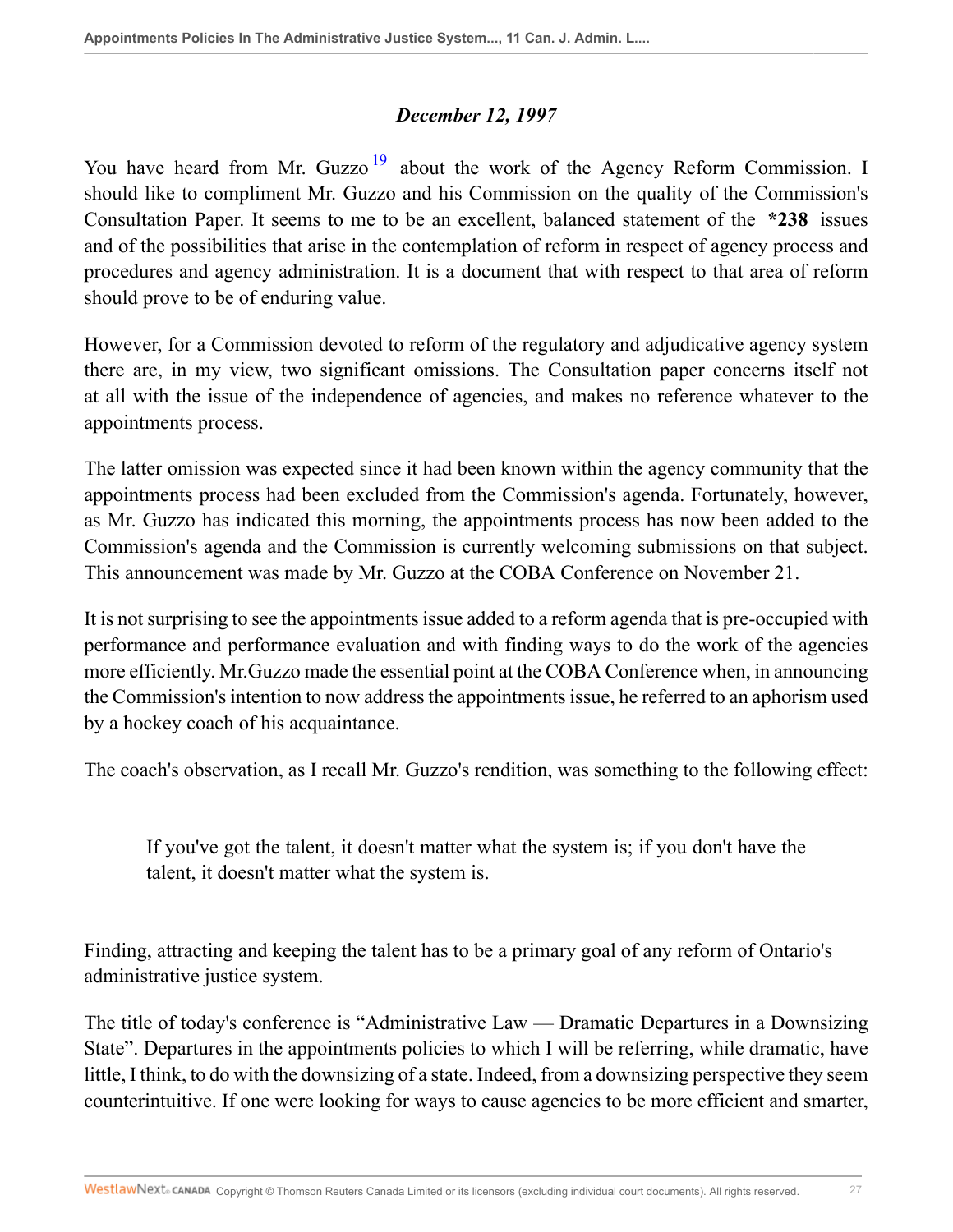***December 12, 1997***

You have heard from Mr. Guzzo[19] about the work of the Agency Reform Commission. I should like to compliment Mr. Guzzo and his Commission on the quality of the Commission's Consultation Paper. It seems to me to be an excellent, balanced statement of the **\*238** issues and of the possibilities that arise in the contemplation of reform in respect of agency process and procedures and agency administration. It is a document that with respect to that area of reform should prove to be of enduring value.

However, for a Commission devoted to reform of the regulatory and adjudicative agency system there are, in my view, two significant omissions. The Consultation paper concerns itself not at all with the issue of the independence of agencies, and makes no reference whatever to the appointments process.

The latter omission was expected since it had been known within the agency community that the appointments process had been excluded from the Commission's agenda. Fortunately, however, as Mr. Guzzo has indicated this morning, the appointments process has now been added to the Commission's agenda and the Commission is currently welcoming submissions on that subject. This announcement was made by Mr. Guzzo at the COBA Conference on November 21.

It is not surprising to see the appointments issue added to a reform agenda that is pre-occupied with performance and performance evaluation and with finding ways to do the work of the agencies more efficiently. Mr.Guzzo made the essential point at the COBA Conference when, in announcing the Commission's intention to now address the appointments issue, he referred to an aphorism used by a hockey coach of his acquaintance.

The coach's observation, as I recall Mr. Guzzo's rendition, was something to the following effect:

> If you've got the talent, it doesn't matter what the system is; if you don't have the talent, it doesn't matter what the system is.

Finding, attracting and keeping the talent has to be a primary goal of any reform of Ontario's administrative justice system.

The title of today's conference is "Administrative Law — Dramatic Departures in a Downsizing State". Departures in the appointments policies to which I will be referring, while dramatic, have little, I think, to do with the downsizing of a state. Indeed, from a downsizing perspective they seem counterintuitive. If one were looking for ways to cause agencies to be more efficient and smarter,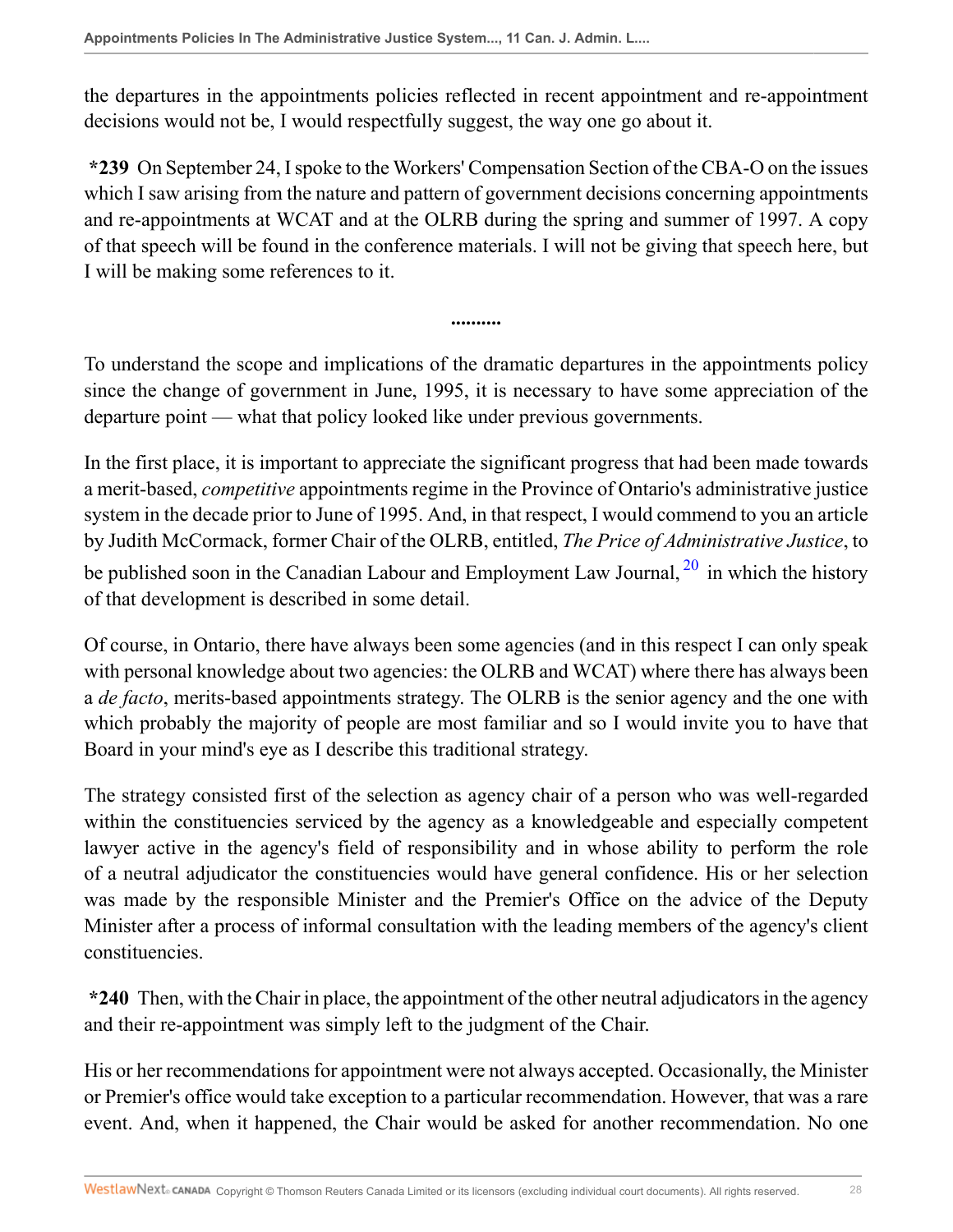the departures in the appointments policies reflected in recent appointment and re-appointment decisions would not be, I would respectfully suggest, the way one go about it.

**\*239** On September 24, I spoke to the Workers' Compensation Section of the CBA-O on the issues which I saw arising from the nature and pattern of government decisions concerning appointments and re-appointments at WCAT and at the OLRB during the spring and summer of 1997. A copy of that speech will be found in the conference materials. I will not be giving that speech here, but I will be making some references to it.

..........

To understand the scope and implications of the dramatic departures in the appointments policy since the change of government in June, 1995, it is necessary to have some appreciation of the departure point — what that policy looked like under previous governments.

In the first place, it is important to appreciate the significant progress that had been made towards a merit-based, *competitive* appointments regime in the Province of Ontario's administrative justice system in the decade prior to June of 1995. And, in that respect, I would commend to you an article by Judith McCormack, former Chair of the OLRB, entitled, *The Price of Administrative Justice*, to be published soon in the Canadian Labour and Employment Law Journal, [20] in which the history of that development is described in some detail.

Of course, in Ontario, there have always been some agencies (and in this respect I can only speak with personal knowledge about two agencies: the OLRB and WCAT) where there has always been a *de facto*, merits-based appointments strategy. The OLRB is the senior agency and the one with which probably the majority of people are most familiar and so I would invite you to have that Board in your mind's eye as I describe this traditional strategy.

The strategy consisted first of the selection as agency chair of a person who was well-regarded within the constituencies serviced by the agency as a knowledgeable and especially competent lawyer active in the agency's field of responsibility and in whose ability to perform the role of a neutral adjudicator the constituencies would have general confidence. His or her selection was made by the responsible Minister and the Premier's Office on the advice of the Deputy Minister after a process of informal consultation with the leading members of the agency's client constituencies.

**\*240** Then, with the Chair in place, the appointment of the other neutral adjudicators in the agency and their re-appointment was simply left to the judgment of the Chair.

His or her recommendations for appointment were not always accepted. Occasionally, the Minister or Premier's office would take exception to a particular recommendation. However, that was a rare event. And, when it happened, the Chair would be asked for another recommendation. No one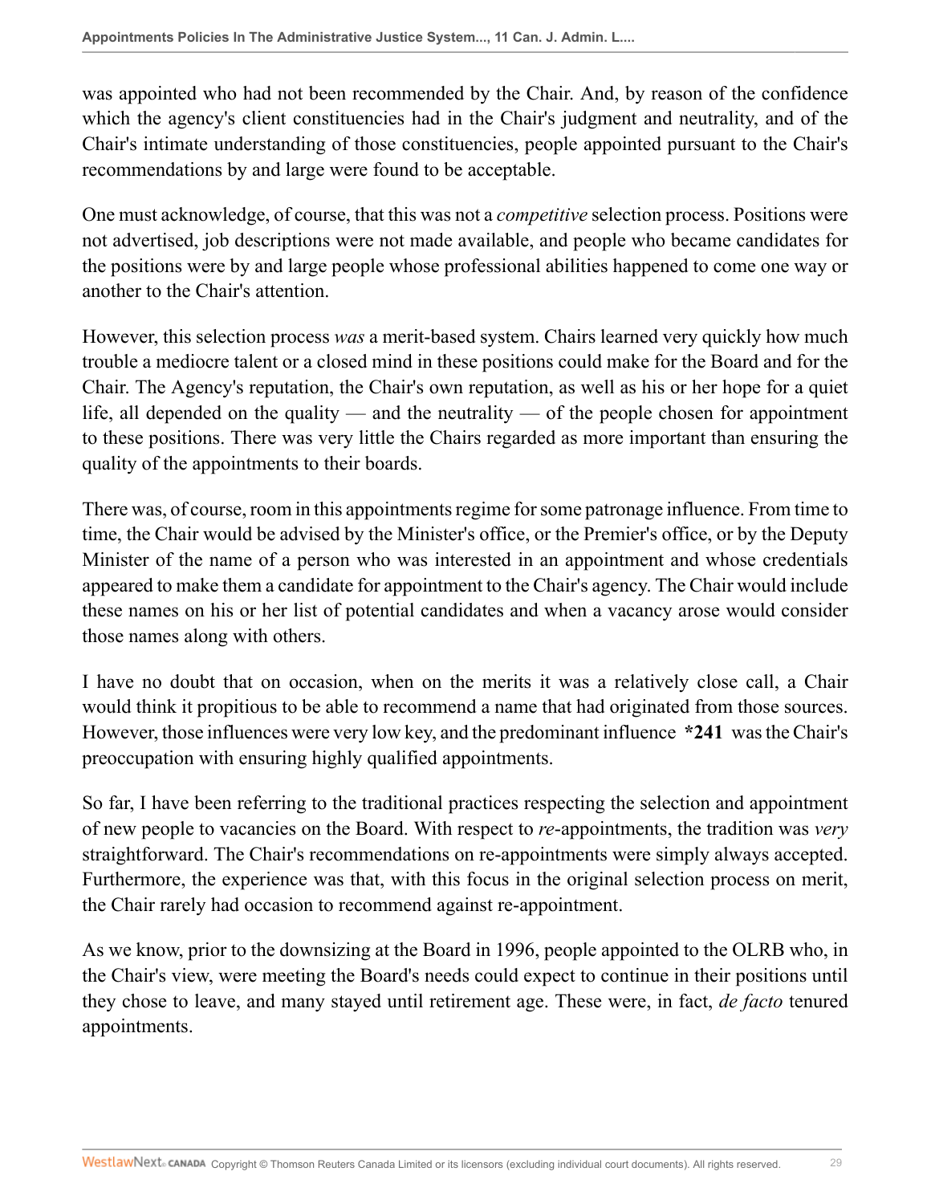was appointed who had not been recommended by the Chair. And, by reason of the confidence which the agency's client constituencies had in the Chair's judgment and neutrality, and of the Chair's intimate understanding of those constituencies, people appointed pursuant to the Chair's recommendations by and large were found to be acceptable.

One must acknowledge, of course, that this was not a *competitive* selection process. Positions were not advertised, job descriptions were not made available, and people who became candidates for the positions were by and large people whose professional abilities happened to come one way or another to the Chair's attention.

However, this selection process *was* a merit-based system. Chairs learned very quickly how much trouble a mediocre talent or a closed mind in these positions could make for the Board and for the Chair. The Agency's reputation, the Chair's own reputation, as well as his or her hope for a quiet life, all depended on the quality — and the neutrality — of the people chosen for appointment to these positions. There was very little the Chairs regarded as more important than ensuring the quality of the appointments to their boards.

There was, of course, room in this appointments regime for some patronage influence. From time to time, the Chair would be advised by the Minister's office, or the Premier's office, or by the Deputy Minister of the name of a person who was interested in an appointment and whose credentials appeared to make them a candidate for appointment to the Chair's agency. The Chair would include these names on his or her list of potential candidates and when a vacancy arose would consider those names along with others.

I have no doubt that on occasion, when on the merits it was a relatively close call, a Chair would think it propitious to be able to recommend a name that had originated from those sources. However, those influences were very low key, and the predominant influence **\*241** was the Chair's preoccupation with ensuring highly qualified appointments.

So far, I have been referring to the traditional practices respecting the selection and appointment of new people to vacancies on the Board. With respect to *re*-appointments, the tradition was *very* straightforward. The Chair's recommendations on re-appointments were simply always accepted. Furthermore, the experience was that, with this focus in the original selection process on merit, the Chair rarely had occasion to recommend against re-appointment.

As we know, prior to the downsizing at the Board in 1996, people appointed to the OLRB who, in the Chair's view, were meeting the Board's needs could expect to continue in their positions until they chose to leave, and many stayed until retirement age. These were, in fact, *de facto* tenured appointments.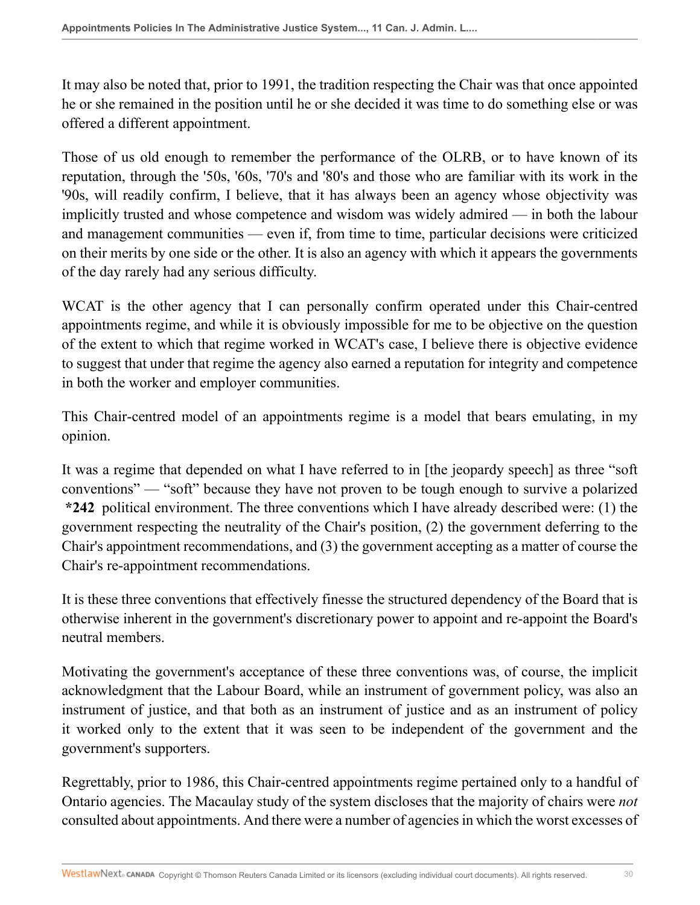It may also be noted that, prior to 1991, the tradition respecting the Chair was that once appointed he or she remained in the position until he or she decided it was time to do something else or was offered a different appointment.

Those of us old enough to remember the performance of the OLRB, or to have known of its reputation, through the '50s, '60s, '70's and '80's and those who are familiar with its work in the '90s, will readily confirm, I believe, that it has always been an agency whose objectivity was implicitly trusted and whose competence and wisdom was widely admired — in both the labour and management communities — even if, from time to time, particular decisions were criticized on their merits by one side or the other. It is also an agency with which it appears the governments of the day rarely had any serious difficulty.

WCAT is the other agency that I can personally confirm operated under this Chair-centred appointments regime, and while it is obviously impossible for me to be objective on the question of the extent to which that regime worked in WCAT's case, I believe there is objective evidence to suggest that under that regime the agency also earned a reputation for integrity and competence in both the worker and employer communities.

This Chair-centred model of an appointments regime is a model that bears emulating, in my opinion.

It was a regime that depended on what I have referred to in [the jeopardy speech] as three "soft conventions" — "soft" because they have not proven to be tough enough to survive a polarized **\*242** political environment. The three conventions which I have already described were: (1) the government respecting the neutrality of the Chair's position, (2) the government deferring to the Chair's appointment recommendations, and (3) the government accepting as a matter of course the Chair's re-appointment recommendations.

It is these three conventions that effectively finesse the structured dependency of the Board that is otherwise inherent in the government's discretionary power to appoint and re-appoint the Board's neutral members.

Motivating the government's acceptance of these three conventions was, of course, the implicit acknowledgment that the Labour Board, while an instrument of government policy, was also an instrument of justice, and that both as an instrument of justice and as an instrument of policy it worked only to the extent that it was seen to be independent of the government and the government's supporters.

Regrettably, prior to 1986, this Chair-centred appointments regime pertained only to a handful of Ontario agencies. The Macaulay study of the system discloses that the majority of chairs were *not* consulted about appointments. And there were a number of agencies in which the worst excesses of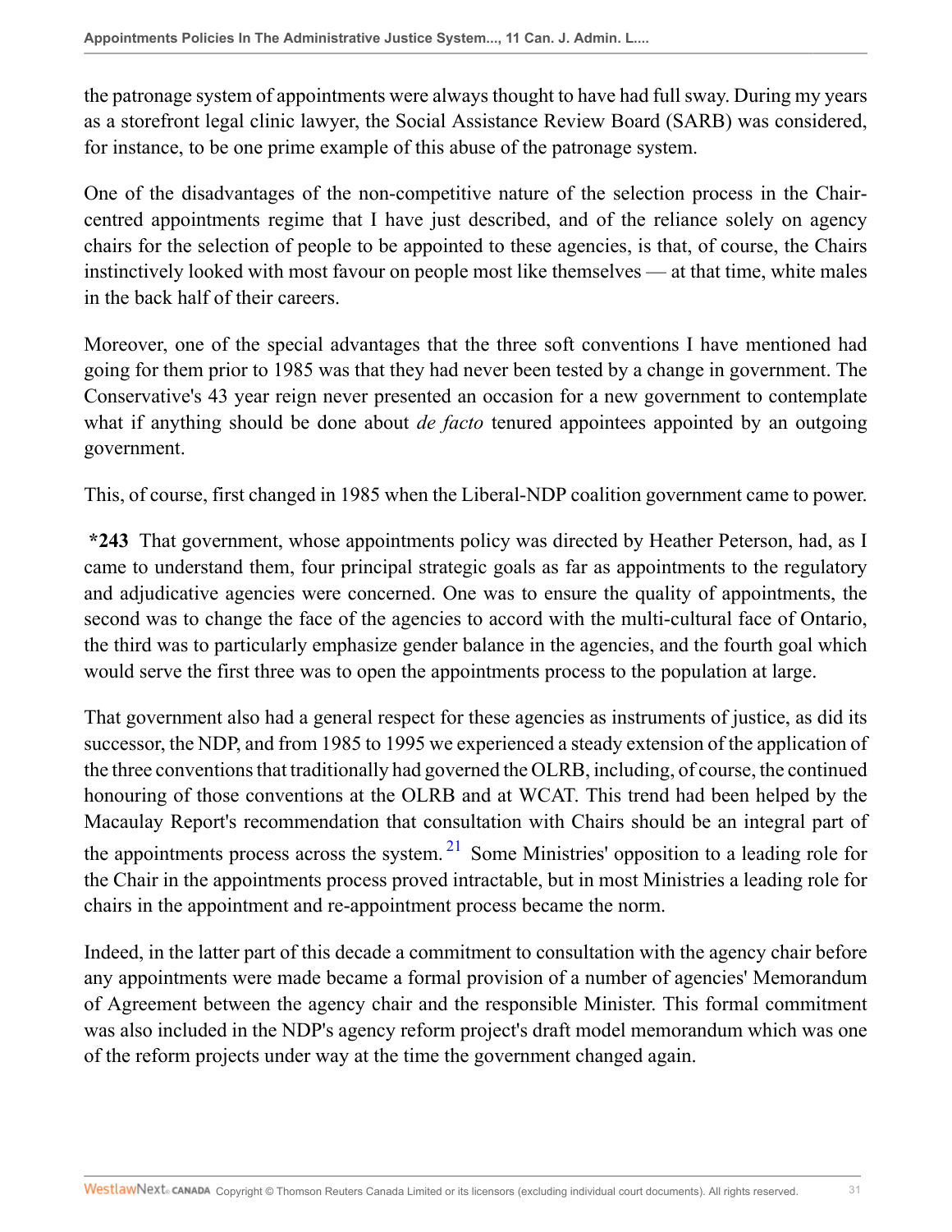the patronage system of appointments were always thought to have had full sway. During my years as a storefront legal clinic lawyer, the Social Assistance Review Board (SARB) was considered, for instance, to be one prime example of this abuse of the patronage system.

One of the disadvantages of the non-competitive nature of the selection process in the Chair-centred appointments regime that I have just described, and of the reliance solely on agency chairs for the selection of people to be appointed to these agencies, is that, of course, the Chairs instinctively looked with most favour on people most like themselves — at that time, white males in the back half of their careers.

Moreover, one of the special advantages that the three soft conventions I have mentioned had going for them prior to 1985 was that they had never been tested by a change in government. The Conservative's 43 year reign never presented an occasion for a new government to contemplate what if anything should be done about *de facto* tenured appointees appointed by an outgoing government.

This, of course, first changed in 1985 when the Liberal-NDP coalition government came to power.

**\*243** That government, whose appointments policy was directed by Heather Peterson, had, as I came to understand them, four principal strategic goals as far as appointments to the regulatory and adjudicative agencies were concerned. One was to ensure the quality of appointments, the second was to change the face of the agencies to accord with the multi-cultural face of Ontario, the third was to particularly emphasize gender balance in the agencies, and the fourth goal which would serve the first three was to open the appointments process to the population at large.

That government also had a general respect for these agencies as instruments of justice, as did its successor, the NDP, and from 1985 to 1995 we experienced a steady extension of the application of the three conventions that traditionally had governed the OLRB, including, of course, the continued honouring of those conventions at the OLRB and at WCAT. This trend had been helped by the Macaulay Report's recommendation that consultation with Chairs should be an integral part of the appointments process across the system. [21] Some Ministries' opposition to a leading role for the Chair in the appointments process proved intractable, but in most Ministries a leading role for chairs in the appointment and re-appointment process became the norm.

Indeed, in the latter part of this decade a commitment to consultation with the agency chair before any appointments were made became a formal provision of a number of agencies' Memorandum of Agreement between the agency chair and the responsible Minister. This formal commitment was also included in the NDP's agency reform project's draft model memorandum which was one of the reform projects under way at the time the government changed again.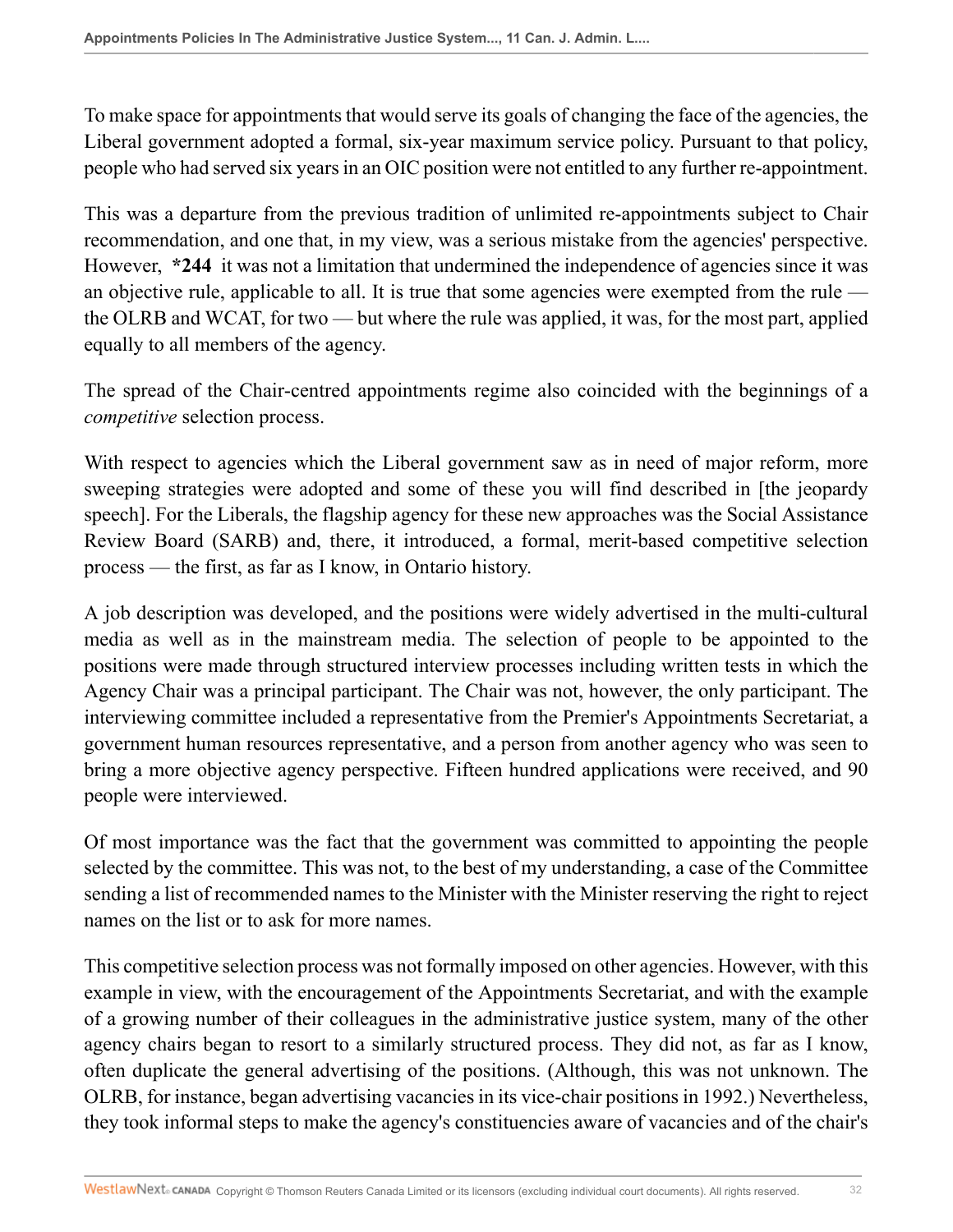To make space for appointments that would serve its goals of changing the face of the agencies, the Liberal government adopted a formal, six-year maximum service policy. Pursuant to that policy, people who had served six years in an OIC position were not entitled to any further re-appointment.

This was a departure from the previous tradition of unlimited re-appointments subject to Chair recommendation, and one that, in my view, was a serious mistake from the agencies' perspective. However, **\*244** it was not a limitation that undermined the independence of agencies since it was an objective rule, applicable to all. It is true that some agencies were exempted from the rule — the OLRB and WCAT, for two — but where the rule was applied, it was, for the most part, applied equally to all members of the agency.

The spread of the Chair-centred appointments regime also coincided with the beginnings of a *competitive* selection process.

With respect to agencies which the Liberal government saw as in need of major reform, more sweeping strategies were adopted and some of these you will find described in [the jeopardy speech]. For the Liberals, the flagship agency for these new approaches was the Social Assistance Review Board (SARB) and, there, it introduced, a formal, merit-based competitive selection process — the first, as far as I know, in Ontario history.

A job description was developed, and the positions were widely advertised in the multi-cultural media as well as in the mainstream media. The selection of people to be appointed to the positions were made through structured interview processes including written tests in which the Agency Chair was a principal participant. The Chair was not, however, the only participant. The interviewing committee included a representative from the Premier's Appointments Secretariat, a government human resources representative, and a person from another agency who was seen to bring a more objective agency perspective. Fifteen hundred applications were received, and 90 people were interviewed.

Of most importance was the fact that the government was committed to appointing the people selected by the committee. This was not, to the best of my understanding, a case of the Committee sending a list of recommended names to the Minister with the Minister reserving the right to reject names on the list or to ask for more names.

This competitive selection process was not formally imposed on other agencies. However, with this example in view, with the encouragement of the Appointments Secretariat, and with the example of a growing number of their colleagues in the administrative justice system, many of the other agency chairs began to resort to a similarly structured process. They did not, as far as I know, often duplicate the general advertising of the positions. (Although, this was not unknown. The OLRB, for instance, began advertising vacancies in its vice-chair positions in 1992.) Nevertheless, they took informal steps to make the agency's constituencies aware of vacancies and of the chair's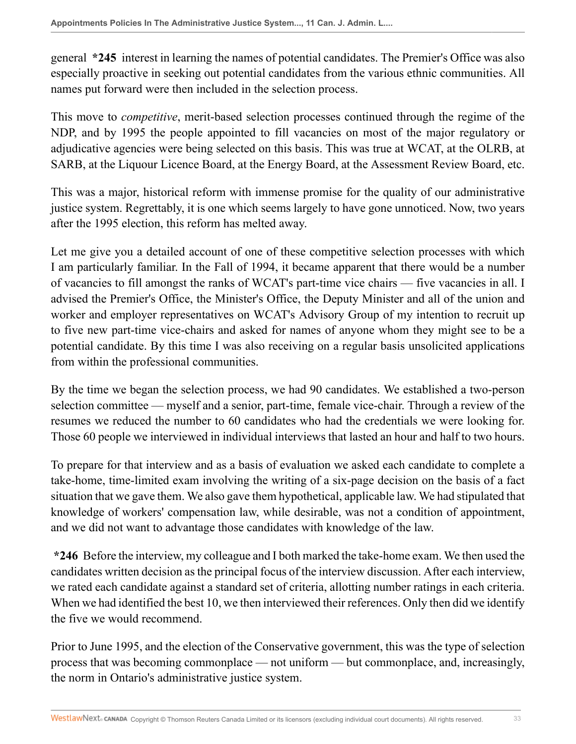general **\*245** interest in learning the names of potential candidates. The Premier's Office was also especially proactive in seeking out potential candidates from the various ethnic communities. All names put forward were then included in the selection process.

This move to *competitive*, merit-based selection processes continued through the regime of the NDP, and by 1995 the people appointed to fill vacancies on most of the major regulatory or adjudicative agencies were being selected on this basis. This was true at WCAT, at the OLRB, at SARB, at the Liquour Licence Board, at the Energy Board, at the Assessment Review Board, etc.

This was a major, historical reform with immense promise for the quality of our administrative justice system. Regrettably, it is one which seems largely to have gone unnoticed. Now, two years after the 1995 election, this reform has melted away.

Let me give you a detailed account of one of these competitive selection processes with which I am particularly familiar. In the Fall of 1994, it became apparent that there would be a number of vacancies to fill amongst the ranks of WCAT's part-time vice chairs — five vacancies in all. I advised the Premier's Office, the Minister's Office, the Deputy Minister and all of the union and worker and employer representatives on WCAT's Advisory Group of my intention to recruit up to five new part-time vice-chairs and asked for names of anyone whom they might see to be a potential candidate. By this time I was also receiving on a regular basis unsolicited applications from within the professional communities.

By the time we began the selection process, we had 90 candidates. We established a two-person selection committee — myself and a senior, part-time, female vice-chair. Through a review of the resumes we reduced the number to 60 candidates who had the credentials we were looking for. Those 60 people we interviewed in individual interviews that lasted an hour and half to two hours.

To prepare for that interview and as a basis of evaluation we asked each candidate to complete a take-home, time-limited exam involving the writing of a six-page decision on the basis of a fact situation that we gave them. We also gave them hypothetical, applicable law. We had stipulated that knowledge of workers' compensation law, while desirable, was not a condition of appointment, and we did not want to advantage those candidates with knowledge of the law.

**\*246** Before the interview, my colleague and I both marked the take-home exam. We then used the candidates written decision as the principal focus of the interview discussion. After each interview, we rated each candidate against a standard set of criteria, allotting number ratings in each criteria. When we had identified the best 10, we then interviewed their references. Only then did we identify the five we would recommend.

Prior to June 1995, and the election of the Conservative government, this was the type of selection process that was becoming commonplace — not uniform — but commonplace, and, increasingly, the norm in Ontario's administrative justice system.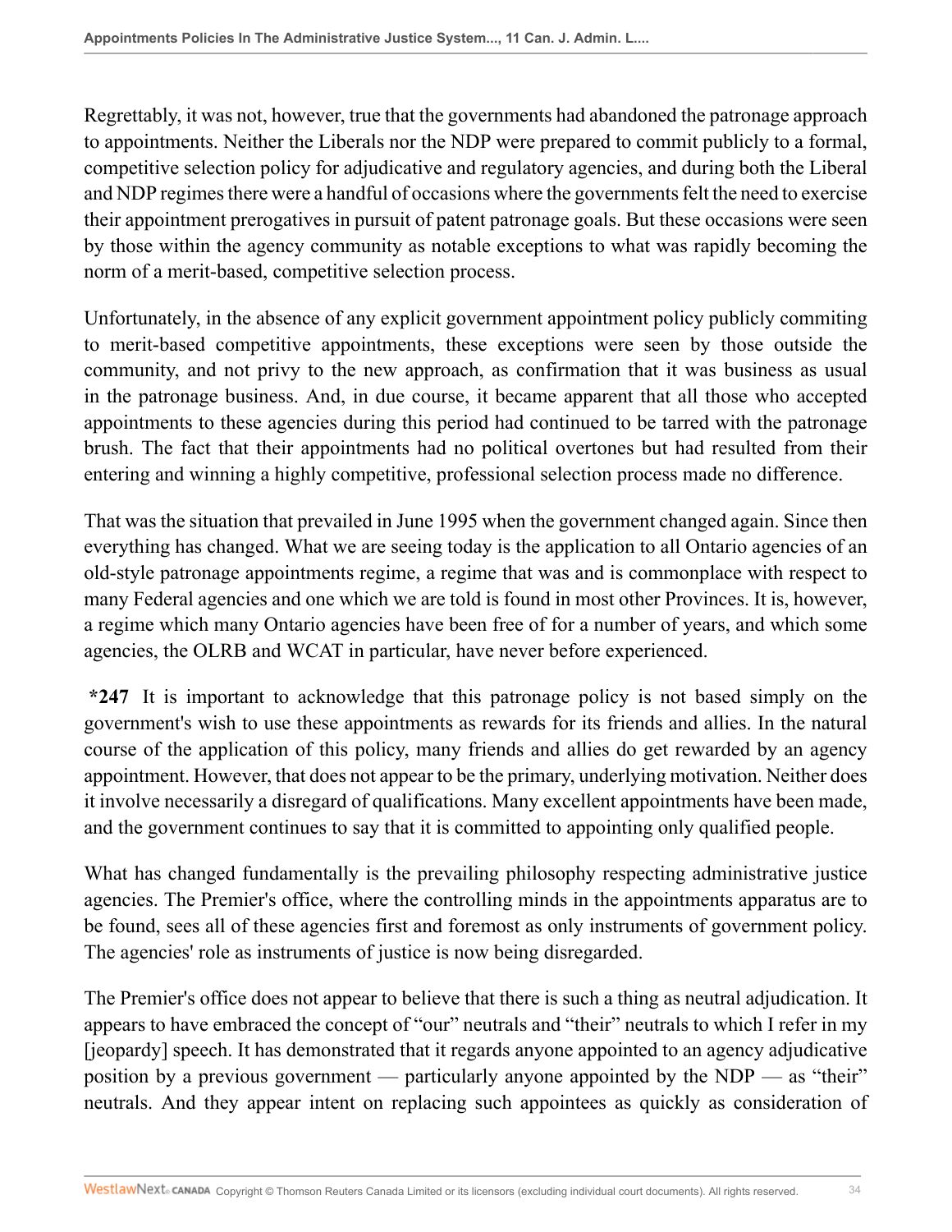Regrettably, it was not, however, true that the governments had abandoned the patronage approach to appointments. Neither the Liberals nor the NDP were prepared to commit publicly to a formal, competitive selection policy for adjudicative and regulatory agencies, and during both the Liberal and NDP regimes there were a handful of occasions where the governments felt the need to exercise their appointment prerogatives in pursuit of patent patronage goals. But these occasions were seen by those within the agency community as notable exceptions to what was rapidly becoming the norm of a merit-based, competitive selection process.

Unfortunately, in the absence of any explicit government appointment policy publicly commiting to merit-based competitive appointments, these exceptions were seen by those outside the community, and not privy to the new approach, as confirmation that it was business as usual in the patronage business. And, in due course, it became apparent that all those who accepted appointments to these agencies during this period had continued to be tarred with the patronage brush. The fact that their appointments had no political overtones but had resulted from their entering and winning a highly competitive, professional selection process made no difference.

That was the situation that prevailed in June 1995 when the government changed again. Since then everything has changed. What we are seeing today is the application to all Ontario agencies of an old-style patronage appointments regime, a regime that was and is commonplace with respect to many Federal agencies and one which we are told is found in most other Provinces. It is, however, a regime which many Ontario agencies have been free of for a number of years, and which some agencies, the OLRB and WCAT in particular, have never before experienced.

**\*247** It is important to acknowledge that this patronage policy is not based simply on the government's wish to use these appointments as rewards for its friends and allies. In the natural course of the application of this policy, many friends and allies do get rewarded by an agency appointment. However, that does not appear to be the primary, underlying motivation. Neither does it involve necessarily a disregard of qualifications. Many excellent appointments have been made, and the government continues to say that it is committed to appointing only qualified people.

What has changed fundamentally is the prevailing philosophy respecting administrative justice agencies. The Premier's office, where the controlling minds in the appointments apparatus are to be found, sees all of these agencies first and foremost as only instruments of government policy. The agencies' role as instruments of justice is now being disregarded.

The Premier's office does not appear to believe that there is such a thing as neutral adjudication. It appears to have embraced the concept of "our" neutrals and "their" neutrals to which I refer in my [jeopardy] speech. It has demonstrated that it regards anyone appointed to an agency adjudicative position by a previous government — particularly anyone appointed by the NDP — as "their" neutrals. And they appear intent on replacing such appointees as quickly as consideration of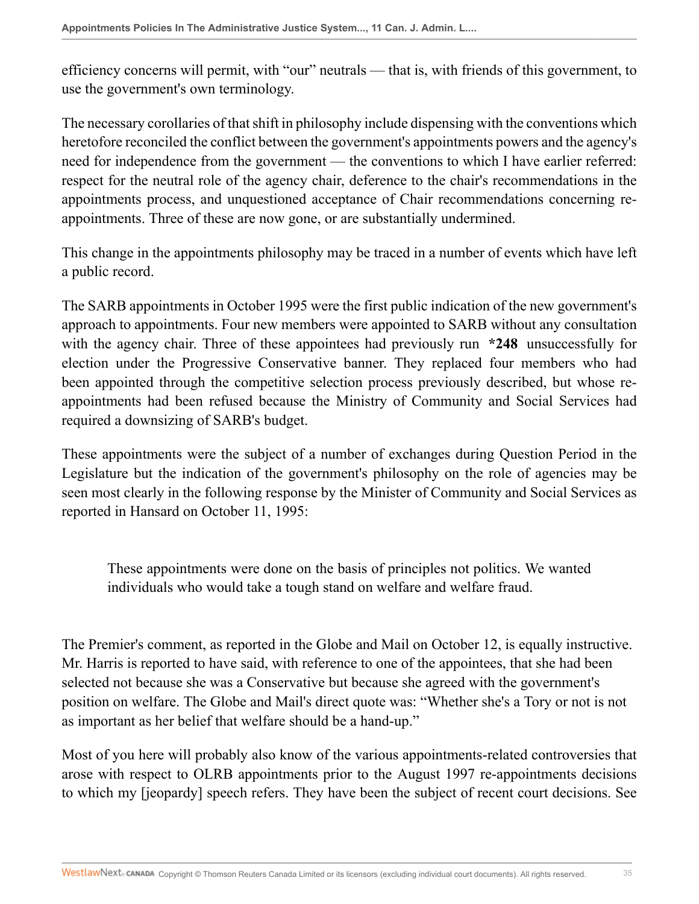efficiency concerns will permit, with “our” neutrals — that is, with friends of this government, to use the government's own terminology.

The necessary corollaries of that shift in philosophy include dispensing with the conventions which heretofore reconciled the conflict between the government's appointments powers and the agency's need for independence from the government — the conventions to which I have earlier referred: respect for the neutral role of the agency chair, deference to the chair's recommendations in the appointments process, and unquestioned acceptance of Chair recommendations concerning re-appointments. Three of these are now gone, or are substantially undermined.

This change in the appointments philosophy may be traced in a number of events which have left a public record.

The SARB appointments in October 1995 were the first public indication of the new government's approach to appointments. Four new members were appointed to SARB without any consultation with the agency chair. Three of these appointees had previously run **\*248** unsuccessfully for election under the Progressive Conservative banner. They replaced four members who had been appointed through the competitive selection process previously described, but whose re-appointments had been refused because the Ministry of Community and Social Services had required a downsizing of SARB's budget.

These appointments were the subject of a number of exchanges during Question Period in the Legislature but the indication of the government's philosophy on the role of agencies may be seen most clearly in the following response by the Minister of Community and Social Services as reported in Hansard on October 11, 1995:

> These appointments were done on the basis of principles not politics. We wanted individuals who would take a tough stand on welfare and welfare fraud.

The Premier's comment, as reported in the Globe and Mail on October 12, is equally instructive. Mr. Harris is reported to have said, with reference to one of the appointees, that she had been selected not because she was a Conservative but because she agreed with the government's position on welfare. The Globe and Mail's direct quote was: “Whether she's a Tory or not is not as important as her belief that welfare should be a hand-up.”

Most of you here will probably also know of the various appointments-related controversies that arose with respect to OLRB appointments prior to the August 1997 re-appointments decisions to which my [jeopardy] speech refers. They have been the subject of recent court decisions. See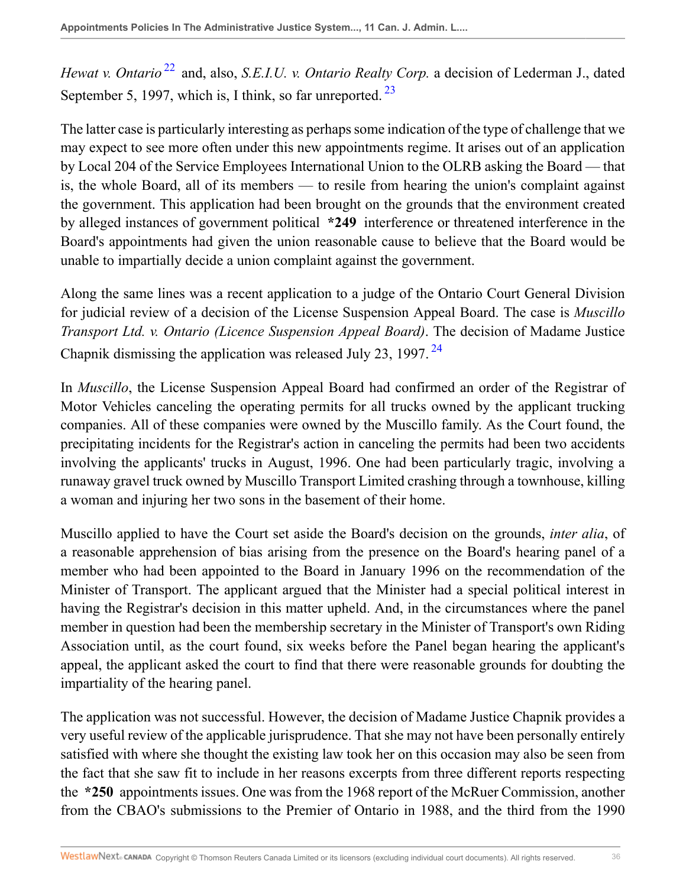*Hewat v. Ontario*[22] and, also, *S.E.I.U. v. Ontario Realty Corp.* a decision of Lederman J., dated September 5, 1997, which is, I think, so far unreported.[23]

The latter case is particularly interesting as perhaps some indication of the type of challenge that we may expect to see more often under this new appointments regime. It arises out of an application by Local 204 of the Service Employees International Union to the OLRB asking the Board — that is, the whole Board, all of its members — to resile from hearing the union's complaint against the government. This application had been brought on the grounds that the environment created by alleged instances of government political **\*249** interference or threatened interference in the Board's appointments had given the union reasonable cause to believe that the Board would be unable to impartially decide a union complaint against the government.

Along the same lines was a recent application to a judge of the Ontario Court General Division for judicial review of a decision of the License Suspension Appeal Board. The case is *Muscillo Transport Ltd. v. Ontario (Licence Suspension Appeal Board)*. The decision of Madame Justice Chapnik dismissing the application was released July 23, 1997.[24]

In *Muscillo*, the License Suspension Appeal Board had confirmed an order of the Registrar of Motor Vehicles canceling the operating permits for all trucks owned by the applicant trucking companies. All of these companies were owned by the Muscillo family. As the Court found, the precipitating incidents for the Registrar's action in canceling the permits had been two accidents involving the applicants' trucks in August, 1996. One had been particularly tragic, involving a runaway gravel truck owned by Muscillo Transport Limited crashing through a townhouse, killing a woman and injuring her two sons in the basement of their home.

Muscillo applied to have the Court set aside the Board's decision on the grounds, *inter alia*, of a reasonable apprehension of bias arising from the presence on the Board's hearing panel of a member who had been appointed to the Board in January 1996 on the recommendation of the Minister of Transport. The applicant argued that the Minister had a special political interest in having the Registrar's decision in this matter upheld. And, in the circumstances where the panel member in question had been the membership secretary in the Minister of Transport's own Riding Association until, as the court found, six weeks before the Panel began hearing the applicant's appeal, the applicant asked the court to find that there were reasonable grounds for doubting the impartiality of the hearing panel.

The application was not successful. However, the decision of Madame Justice Chapnik provides a very useful review of the applicable jurisprudence. That she may not have been personally entirely satisfied with where she thought the existing law took her on this occasion may also be seen from the fact that she saw fit to include in her reasons excerpts from three different reports respecting the **\*250** appointments issues. One was from the 1968 report of the McRuer Commission, another from the CBAO's submissions to the Premier of Ontario in 1988, and the third from the 1990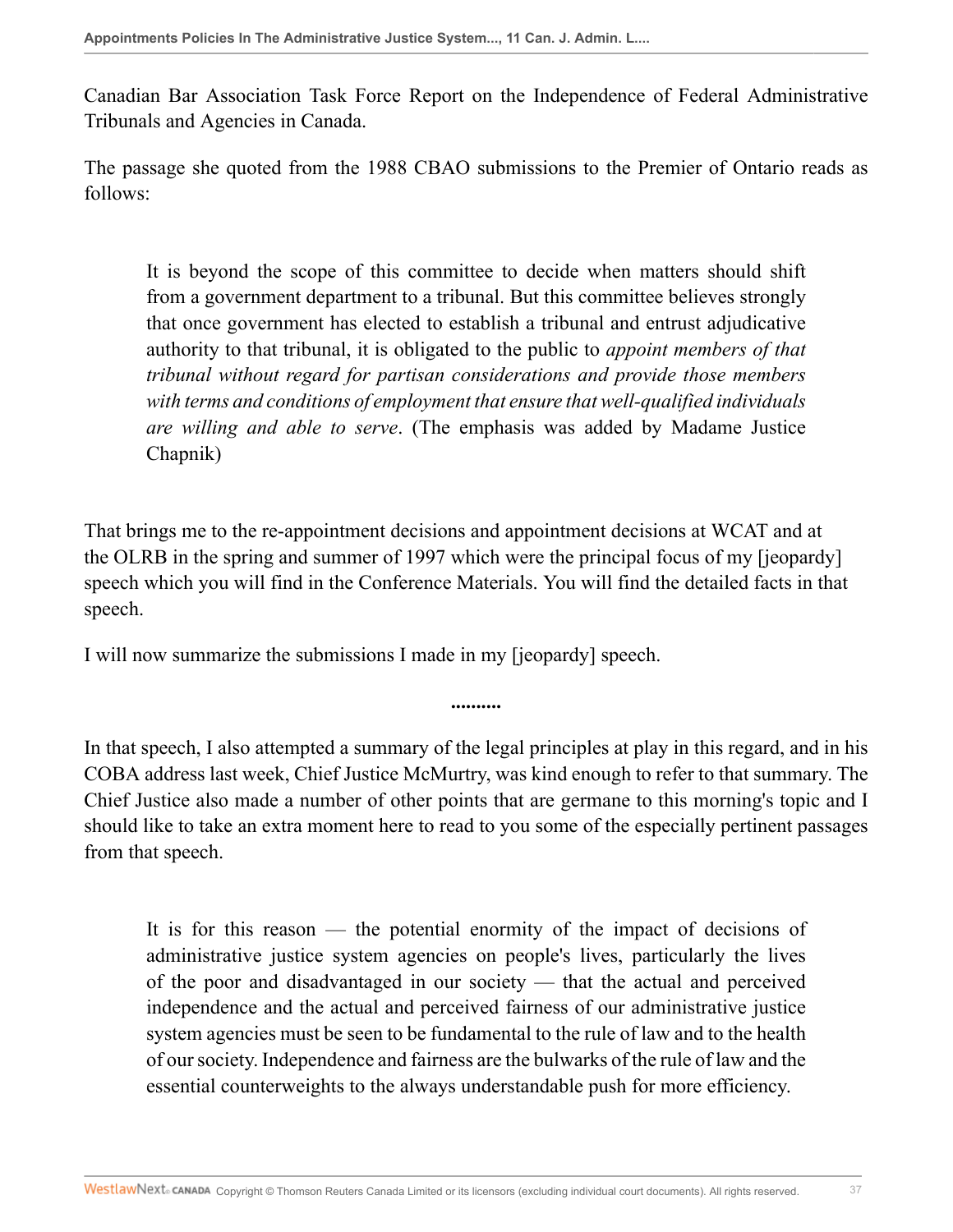Canadian Bar Association Task Force Report on the Independence of Federal Administrative Tribunals and Agencies in Canada.

The passage she quoted from the 1988 CBAO submissions to the Premier of Ontario reads as follows:

> It is beyond the scope of this committee to decide when matters should shift from a government department to a tribunal. But this committee believes strongly that once government has elected to establish a tribunal and entrust adjudicative authority to that tribunal, it is obligated to the public to *appoint members of that tribunal without regard for partisan considerations and provide those members with terms and conditions of employment that ensure that well-qualified individuals are willing and able to serve*. (The emphasis was added by Madame Justice Chapnik)

That brings me to the re-appointment decisions and appointment decisions at WCAT and at the OLRB in the spring and summer of 1997 which were the principal focus of my [jeopardy] speech which you will find in the Conference Materials. You will find the detailed facts in that speech.

I will now summarize the submissions I made in my [jeopardy] speech.

..........

In that speech, I also attempted a summary of the legal principles at play in this regard, and in his COBA address last week, Chief Justice McMurtry, was kind enough to refer to that summary. The Chief Justice also made a number of other points that are germane to this morning's topic and I should like to take an extra moment here to read to you some of the especially pertinent passages from that speech.

> It is for this reason — the potential enormity of the impact of decisions of administrative justice system agencies on people's lives, particularly the lives of the poor and disadvantaged in our society — that the actual and perceived independence and the actual and perceived fairness of our administrative justice system agencies must be seen to be fundamental to the rule of law and to the health of our society. Independence and fairness are the bulwarks of the rule of law and the essential counterweights to the always understandable push for more efficiency.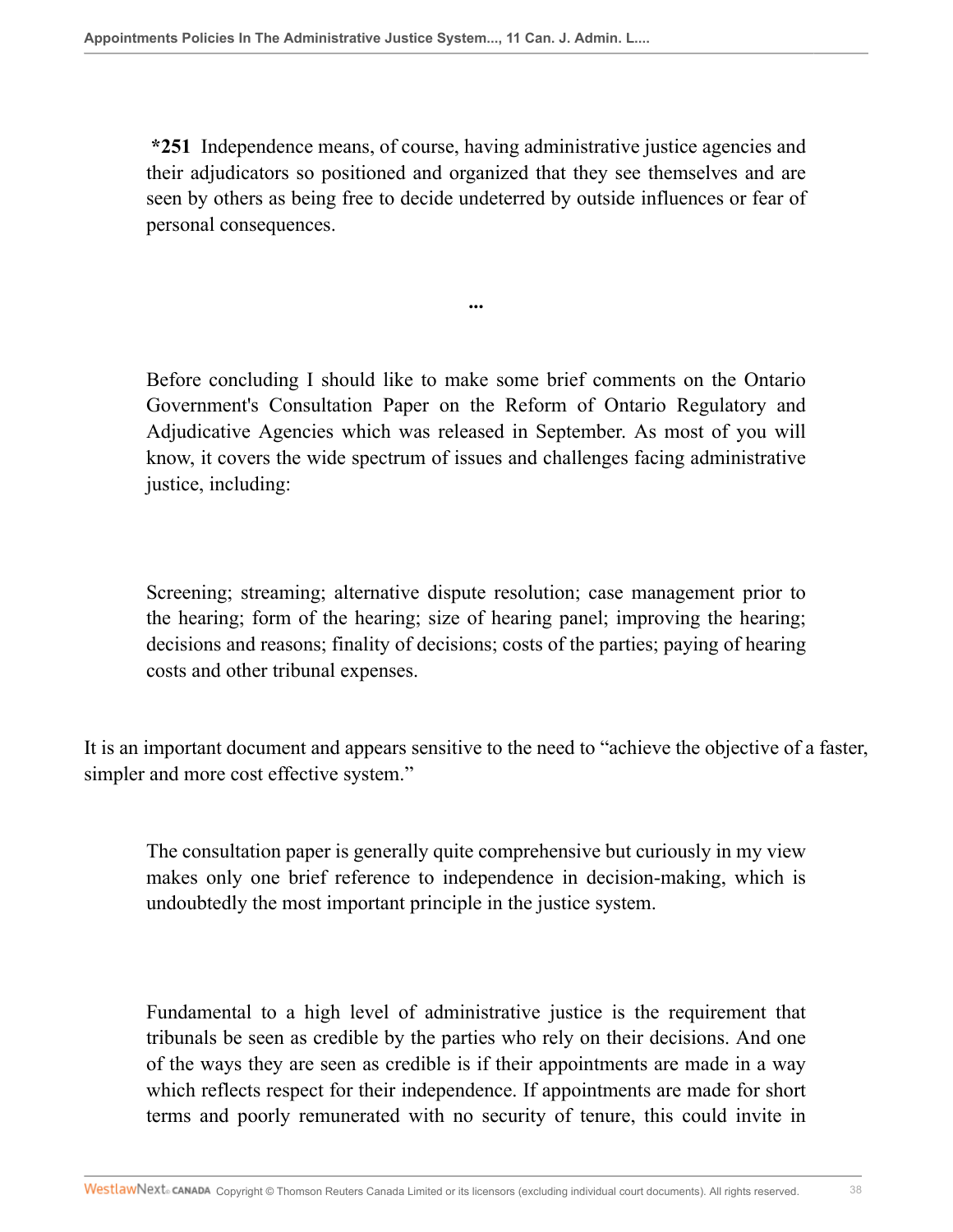**\*251** Independence means, of course, having administrative justice agencies and their adjudicators so positioned and organized that they see themselves and are seen by others as being free to decide undeterred by outside influences or fear of personal consequences.

...

Before concluding I should like to make some brief comments on the Ontario Government's Consultation Paper on the Reform of Ontario Regulatory and Adjudicative Agencies which was released in September. As most of you will know, it covers the wide spectrum of issues and challenges facing administrative justice, including:

Screening; streaming; alternative dispute resolution; case management prior to the hearing; form of the hearing; size of hearing panel; improving the hearing; decisions and reasons; finality of decisions; costs of the parties; paying of hearing costs and other tribunal expenses.

It is an important document and appears sensitive to the need to "achieve the objective of a faster, simpler and more cost effective system."

The consultation paper is generally quite comprehensive but curiously in my view makes only one brief reference to independence in decision-making, which is undoubtedly the most important principle in the justice system.

Fundamental to a high level of administrative justice is the requirement that tribunals be seen as credible by the parties who rely on their decisions. And one of the ways they are seen as credible is if their appointments are made in a way which reflects respect for their independence. If appointments are made for short terms and poorly remunerated with no security of tenure, this could invite in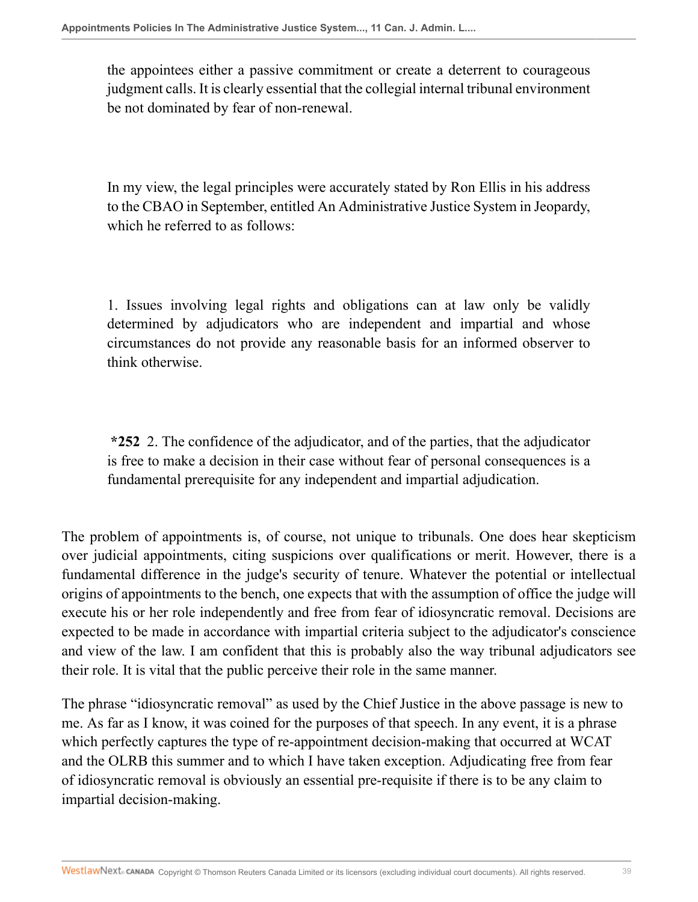> the appointees either a passive commitment or create a deterrent to courageous judgment calls. It is clearly essential that the collegial internal tribunal environment be not dominated by fear of non-renewal.
>
> In my view, the legal principles were accurately stated by Ron Ellis in his address to the CBAO in September, entitled An Administrative Justice System in Jeopardy, which he referred to as follows:
>
> 1. Issues involving legal rights and obligations can at law only be validly determined by adjudicators who are independent and impartial and whose circumstances do not provide any reasonable basis for an informed observer to think otherwise.
>
> **\*252** 2. The confidence of the adjudicator, and of the parties, that the adjudicator is free to make a decision in their case without fear of personal consequences is a fundamental prerequisite for any independent and impartial adjudication.

The problem of appointments is, of course, not unique to tribunals. One does hear skepticism over judicial appointments, citing suspicions over qualifications or merit. However, there is a fundamental difference in the judge's security of tenure. Whatever the potential or intellectual origins of appointments to the bench, one expects that with the assumption of office the judge will execute his or her role independently and free from fear of idiosyncratic removal. Decisions are expected to be made in accordance with impartial criteria subject to the adjudicator's conscience and view of the law. I am confident that this is probably also the way tribunal adjudicators see their role. It is vital that the public perceive their role in the same manner.

The phrase "idiosyncratic removal" as used by the Chief Justice in the above passage is new to me. As far as I know, it was coined for the purposes of that speech. In any event, it is a phrase which perfectly captures the type of re-appointment decision-making that occurred at WCAT and the OLRB this summer and to which I have taken exception. Adjudicating free from fear of idiosyncratic removal is obviously an essential pre-requisite if there is to be any claim to impartial decision-making.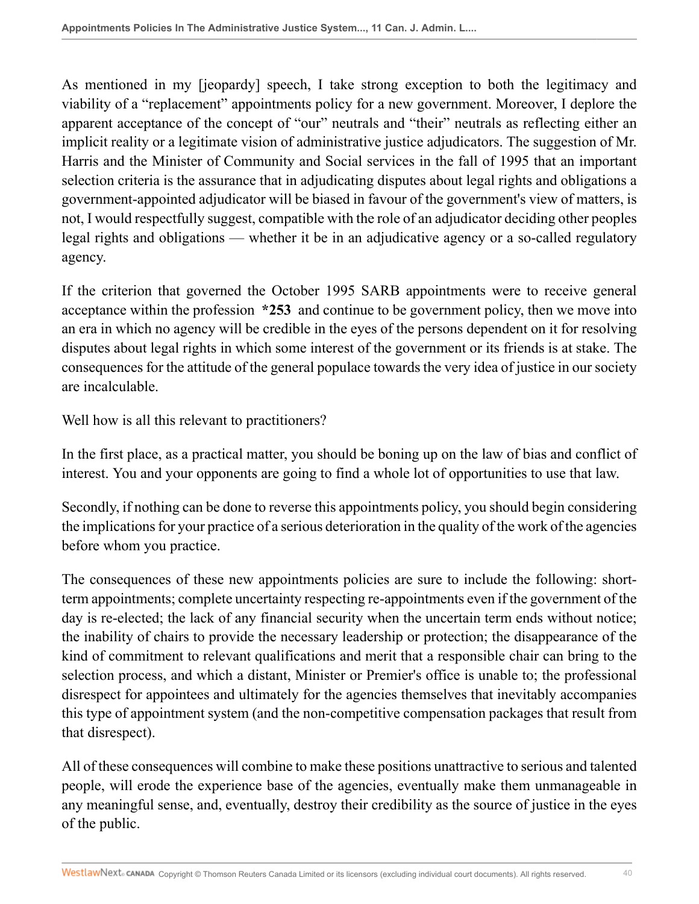As mentioned in my [jeopardy] speech, I take strong exception to both the legitimacy and viability of a "replacement" appointments policy for a new government. Moreover, I deplore the apparent acceptance of the concept of "our" neutrals and "their" neutrals as reflecting either an implicit reality or a legitimate vision of administrative justice adjudicators. The suggestion of Mr. Harris and the Minister of Community and Social services in the fall of 1995 that an important selection criteria is the assurance that in adjudicating disputes about legal rights and obligations a government-appointed adjudicator will be biased in favour of the government's view of matters, is not, I would respectfully suggest, compatible with the role of an adjudicator deciding other peoples legal rights and obligations — whether it be in an adjudicative agency or a so-called regulatory agency.

If the criterion that governed the October 1995 SARB appointments were to receive general acceptance within the profession **\*253** and continue to be government policy, then we move into an era in which no agency will be credible in the eyes of the persons dependent on it for resolving disputes about legal rights in which some interest of the government or its friends is at stake. The consequences for the attitude of the general populace towards the very idea of justice in our society are incalculable.

Well how is all this relevant to practitioners?

In the first place, as a practical matter, you should be boning up on the law of bias and conflict of interest. You and your opponents are going to find a whole lot of opportunities to use that law.

Secondly, if nothing can be done to reverse this appointments policy, you should begin considering the implications for your practice of a serious deterioration in the quality of the work of the agencies before whom you practice.

The consequences of these new appointments policies are sure to include the following: short-term appointments; complete uncertainty respecting re-appointments even if the government of the day is re-elected; the lack of any financial security when the uncertain term ends without notice; the inability of chairs to provide the necessary leadership or protection; the disappearance of the kind of commitment to relevant qualifications and merit that a responsible chair can bring to the selection process, and which a distant, Minister or Premier's office is unable to; the professional disrespect for appointees and ultimately for the agencies themselves that inevitably accompanies this type of appointment system (and the non-competitive compensation packages that result from that disrespect).

All of these consequences will combine to make these positions unattractive to serious and talented people, will erode the experience base of the agencies, eventually make them unmanageable in any meaningful sense, and, eventually, destroy their credibility as the source of justice in the eyes of the public.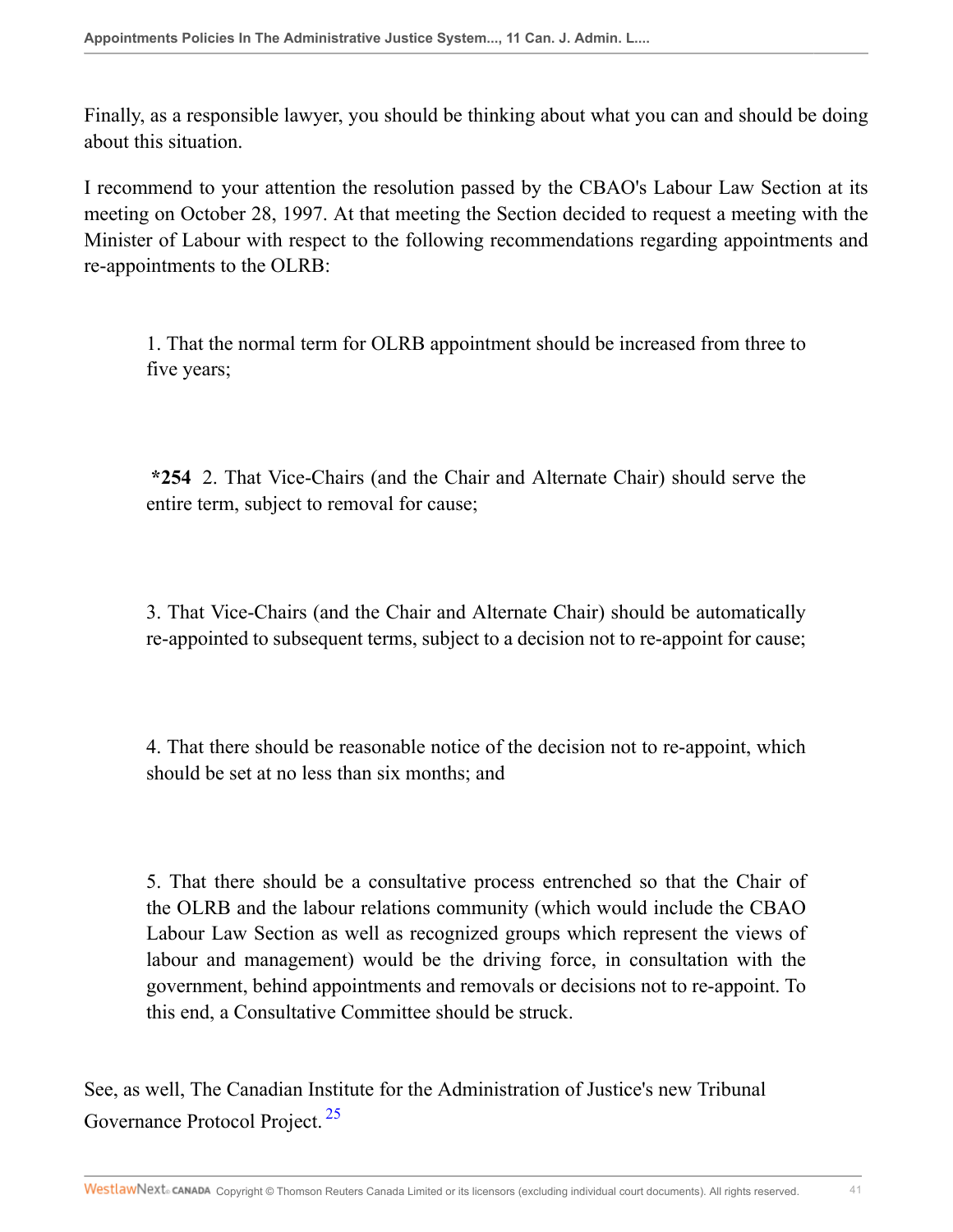Finally, as a responsible lawyer, you should be thinking about what you can and should be doing about this situation.

I recommend to your attention the resolution passed by the CBAO's Labour Law Section at its meeting on October 28, 1997. At that meeting the Section decided to request a meeting with the Minister of Labour with respect to the following recommendations regarding appointments and re-appointments to the OLRB:

> 1. That the normal term for OLRB appointment should be increased from three to five years;
>
> **\*254** 2. That Vice-Chairs (and the Chair and Alternate Chair) should serve the entire term, subject to removal for cause;
>
> 3. That Vice-Chairs (and the Chair and Alternate Chair) should be automatically re-appointed to subsequent terms, subject to a decision not to re-appoint for cause;
>
> 4. That there should be reasonable notice of the decision not to re-appoint, which should be set at no less than six months; and
>
> 5. That there should be a consultative process entrenched so that the Chair of the OLRB and the labour relations community (which would include the CBAO Labour Law Section as well as recognized groups which represent the views of labour and management) would be the driving force, in consultation with the government, behind appointments and removals or decisions not to re-appoint. To this end, a Consultative Committee should be struck.

See, as well, The Canadian Institute for the Administration of Justice's new Tribunal Governance Protocol Project.[25]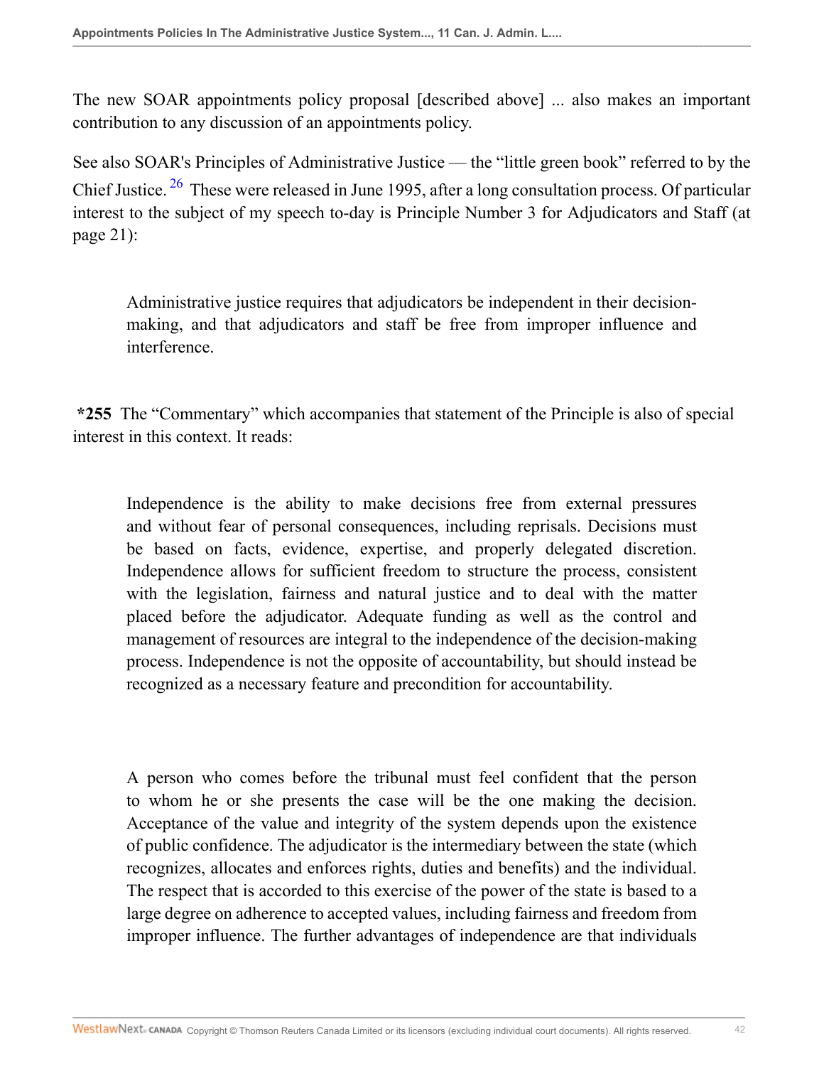The new SOAR appointments policy proposal [described above] ... also makes an important contribution to any discussion of an appointments policy.

See also SOAR's Principles of Administrative Justice — the "little green book" referred to by the Chief Justice.[26] These were released in June 1995, after a long consultation process. Of particular interest to the subject of my speech to-day is Principle Number 3 for Adjudicators and Staff (at page 21):

> Administrative justice requires that adjudicators be independent in their decision-making, and that adjudicators and staff be free from improper influence and interference.

**\*255** The "Commentary" which accompanies that statement of the Principle is also of special interest in this context. It reads:

> Independence is the ability to make decisions free from external pressures and without fear of personal consequences, including reprisals. Decisions must be based on facts, evidence, expertise, and properly delegated discretion. Independence allows for sufficient freedom to structure the process, consistent with the legislation, fairness and natural justice and to deal with the matter placed before the adjudicator. Adequate funding as well as the control and management of resources are integral to the independence of the decision-making process. Independence is not the opposite of accountability, but should instead be recognized as a necessary feature and precondition for accountability.
>
> A person who comes before the tribunal must feel confident that the person to whom he or she presents the case will be the one making the decision. Acceptance of the value and integrity of the system depends upon the existence of public confidence. The adjudicator is the intermediary between the state (which recognizes, allocates and enforces rights, duties and benefits) and the individual. The respect that is accorded to this exercise of the power of the state is based to a large degree on adherence to accepted values, including fairness and freedom from improper influence. The further advantages of independence are that individuals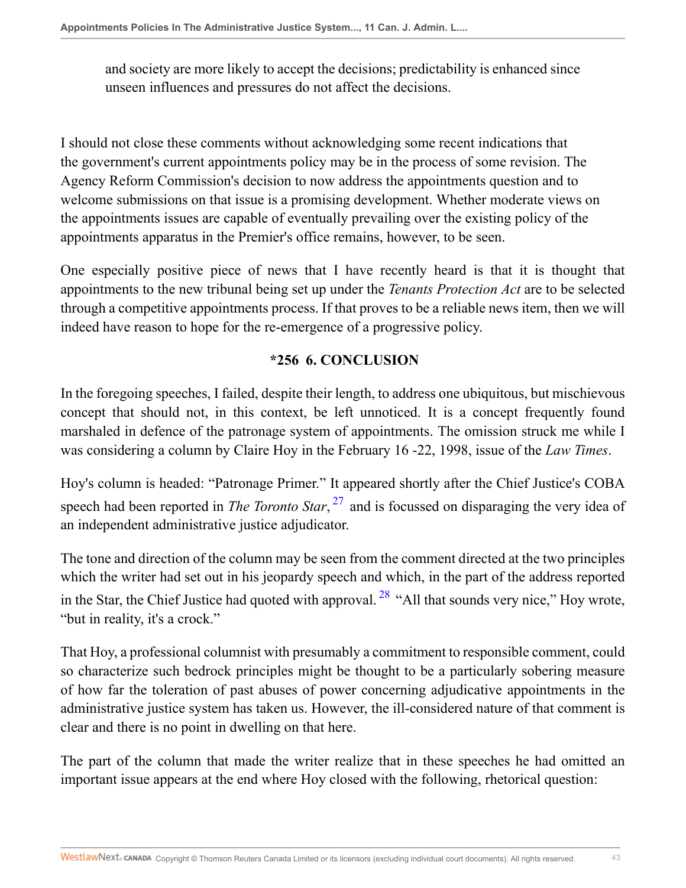and society are more likely to accept the decisions; predictability is enhanced since unseen influences and pressures do not affect the decisions.

I should not close these comments without acknowledging some recent indications that the government's current appointments policy may be in the process of some revision. The Agency Reform Commission's decision to now address the appointments question and to welcome submissions on that issue is a promising development. Whether moderate views on the appointments issues are capable of eventually prevailing over the existing policy of the appointments apparatus in the Premier's office remains, however, to be seen.

One especially positive piece of news that I have recently heard is that it is thought that appointments to the new tribunal being set up under the *Tenants Protection Act* are to be selected through a competitive appointments process. If that proves to be a reliable news item, then we will indeed have reason to hope for the re-emergence of a progressive policy.

## *256 6. CONCLUSION

In the foregoing speeches, I failed, despite their length, to address one ubiquitous, but mischievous concept that should not, in this context, be left unnoticed. It is a concept frequently found marshaled in defence of the patronage system of appointments. The omission struck me while I was considering a column by Claire Hoy in the February 16 -22, 1998, issue of the *Law Times*.

Hoy's column is headed: "Patronage Primer." It appeared shortly after the Chief Justice's COBA speech had been reported in *The Toronto Star*,[27] and is focussed on disparaging the very idea of an independent administrative justice adjudicator.

The tone and direction of the column may be seen from the comment directed at the two principles which the writer had set out in his jeopardy speech and which, in the part of the address reported in the Star, the Chief Justice had quoted with approval.[28] "All that sounds very nice," Hoy wrote, "but in reality, it's a crock."

That Hoy, a professional columnist with presumably a commitment to responsible comment, could so characterize such bedrock principles might be thought to be a particularly sobering measure of how far the toleration of past abuses of power concerning adjudicative appointments in the administrative justice system has taken us. However, the ill-considered nature of that comment is clear and there is no point in dwelling on that here.

The part of the column that made the writer realize that in these speeches he had omitted an important issue appears at the end where Hoy closed with the following, rhetorical question: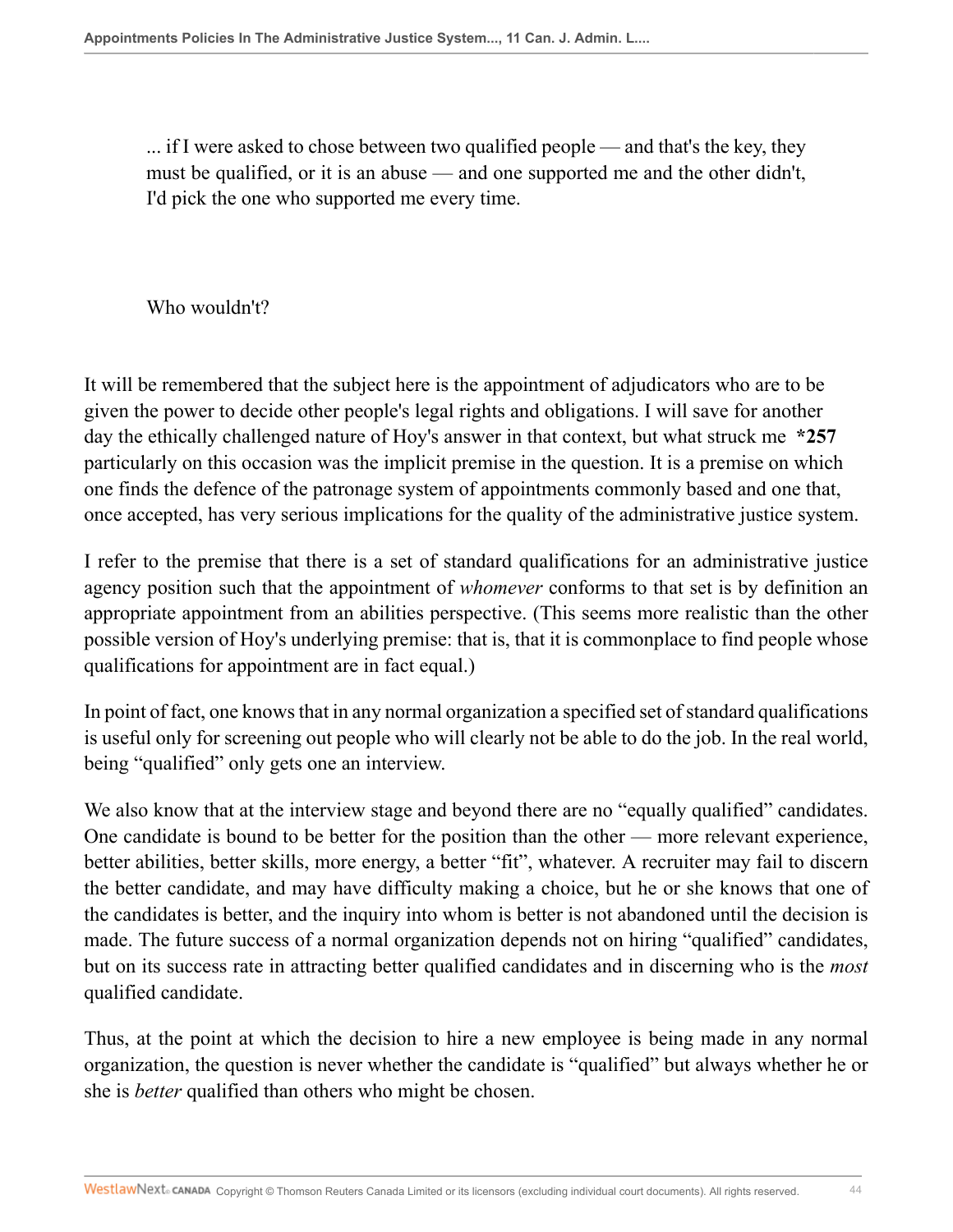> ... if I were asked to chose between two qualified people — and that's the key, they must be qualified, or it is an abuse — and one supported me and the other didn't, I'd pick the one who supported me every time.
>
> Who wouldn't?

It will be remembered that the subject here is the appointment of adjudicators who are to be given the power to decide other people's legal rights and obligations. I will save for another day the ethically challenged nature of Hoy's answer in that context, but what struck me **\*257** particularly on this occasion was the implicit premise in the question. It is a premise on which one finds the defence of the patronage system of appointments commonly based and one that, once accepted, has very serious implications for the quality of the administrative justice system.

I refer to the premise that there is a set of standard qualifications for an administrative justice agency position such that the appointment of *whomever* conforms to that set is by definition an appropriate appointment from an abilities perspective. (This seems more realistic than the other possible version of Hoy's underlying premise: that is, that it is commonplace to find people whose qualifications for appointment are in fact equal.)

In point of fact, one knows that in any normal organization a specified set of standard qualifications is useful only for screening out people who will clearly not be able to do the job. In the real world, being "qualified" only gets one an interview.

We also know that at the interview stage and beyond there are no "equally qualified" candidates. One candidate is bound to be better for the position than the other — more relevant experience, better abilities, better skills, more energy, a better "fit", whatever. A recruiter may fail to discern the better candidate, and may have difficulty making a choice, but he or she knows that one of the candidates is better, and the inquiry into whom is better is not abandoned until the decision is made. The future success of a normal organization depends not on hiring "qualified" candidates, but on its success rate in attracting better qualified candidates and in discerning who is the *most* qualified candidate.

Thus, at the point at which the decision to hire a new employee is being made in any normal organization, the question is never whether the candidate is "qualified" but always whether he or she is *better* qualified than others who might be chosen.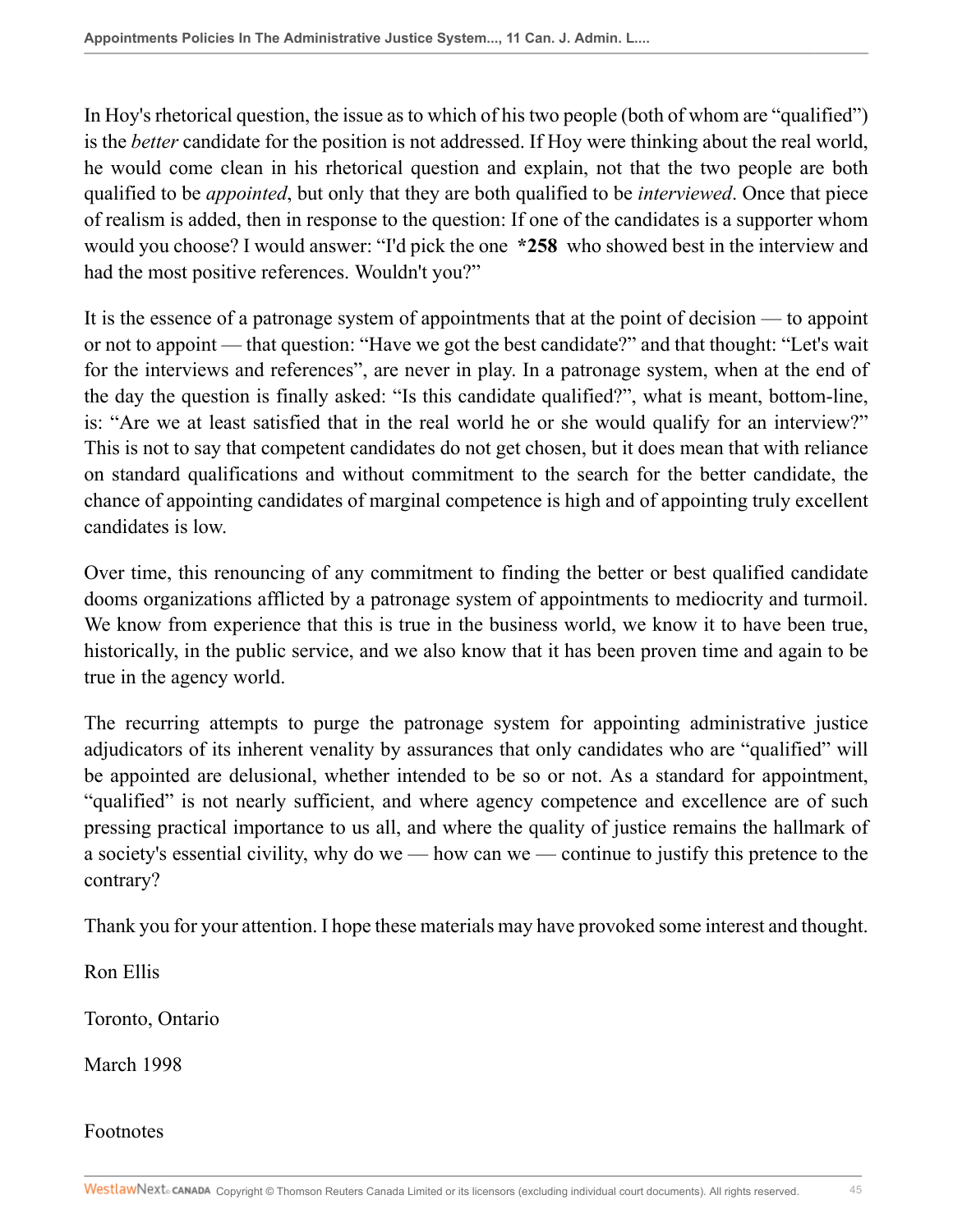In Hoy's rhetorical question, the issue as to which of his two people (both of whom are "qualified") is the *better* candidate for the position is not addressed. If Hoy were thinking about the real world, he would come clean in his rhetorical question and explain, not that the two people are both qualified to be *appointed*, but only that they are both qualified to be *interviewed*. Once that piece of realism is added, then in response to the question: If one of the candidates is a supporter whom would you choose? I would answer: "I'd pick the one **\*258** who showed best in the interview and had the most positive references. Wouldn't you?"

It is the essence of a patronage system of appointments that at the point of decision — to appoint or not to appoint — that question: "Have we got the best candidate?" and that thought: "Let's wait for the interviews and references", are never in play. In a patronage system, when at the end of the day the question is finally asked: "Is this candidate qualified?", what is meant, bottom-line, is: "Are we at least satisfied that in the real world he or she would qualify for an interview?" This is not to say that competent candidates do not get chosen, but it does mean that with reliance on standard qualifications and without commitment to the search for the better candidate, the chance of appointing candidates of marginal competence is high and of appointing truly excellent candidates is low.

Over time, this renouncing of any commitment to finding the better or best qualified candidate dooms organizations afflicted by a patronage system of appointments to mediocrity and turmoil. We know from experience that this is true in the business world, we know it to have been true, historically, in the public service, and we also know that it has been proven time and again to be true in the agency world.

The recurring attempts to purge the patronage system for appointing administrative justice adjudicators of its inherent venality by assurances that only candidates who are "qualified" will be appointed are delusional, whether intended to be so or not. As a standard for appointment, "qualified" is not nearly sufficient, and where agency competence and excellence are of such pressing practical importance to us all, and where the quality of justice remains the hallmark of a society's essential civility, why do we — how can we — continue to justify this pretence to the contrary?

Thank you for your attention. I hope these materials may have provoked some interest and thought.

Ron Ellis

Toronto, Ontario

March 1998

Footnotes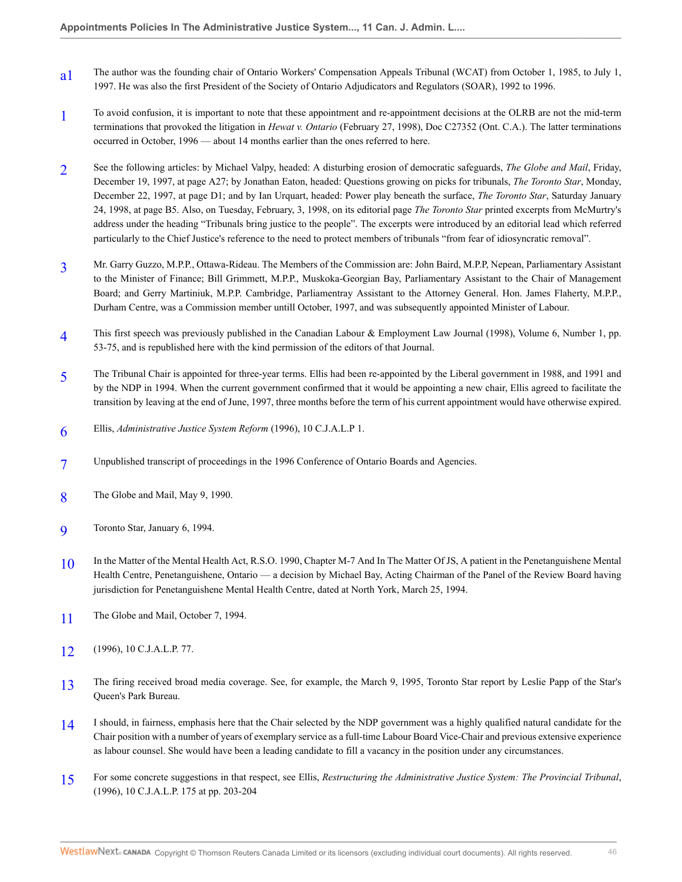a1 The author was the founding chair of Ontario Workers' Compensation Appeals Tribunal (WCAT) from October 1, 1985, to July 1, 1997. He was also the first President of the Society of Ontario Adjudicators and Regulators (SOAR), 1992 to 1996.

1 To avoid confusion, it is important to note that these appointment and re-appointment decisions at the OLRB are not the mid-term terminations that provoked the litigation in *Hewat v. Ontario* (February 27, 1998), Doc C27352 (Ont. C.A.). The latter terminations occurred in October, 1996 — about 14 months earlier than the ones referred to here.

2 See the following articles: by Michael Valpy, headed: A disturbing erosion of democratic safeguards, *The Globe and Mail*, Friday, December 19, 1997, at page A27; by Jonathan Eaton, headed: Questions growing on picks for tribunals, *The Toronto Star*, Monday, December 22, 1997, at page D1; and by Ian Urquart, headed: Power play beneath the surface, *The Toronto Star*, Saturday January 24, 1998, at page B5. Also, on Tuesday, February, 3, 1998, on its editorial page *The Toronto Star* printed excerpts from McMurtry's address under the heading "Tribunals bring justice to the people". The excerpts were introduced by an editorial lead which referred particularly to the Chief Justice's reference to the need to protect members of tribunals "from fear of idiosyncratic removal".

3 Mr. Garry Guzzo, M.P.P., Ottawa-Rideau. The Members of the Commission are: John Baird, M.P.P, Nepean, Parliamentary Assistant to the Minister of Finance; Bill Grimmett, M.P.P., Muskoka-Georgian Bay, Parliamentary Assistant to the Chair of Management Board; and Gerry Martiniuk, M.P.P. Cambridge, Parliamentray Assistant to the Attorney General. Hon. James Flaherty, M.P.P., Durham Centre, was a Commission member untill October, 1997, and was subsequently appointed Minister of Labour.

4 This first speech was previously published in the Canadian Labour & Employment Law Journal (1998), Volume 6, Number 1, pp. 53-75, and is republished here with the kind permission of the editors of that Journal.

5 The Tribunal Chair is appointed for three-year terms. Ellis had been re-appointed by the Liberal government in 1988, and 1991 and by the NDP in 1994. When the current government confirmed that it would be appointing a new chair, Ellis agreed to facilitate the transition by leaving at the end of June, 1997, three months before the term of his current appointment would have otherwise expired.

6 Ellis, *Administrative Justice System Reform* (1996), 10 C.J.A.L.P 1.

7 Unpublished transcript of proceedings in the 1996 Conference of Ontario Boards and Agencies.

8 The Globe and Mail, May 9, 1990.

9 Toronto Star, January 6, 1994.

10 In the Matter of the Mental Health Act, R.S.O. 1990, Chapter M-7 And In The Matter Of JS, A patient in the Penetanguishene Mental Health Centre, Penetanguishene, Ontario — a decision by Michael Bay, Acting Chairman of the Panel of the Review Board having jurisdiction for Penetanguishene Mental Health Centre, dated at North York, March 25, 1994.

11 The Globe and Mail, October 7, 1994.

12 (1996), 10 C.J.A.L.P. 77.

13 The firing received broad media coverage. See, for example, the March 9, 1995, Toronto Star report by Leslie Papp of the Star's Queen's Park Bureau.

14 I should, in fairness, emphasis here that the Chair selected by the NDP government was a highly qualified natural candidate for the Chair position with a number of years of exemplary service as a full-time Labour Board Vice-Chair and previous extensive experience as labour counsel. She would have been a leading candidate to fill a vacancy in the position under any circumstances.

15 For some concrete suggestions in that respect, see Ellis, *Restructuring the Administrative Justice System: The Provincial Tribunal*, (1996), 10 C.J.A.L.P. 175 at pp. 203-204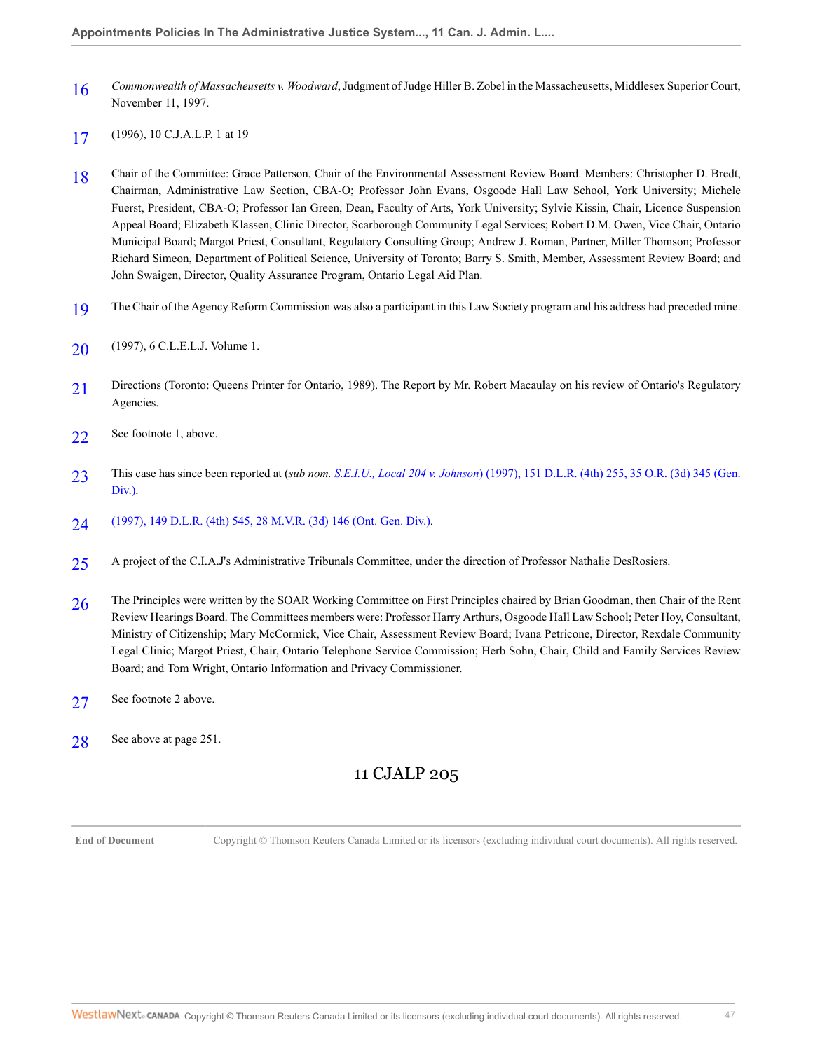16 *Commonwealth of Massacheusetts v. Woodward*, Judgment of Judge Hiller B. Zobel in the Massacheusetts, Middlesex Superior Court, November 11, 1997.

17 (1996), 10 C.J.A.L.P. 1 at 19

18 Chair of the Committee: Grace Patterson, Chair of the Environmental Assessment Review Board. Members: Christopher D. Bredt, Chairman, Administrative Law Section, CBA-O; Professor John Evans, Osgoode Hall Law School, York University; Michele Fuerst, President, CBA-O; Professor Ian Green, Dean, Faculty of Arts, York University; Sylvie Kissin, Chair, Licence Suspension Appeal Board; Elizabeth Klassen, Clinic Director, Scarborough Community Legal Services; Robert D.M. Owen, Vice Chair, Ontario Municipal Board; Margot Priest, Consultant, Regulatory Consulting Group; Andrew J. Roman, Partner, Miller Thomson; Professor Richard Simeon, Department of Political Science, University of Toronto; Barry S. Smith, Member, Assessment Review Board; and John Swaigen, Director, Quality Assurance Program, Ontario Legal Aid Plan.

19 The Chair of the Agency Reform Commission was also a participant in this Law Society program and his address had preceded mine.

20 (1997), 6 C.L.E.L.J. Volume 1.

21 Directions (Toronto: Queens Printer for Ontario, 1989). The Report by Mr. Robert Macaulay on his review of Ontario's Regulatory Agencies.

22 See footnote 1, above.

23 This case has since been reported at (*sub nom. S.E.I.U., Local 204 v. Johnson*) (1997), 151 D.L.R. (4th) 255, 35 O.R. (3d) 345 (Gen. Div.).

24 (1997), 149 D.L.R. (4th) 545, 28 M.V.R. (3d) 146 (Ont. Gen. Div.).

25 A project of the C.I.A.J's Administrative Tribunals Committee, under the direction of Professor Nathalie DesRosiers.

26 The Principles were written by the SOAR Working Committee on First Principles chaired by Brian Goodman, then Chair of the Rent Review Hearings Board. The Committees members were: Professor Harry Arthurs, Osgoode Hall Law School; Peter Hoy, Consultant, Ministry of Citizenship; Mary McCormick, Vice Chair, Assessment Review Board; Ivana Petricone, Director, Rexdale Community Legal Clinic; Margot Priest, Chair, Ontario Telephone Service Commission; Herb Sohn, Chair, Child and Family Services Review Board; and Tom Wright, Ontario Information and Privacy Commissioner.

27 See footnote 2 above.

28 See above at page 251.

11 CJALP 205